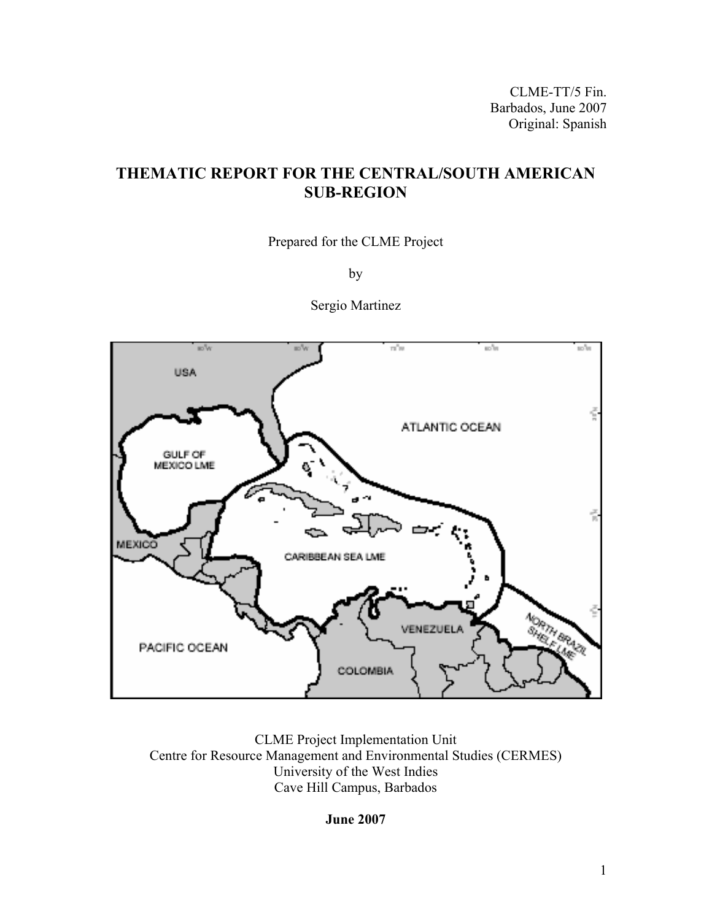CLME-TT/5 Fin.
Barbados, June 2007
Original: Spanish

# THEMATIC REPORT FOR THE CENTRAL/SOUTH AMERICAN SUB-REGION

Prepared for the CLME Project

by

Sergio Martinez

CLME Project Implementation Unit
Centre for Resource Management and Environmental Studies (CERMES)
University of the West Indies
Cave Hill Campus, Barbados

**June 2007**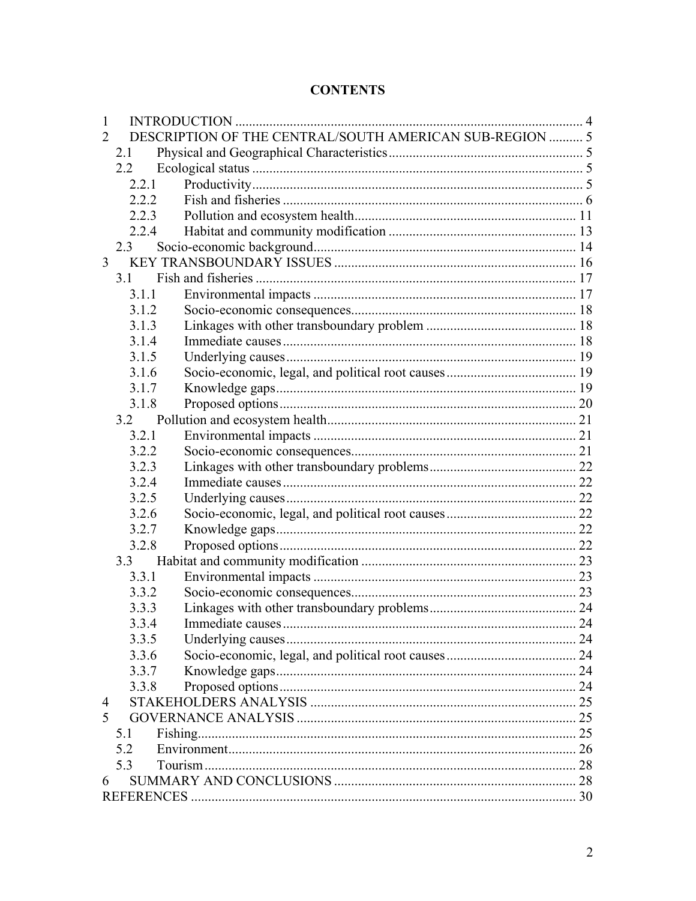# CONTENTS

1 INTRODUCTION ..... 4
2 DESCRIPTION OF THE CENTRAL/SOUTH AMERICAN SUB-REGION ..... 5
  2.1 Physical and Geographical Characteristics ..... 5
  2.2 Ecological status ..... 5
    2.2.1 Productivity ..... 5
    2.2.2 Fish and fisheries ..... 6
    2.2.3 Pollution and ecosystem health ..... 11
    2.2.4 Habitat and community modification ..... 13
  2.3 Socio-economic background ..... 14
3 KEY TRANSBOUNDARY ISSUES ..... 16
  3.1 Fish and fisheries ..... 17
    3.1.1 Environmental impacts ..... 17
    3.1.2 Socio-economic consequences ..... 18
    3.1.3 Linkages with other transboundary problem ..... 18
    3.1.4 Immediate causes ..... 18
    3.1.5 Underlying causes ..... 19
    3.1.6 Socio-economic, legal, and political root causes ..... 19
    3.1.7 Knowledge gaps ..... 19
    3.1.8 Proposed options ..... 20
  3.2 Pollution and ecosystem health ..... 21
    3.2.1 Environmental impacts ..... 21
    3.2.2 Socio-economic consequences ..... 21
    3.2.3 Linkages with other transboundary problems ..... 22
    3.2.4 Immediate causes ..... 22
    3.2.5 Underlying causes ..... 22
    3.2.6 Socio-economic, legal, and political root causes ..... 22
    3.2.7 Knowledge gaps ..... 22
    3.2.8 Proposed options ..... 22
  3.3 Habitat and community modification ..... 23
    3.3.1 Environmental impacts ..... 23
    3.3.2 Socio-economic consequences ..... 23
    3.3.3 Linkages with other transboundary problems ..... 24
    3.3.4 Immediate causes ..... 24
    3.3.5 Underlying causes ..... 24
    3.3.6 Socio-economic, legal, and political root causes ..... 24
    3.3.7 Knowledge gaps ..... 24
    3.3.8 Proposed options ..... 24
4 STAKEHOLDERS ANALYSIS ..... 25
5 GOVERNANCE ANALYSIS ..... 25
  5.1 Fishing ..... 25
  5.2 Environment ..... 26
  5.3 Tourism ..... 28
6 SUMMARY AND CONCLUSIONS ..... 28
REFERENCES ..... 30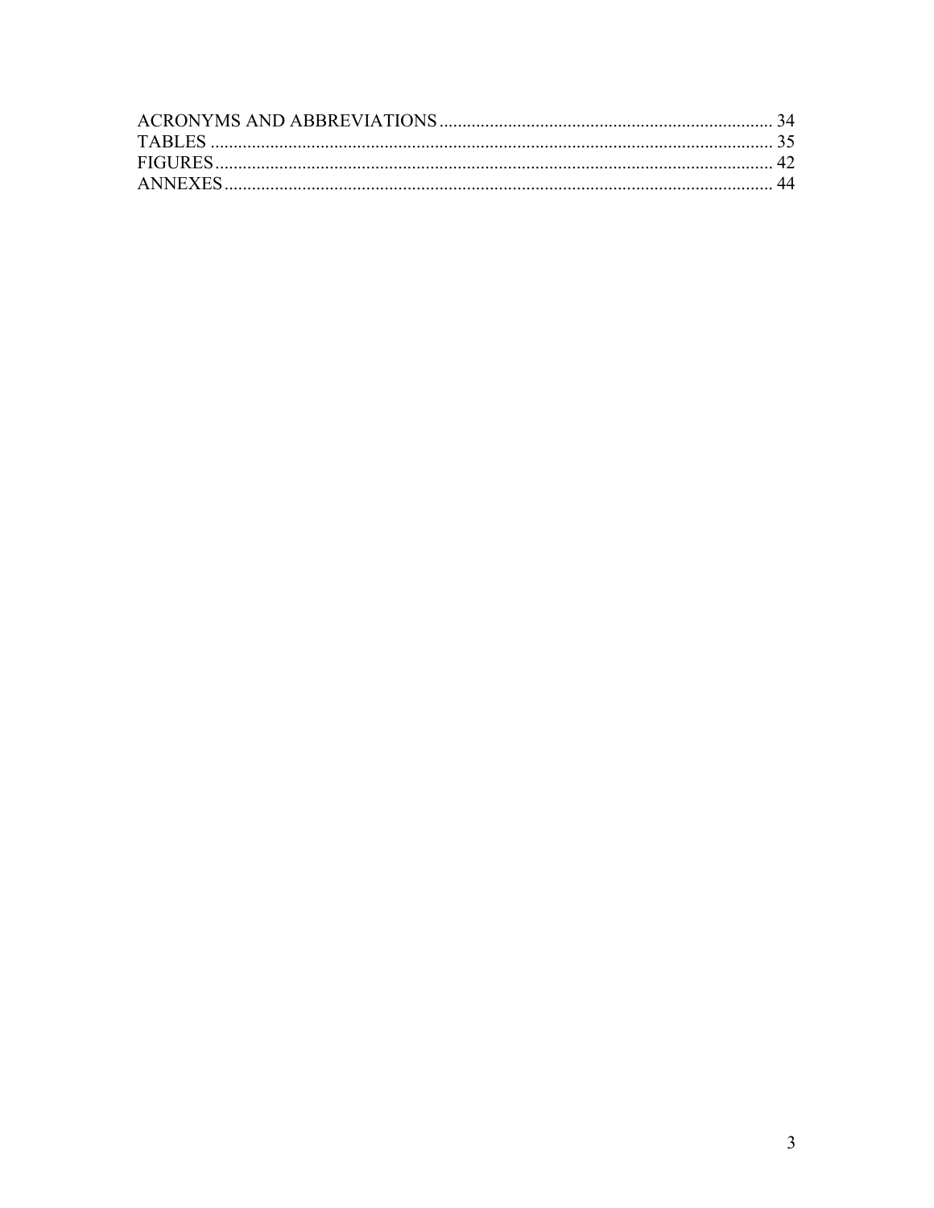ACRONYMS AND ABBREVIATIONS ........................................................................ 34
TABLES ........................................................................................................................ 35
FIGURES ...................................................................................................................... 42
ANNEXES ..................................................................................................................... 44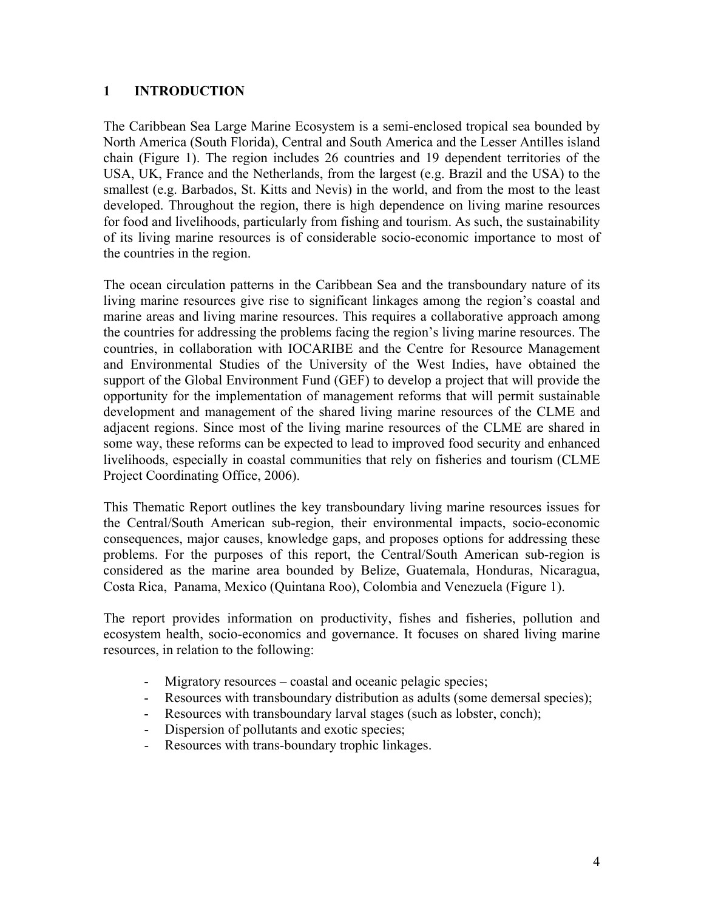# 1 INTRODUCTION

The Caribbean Sea Large Marine Ecosystem is a semi-enclosed tropical sea bounded by North America (South Florida), Central and South America and the Lesser Antilles island chain (Figure 1). The region includes 26 countries and 19 dependent territories of the USA, UK, France and the Netherlands, from the largest (e.g. Brazil and the USA) to the smallest (e.g. Barbados, St. Kitts and Nevis) in the world, and from the most to the least developed. Throughout the region, there is high dependence on living marine resources for food and livelihoods, particularly from fishing and tourism. As such, the sustainability of its living marine resources is of considerable socio-economic importance to most of the countries in the region.

The ocean circulation patterns in the Caribbean Sea and the transboundary nature of its living marine resources give rise to significant linkages among the region's coastal and marine areas and living marine resources. This requires a collaborative approach among the countries for addressing the problems facing the region's living marine resources. The countries, in collaboration with IOCARIBE and the Centre for Resource Management and Environmental Studies of the University of the West Indies, have obtained the support of the Global Environment Fund (GEF) to develop a project that will provide the opportunity for the implementation of management reforms that will permit sustainable development and management of the shared living marine resources of the CLME and adjacent regions. Since most of the living marine resources of the CLME are shared in some way, these reforms can be expected to lead to improved food security and enhanced livelihoods, especially in coastal communities that rely on fisheries and tourism (CLME Project Coordinating Office, 2006).

This Thematic Report outlines the key transboundary living marine resources issues for the Central/South American sub-region, their environmental impacts, socio-economic consequences, major causes, knowledge gaps, and proposes options for addressing these problems. For the purposes of this report, the Central/South American sub-region is considered as the marine area bounded by Belize, Guatemala, Honduras, Nicaragua, Costa Rica, Panama, Mexico (Quintana Roo), Colombia and Venezuela (Figure 1).

The report provides information on productivity, fishes and fisheries, pollution and ecosystem health, socio-economics and governance. It focuses on shared living marine resources, in relation to the following:

- Migratory resources – coastal and oceanic pelagic species;
- Resources with transboundary distribution as adults (some demersal species);
- Resources with transboundary larval stages (such as lobster, conch);
- Dispersion of pollutants and exotic species;
- Resources with trans-boundary trophic linkages.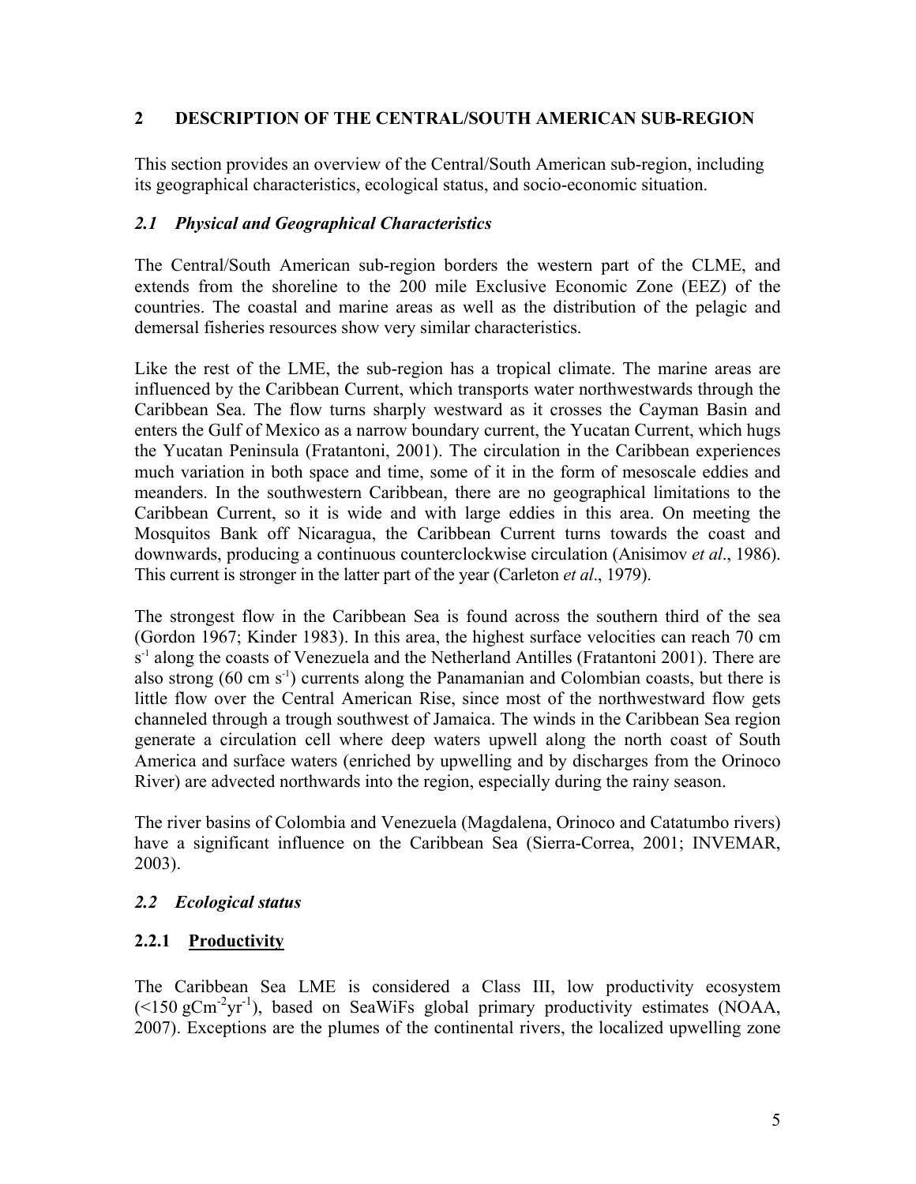## 2 DESCRIPTION OF THE CENTRAL/SOUTH AMERICAN SUB-REGION

This section provides an overview of the Central/South American sub-region, including its geographical characteristics, ecological status, and socio-economic situation.

### *2.1 Physical and Geographical Characteristics*

The Central/South American sub-region borders the western part of the CLME, and extends from the shoreline to the 200 mile Exclusive Economic Zone (EEZ) of the countries. The coastal and marine areas as well as the distribution of the pelagic and demersal fisheries resources show very similar characteristics.

Like the rest of the LME, the sub-region has a tropical climate. The marine areas are influenced by the Caribbean Current, which transports water northwestwards through the Caribbean Sea. The flow turns sharply westward as it crosses the Cayman Basin and enters the Gulf of Mexico as a narrow boundary current, the Yucatan Current, which hugs the Yucatan Peninsula (Fratantoni, 2001). The circulation in the Caribbean experiences much variation in both space and time, some of it in the form of mesoscale eddies and meanders. In the southwestern Caribbean, there are no geographical limitations to the Caribbean Current, so it is wide and with large eddies in this area. On meeting the Mosquitos Bank off Nicaragua, the Caribbean Current turns towards the coast and downwards, producing a continuous counterclockwise circulation (Anisimov *et al*., 1986). This current is stronger in the latter part of the year (Carleton *et al*., 1979).

The strongest flow in the Caribbean Sea is found across the southern third of the sea (Gordon 1967; Kinder 1983). In this area, the highest surface velocities can reach 70 cm $s^{-1}$ along the coasts of Venezuela and the Netherland Antilles (Fratantoni 2001). There are also strong (60 cm $s^{-1}$) currents along the Panamanian and Colombian coasts, but there is little flow over the Central American Rise, since most of the northwestward flow gets channeled through a trough southwest of Jamaica. The winds in the Caribbean Sea region generate a circulation cell where deep waters upwell along the north coast of South America and surface waters (enriched by upwelling and by discharges from the Orinoco River) are advected northwards into the region, especially during the rainy season.

The river basins of Colombia and Venezuela (Magdalena, Orinoco and Catatumbo rivers) have a significant influence on the Caribbean Sea (Sierra-Correa, 2001; INVEMAR, 2003).

### *2.2 Ecological status*

#### 2.2.1 Productivity

The Caribbean Sea LME is considered a Class III, low productivity ecosystem (<150 $gCm^{-2}yr^{-1}$), based on SeaWiFs global primary productivity estimates (NOAA, 2007). Exceptions are the plumes of the continental rivers, the localized upwelling zone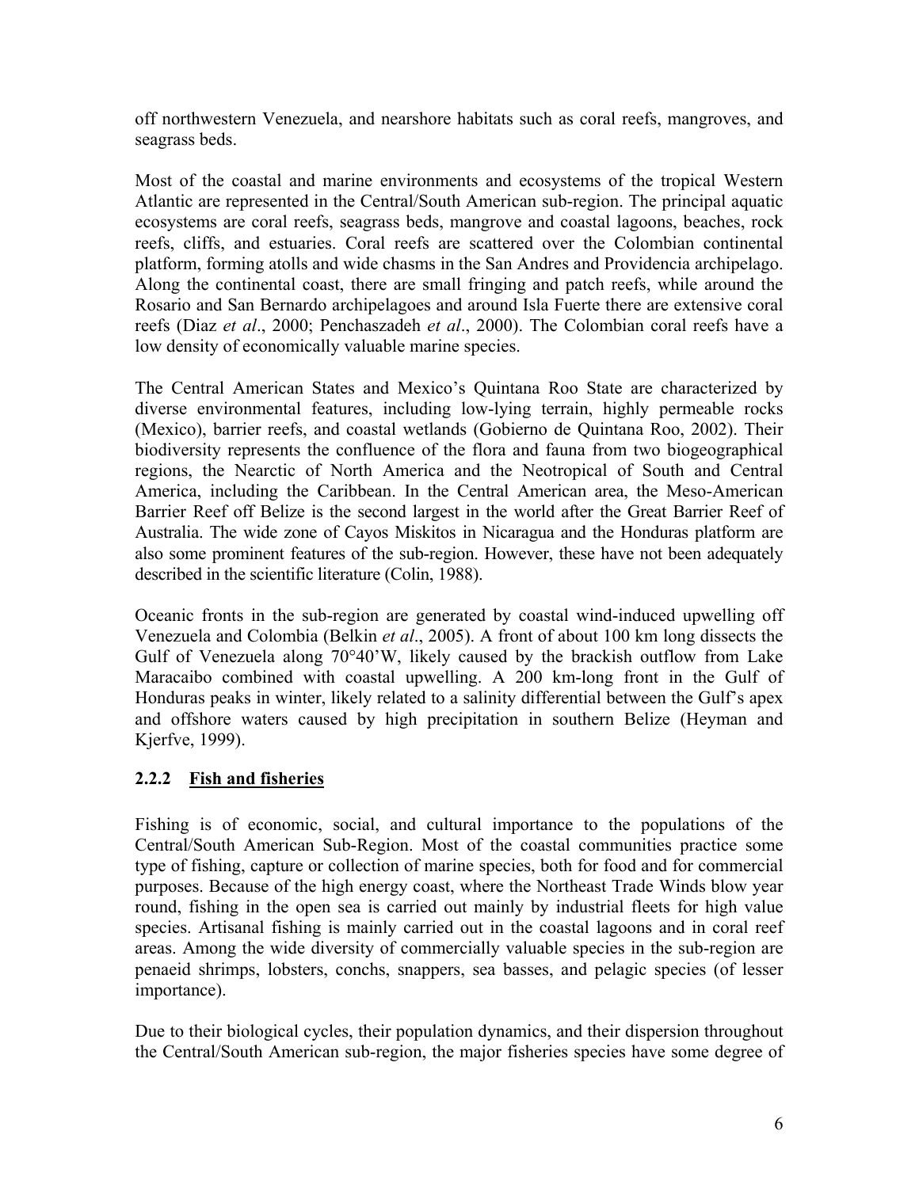off northwestern Venezuela, and nearshore habitats such as coral reefs, mangroves, and seagrass beds.

Most of the coastal and marine environments and ecosystems of the tropical Western Atlantic are represented in the Central/South American sub-region. The principal aquatic ecosystems are coral reefs, seagrass beds, mangrove and coastal lagoons, beaches, rock reefs, cliffs, and estuaries. Coral reefs are scattered over the Colombian continental platform, forming atolls and wide chasms in the San Andres and Providencia archipelago. Along the continental coast, there are small fringing and patch reefs, while around the Rosario and San Bernardo archipelagoes and around Isla Fuerte there are extensive coral reefs (Diaz *et al*., 2000; Penchaszadeh *et al*., 2000). The Colombian coral reefs have a low density of economically valuable marine species.

The Central American States and Mexico's Quintana Roo State are characterized by diverse environmental features, including low-lying terrain, highly permeable rocks (Mexico), barrier reefs, and coastal wetlands (Gobierno de Quintana Roo, 2002). Their biodiversity represents the confluence of the flora and fauna from two biogeographical regions, the Nearctic of North America and the Neotropical of South and Central America, including the Caribbean. In the Central American area, the Meso-American Barrier Reef off Belize is the second largest in the world after the Great Barrier Reef of Australia. The wide zone of Cayos Miskitos in Nicaragua and the Honduras platform are also some prominent features of the sub-region. However, these have not been adequately described in the scientific literature (Colin, 1988).

Oceanic fronts in the sub-region are generated by coastal wind-induced upwelling off Venezuela and Colombia (Belkin *et al*., 2005). A front of about 100 km long dissects the Gulf of Venezuela along 70°40'W, likely caused by the brackish outflow from Lake Maracaibo combined with coastal upwelling. A 200 km-long front in the Gulf of Honduras peaks in winter, likely related to a salinity differential between the Gulf's apex and offshore waters caused by high precipitation in southern Belize (Heyman and Kjerfve, 1999).

### 2.2.2 Fish and fisheries

Fishing is of economic, social, and cultural importance to the populations of the Central/South American Sub-Region. Most of the coastal communities practice some type of fishing, capture or collection of marine species, both for food and for commercial purposes. Because of the high energy coast, where the Northeast Trade Winds blow year round, fishing in the open sea is carried out mainly by industrial fleets for high value species. Artisanal fishing is mainly carried out in the coastal lagoons and in coral reef areas. Among the wide diversity of commercially valuable species in the sub-region are penaeid shrimps, lobsters, conchs, snappers, sea basses, and pelagic species (of lesser importance).

Due to their biological cycles, their population dynamics, and their dispersion throughout the Central/South American sub-region, the major fisheries species have some degree of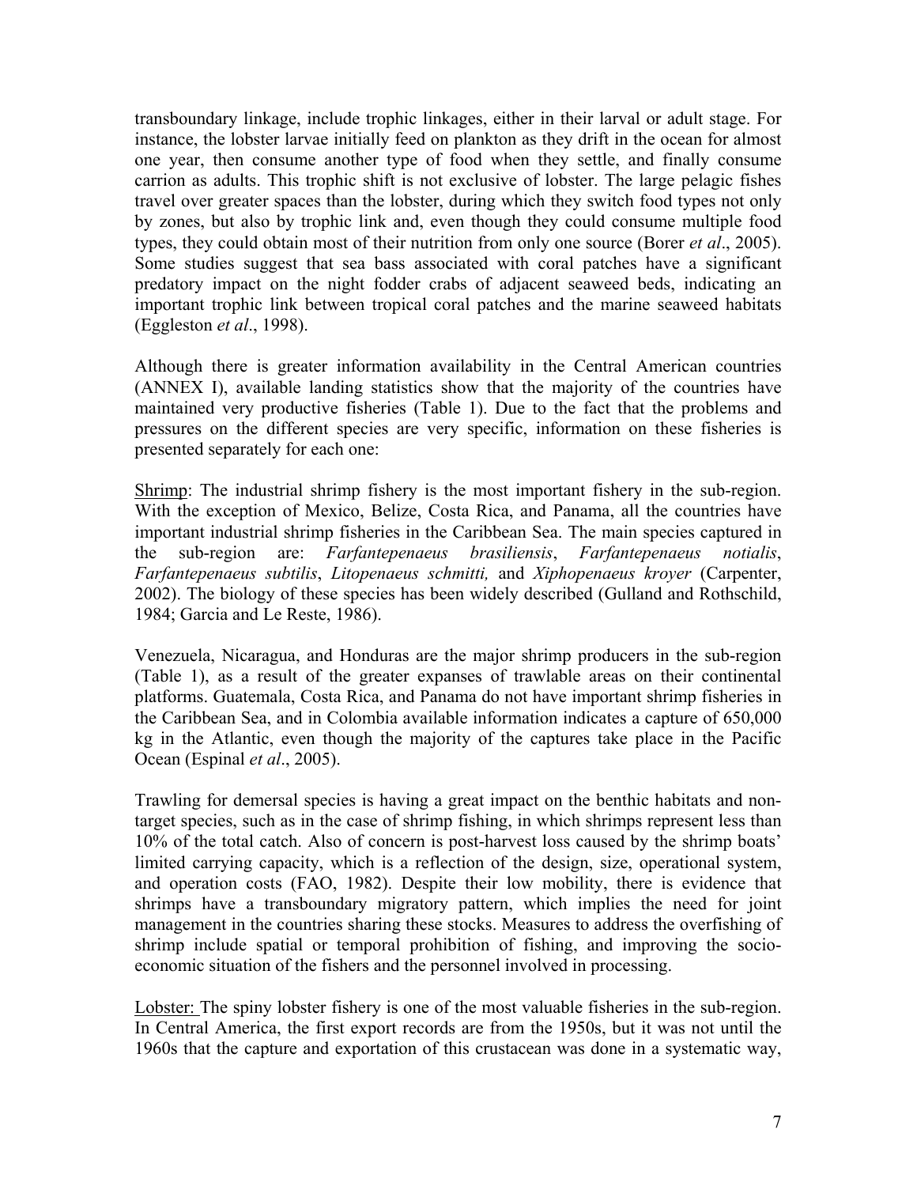transboundary linkage, include trophic linkages, either in their larval or adult stage. For instance, the lobster larvae initially feed on plankton as they drift in the ocean for almost one year, then consume another type of food when they settle, and finally consume carrion as adults. This trophic shift is not exclusive of lobster. The large pelagic fishes travel over greater spaces than the lobster, during which they switch food types not only by zones, but also by trophic link and, even though they could consume multiple food types, they could obtain most of their nutrition from only one source (Borer *et al*., 2005). Some studies suggest that sea bass associated with coral patches have a significant predatory impact on the night fodder crabs of adjacent seaweed beds, indicating an important trophic link between tropical coral patches and the marine seaweed habitats (Eggleston *et al*., 1998).

Although there is greater information availability in the Central American countries (ANNEX I), available landing statistics show that the majority of the countries have maintained very productive fisheries (Table 1). Due to the fact that the problems and pressures on the different species are very specific, information on these fisheries is presented separately for each one:

<u>Shrimp</u>: The industrial shrimp fishery is the most important fishery in the sub-region. With the exception of Mexico, Belize, Costa Rica, and Panama, all the countries have important industrial shrimp fisheries in the Caribbean Sea. The main species captured in the sub-region are: *Farfantepenaeus brasiliensis*, *Farfantepenaeus notialis*, *Farfantepenaeus subtilis*, *Litopenaeus schmitti,* and *Xiphopenaeus kroyer* (Carpenter, 2002). The biology of these species has been widely described (Gulland and Rothschild, 1984; Garcia and Le Reste, 1986).

Venezuela, Nicaragua, and Honduras are the major shrimp producers in the sub-region (Table 1), as a result of the greater expanses of trawlable areas on their continental platforms. Guatemala, Costa Rica, and Panama do not have important shrimp fisheries in the Caribbean Sea, and in Colombia available information indicates a capture of 650,000 kg in the Atlantic, even though the majority of the captures take place in the Pacific Ocean (Espinal *et al*., 2005).

Trawling for demersal species is having a great impact on the benthic habitats and non-target species, such as in the case of shrimp fishing, in which shrimps represent less than 10% of the total catch. Also of concern is post-harvest loss caused by the shrimp boats' limited carrying capacity, which is a reflection of the design, size, operational system, and operation costs (FAO, 1982). Despite their low mobility, there is evidence that shrimps have a transboundary migratory pattern, which implies the need for joint management in the countries sharing these stocks. Measures to address the overfishing of shrimp include spatial or temporal prohibition of fishing, and improving the socio-economic situation of the fishers and the personnel involved in processing.

<u>Lobster:</u> The spiny lobster fishery is one of the most valuable fisheries in the sub-region. In Central America, the first export records are from the 1950s, but it was not until the 1960s that the capture and exportation of this crustacean was done in a systematic way,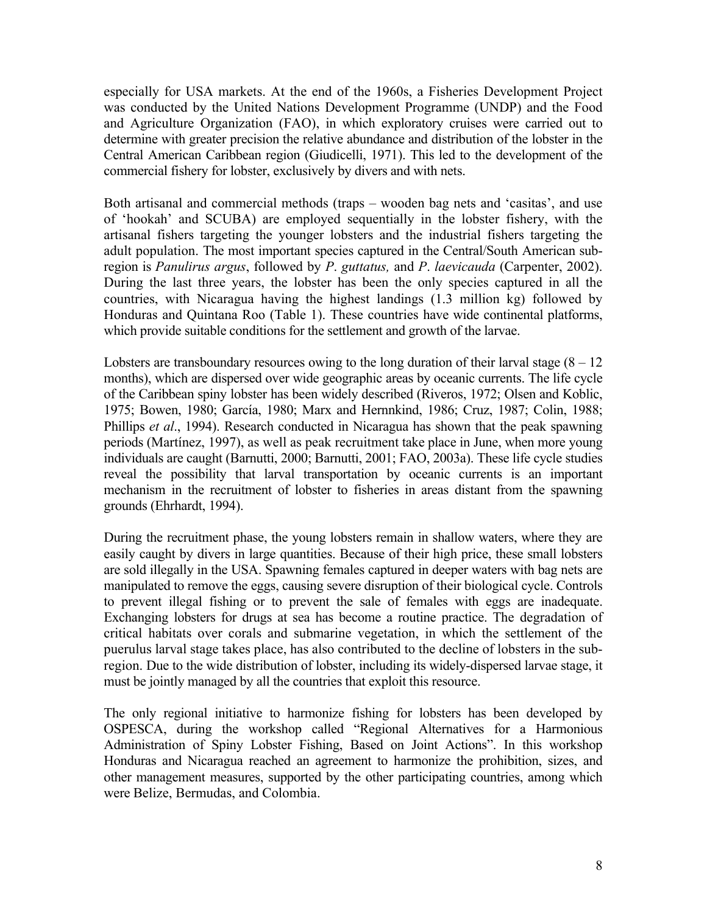especially for USA markets. At the end of the 1960s, a Fisheries Development Project was conducted by the United Nations Development Programme (UNDP) and the Food and Agriculture Organization (FAO), in which exploratory cruises were carried out to determine with greater precision the relative abundance and distribution of the lobster in the Central American Caribbean region (Giudicelli, 1971). This led to the development of the commercial fishery for lobster, exclusively by divers and with nets.

Both artisanal and commercial methods (traps – wooden bag nets and 'casitas', and use of 'hookah' and SCUBA) are employed sequentially in the lobster fishery, with the artisanal fishers targeting the younger lobsters and the industrial fishers targeting the adult population. The most important species captured in the Central/South American sub-region is *Panulirus argus*, followed by *P. guttatus,* and *P. laevicauda* (Carpenter, 2002). During the last three years, the lobster has been the only species captured in all the countries, with Nicaragua having the highest landings (1.3 million kg) followed by Honduras and Quintana Roo (Table 1). These countries have wide continental platforms, which provide suitable conditions for the settlement and growth of the larvae.

Lobsters are transboundary resources owing to the long duration of their larval stage (8 – 12 months), which are dispersed over wide geographic areas by oceanic currents. The life cycle of the Caribbean spiny lobster has been widely described (Riveros, 1972; Olsen and Koblic, 1975; Bowen, 1980; García, 1980; Marx and Hernnkind, 1986; Cruz, 1987; Colin, 1988; Phillips *et al*., 1994). Research conducted in Nicaragua has shown that the peak spawning periods (Martínez, 1997), as well as peak recruitment take place in June, when more young individuals are caught (Barnutti, 2000; Barnutti, 2001; FAO, 2003a). These life cycle studies reveal the possibility that larval transportation by oceanic currents is an important mechanism in the recruitment of lobster to fisheries in areas distant from the spawning grounds (Ehrhardt, 1994).

During the recruitment phase, the young lobsters remain in shallow waters, where they are easily caught by divers in large quantities. Because of their high price, these small lobsters are sold illegally in the USA. Spawning females captured in deeper waters with bag nets are manipulated to remove the eggs, causing severe disruption of their biological cycle. Controls to prevent illegal fishing or to prevent the sale of females with eggs are inadequate. Exchanging lobsters for drugs at sea has become a routine practice. The degradation of critical habitats over corals and submarine vegetation, in which the settlement of the puerulus larval stage takes place, has also contributed to the decline of lobsters in the sub-region. Due to the wide distribution of lobster, including its widely-dispersed larvae stage, it must be jointly managed by all the countries that exploit this resource.

The only regional initiative to harmonize fishing for lobsters has been developed by OSPESCA, during the workshop called "Regional Alternatives for a Harmonious Administration of Spiny Lobster Fishing, Based on Joint Actions". In this workshop Honduras and Nicaragua reached an agreement to harmonize the prohibition, sizes, and other management measures, supported by the other participating countries, among which were Belize, Bermudas, and Colombia.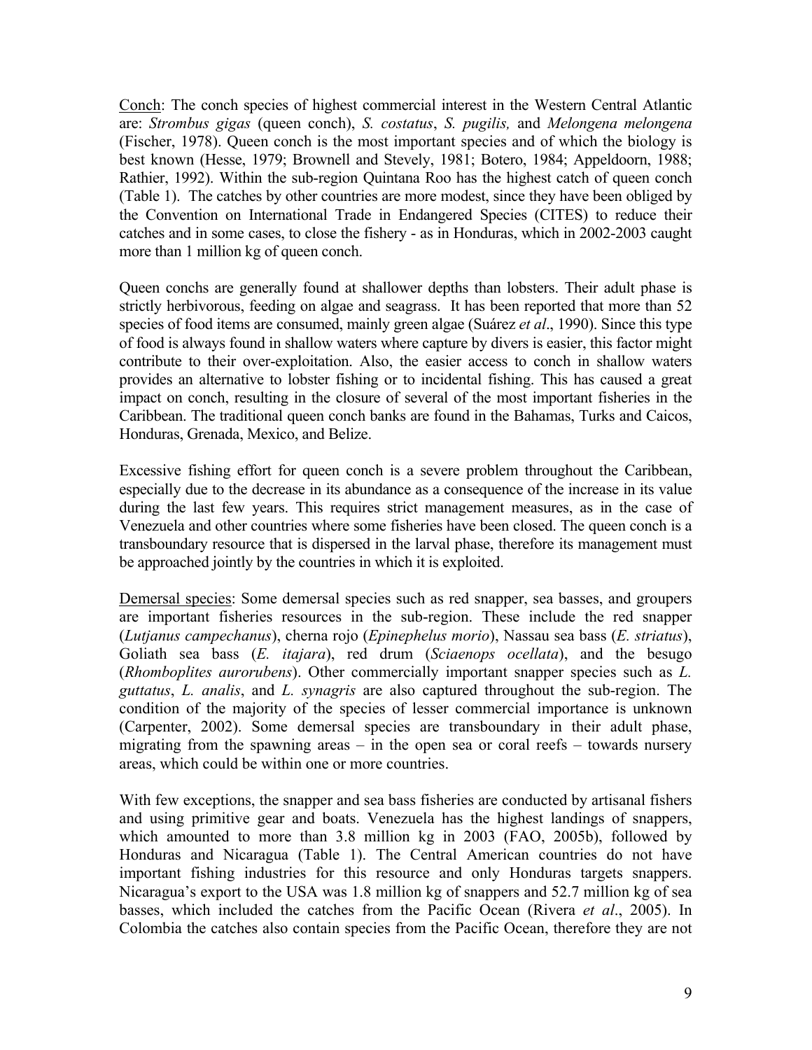Conch: The conch species of highest commercial interest in the Western Central Atlantic are: *Strombus gigas* (queen conch), *S. costatus*, *S. pugilis,* and *Melongena melongena* (Fischer, 1978). Queen conch is the most important species and of which the biology is best known (Hesse, 1979; Brownell and Stevely, 1981; Botero, 1984; Appeldoorn, 1988; Rathier, 1992). Within the sub-region Quintana Roo has the highest catch of queen conch (Table 1). The catches by other countries are more modest, since they have been obliged by the Convention on International Trade in Endangered Species (CITES) to reduce their catches and in some cases, to close the fishery - as in Honduras, which in 2002-2003 caught more than 1 million kg of queen conch.

Queen conchs are generally found at shallower depths than lobsters. Their adult phase is strictly herbivorous, feeding on algae and seagrass. It has been reported that more than 52 species of food items are consumed, mainly green algae (Suárez *et al*., 1990). Since this type of food is always found in shallow waters where capture by divers is easier, this factor might contribute to their over-exploitation. Also, the easier access to conch in shallow waters provides an alternative to lobster fishing or to incidental fishing. This has caused a great impact on conch, resulting in the closure of several of the most important fisheries in the Caribbean. The traditional queen conch banks are found in the Bahamas, Turks and Caicos, Honduras, Grenada, Mexico, and Belize.

Excessive fishing effort for queen conch is a severe problem throughout the Caribbean, especially due to the decrease in its abundance as a consequence of the increase in its value during the last few years. This requires strict management measures, as in the case of Venezuela and other countries where some fisheries have been closed. The queen conch is a transboundary resource that is dispersed in the larval phase, therefore its management must be approached jointly by the countries in which it is exploited.

Demersal species: Some demersal species such as red snapper, sea basses, and groupers are important fisheries resources in the sub-region. These include the red snapper (*Lutjanus campechanus*), cherna rojo (*Epinephelus morio*), Nassau sea bass (*E. striatus*), Goliath sea bass (*E. itajara*), red drum (*Sciaenops ocellata*), and the besugo (*Rhomboplites aurorubens*). Other commercially important snapper species such as *L. guttatus*, *L. analis*, and *L. synagris* are also captured throughout the sub-region. The condition of the majority of the species of lesser commercial importance is unknown (Carpenter, 2002). Some demersal species are transboundary in their adult phase, migrating from the spawning areas – in the open sea or coral reefs – towards nursery areas, which could be within one or more countries.

With few exceptions, the snapper and sea bass fisheries are conducted by artisanal fishers and using primitive gear and boats. Venezuela has the highest landings of snappers, which amounted to more than 3.8 million kg in 2003 (FAO, 2005b), followed by Honduras and Nicaragua (Table 1). The Central American countries do not have important fishing industries for this resource and only Honduras targets snappers. Nicaragua's export to the USA was 1.8 million kg of snappers and 52.7 million kg of sea basses, which included the catches from the Pacific Ocean (Rivera *et al*., 2005). In Colombia the catches also contain species from the Pacific Ocean, therefore they are not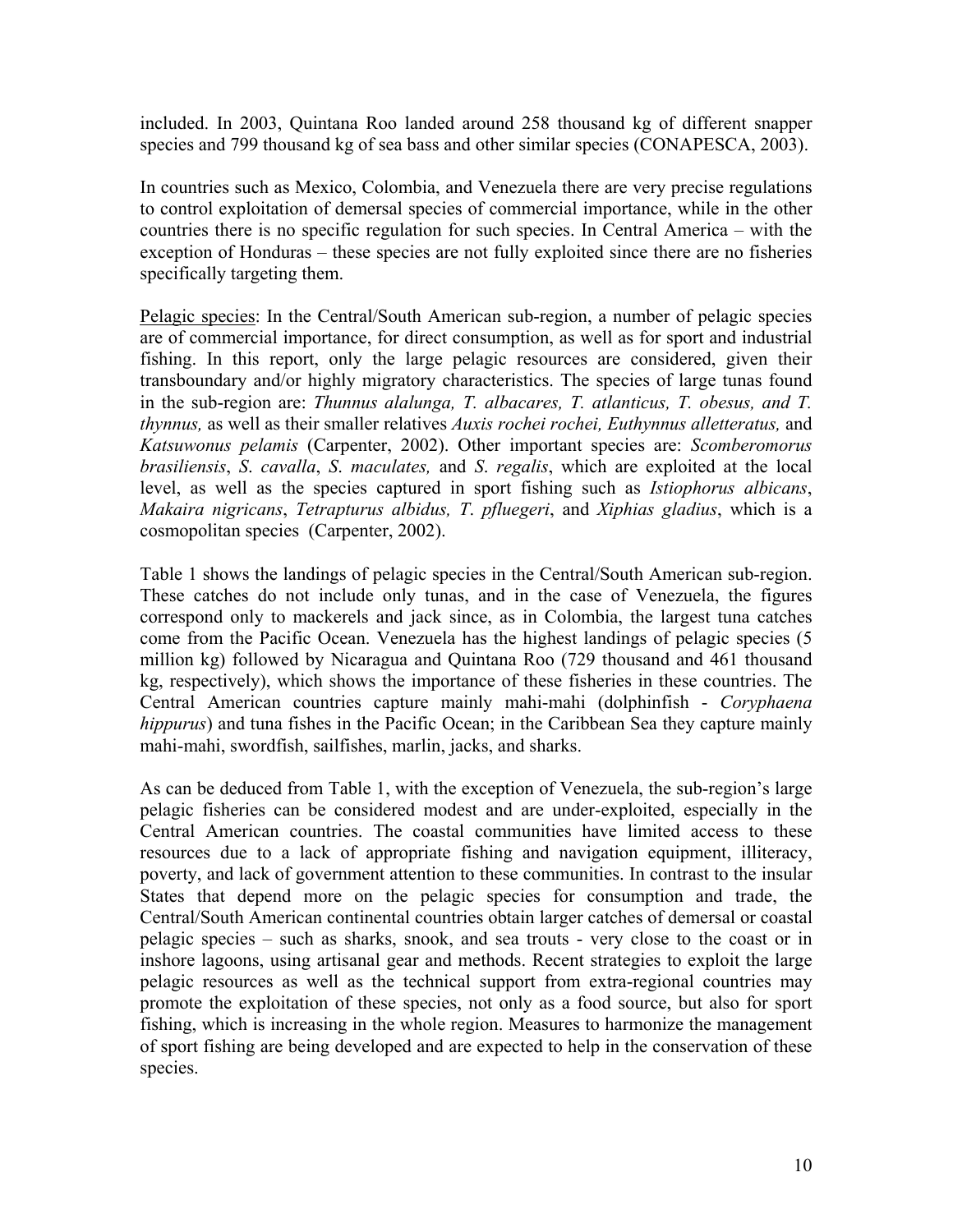included. In 2003, Quintana Roo landed around 258 thousand kg of different snapper species and 799 thousand kg of sea bass and other similar species (CONAPESCA, 2003).

In countries such as Mexico, Colombia, and Venezuela there are very precise regulations to control exploitation of demersal species of commercial importance, while in the other countries there is no specific regulation for such species. In Central America – with the exception of Honduras – these species are not fully exploited since there are no fisheries specifically targeting them.

<u>Pelagic species</u>: In the Central/South American sub-region, a number of pelagic species are of commercial importance, for direct consumption, as well as for sport and industrial fishing. In this report, only the large pelagic resources are considered, given their transboundary and/or highly migratory characteristics. The species of large tunas found in the sub-region are: *Thunnus alalunga, T. albacares, T. atlanticus, T. obesus, and T. thynnus,* as well as their smaller relatives *Auxis rochei rochei, Euthynnus alletteratus,* and *Katsuwonus pelamis* (Carpenter, 2002). Other important species are: *Scomberomorus brasiliensis*, *S. cavalla*, *S. maculates,* and *S. regalis*, which are exploited at the local level, as well as the species captured in sport fishing such as *Istiophorus albicans*, *Makaira nigricans*, *Tetrapturus albidus, T. pfluegeri*, and *Xiphias gladius*, which is a cosmopolitan species (Carpenter, 2002).

Table 1 shows the landings of pelagic species in the Central/South American sub-region. These catches do not include only tunas, and in the case of Venezuela, the figures correspond only to mackerels and jack since, as in Colombia, the largest tuna catches come from the Pacific Ocean. Venezuela has the highest landings of pelagic species (5 million kg) followed by Nicaragua and Quintana Roo (729 thousand and 461 thousand kg, respectively), which shows the importance of these fisheries in these countries. The Central American countries capture mainly mahi-mahi (dolphinfish - *Coryphaena hippurus*) and tuna fishes in the Pacific Ocean; in the Caribbean Sea they capture mainly mahi-mahi, swordfish, sailfishes, marlin, jacks, and sharks.

As can be deduced from Table 1, with the exception of Venezuela, the sub-region's large pelagic fisheries can be considered modest and are under-exploited, especially in the Central American countries. The coastal communities have limited access to these resources due to a lack of appropriate fishing and navigation equipment, illiteracy, poverty, and lack of government attention to these communities. In contrast to the insular States that depend more on the pelagic species for consumption and trade, the Central/South American continental countries obtain larger catches of demersal or coastal pelagic species – such as sharks, snook, and sea trouts - very close to the coast or in inshore lagoons, using artisanal gear and methods. Recent strategies to exploit the large pelagic resources as well as the technical support from extra-regional countries may promote the exploitation of these species, not only as a food source, but also for sport fishing, which is increasing in the whole region. Measures to harmonize the management of sport fishing are being developed and are expected to help in the conservation of these species.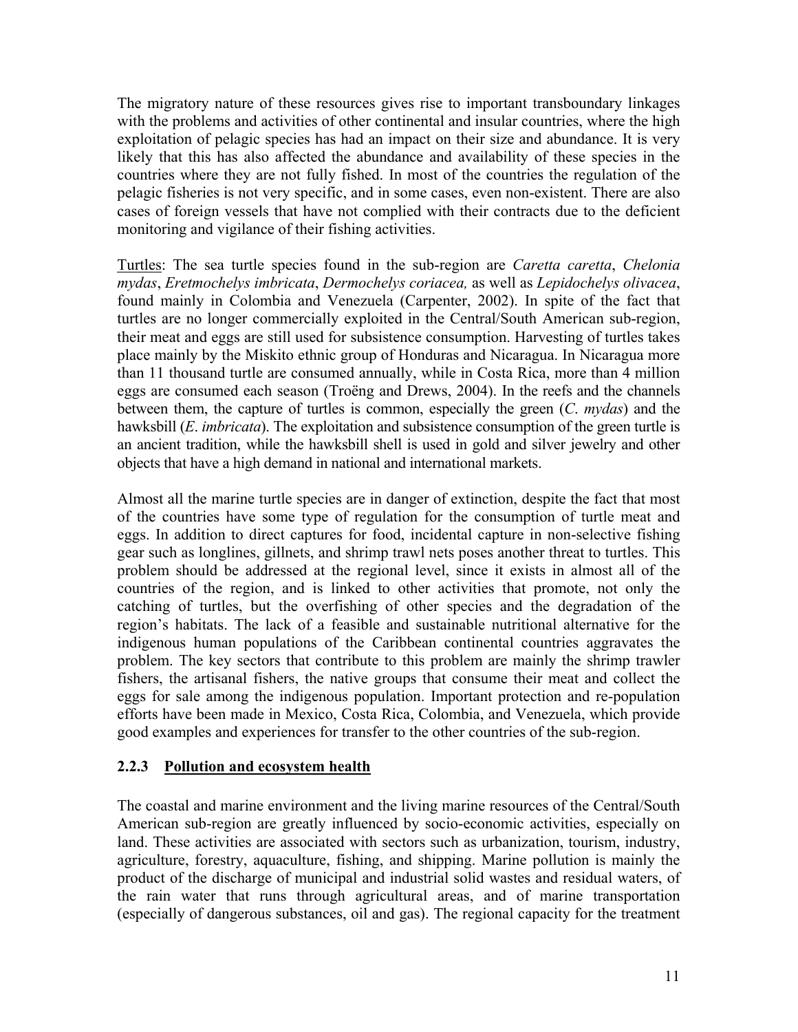The migratory nature of these resources gives rise to important transboundary linkages with the problems and activities of other continental and insular countries, where the high exploitation of pelagic species has had an impact on their size and abundance. It is very likely that this has also affected the abundance and availability of these species in the countries where they are not fully fished. In most of the countries the regulation of the pelagic fisheries is not very specific, and in some cases, even non-existent. There are also cases of foreign vessels that have not complied with their contracts due to the deficient monitoring and vigilance of their fishing activities.

Turtles: The sea turtle species found in the sub-region are *Caretta caretta*, *Chelonia mydas*, *Eretmochelys imbricata*, *Dermochelys coriacea,* as well as *Lepidochelys olivacea*, found mainly in Colombia and Venezuela (Carpenter, 2002). In spite of the fact that turtles are no longer commercially exploited in the Central/South American sub-region, their meat and eggs are still used for subsistence consumption. Harvesting of turtles takes place mainly by the Miskito ethnic group of Honduras and Nicaragua. In Nicaragua more than 11 thousand turtle are consumed annually, while in Costa Rica, more than 4 million eggs are consumed each season (Troëng and Drews, 2004). In the reefs and the channels between them, the capture of turtles is common, especially the green (*C. mydas*) and the hawksbill (*E. imbricata*). The exploitation and subsistence consumption of the green turtle is an ancient tradition, while the hawksbill shell is used in gold and silver jewelry and other objects that have a high demand in national and international markets.

Almost all the marine turtle species are in danger of extinction, despite the fact that most of the countries have some type of regulation for the consumption of turtle meat and eggs. In addition to direct captures for food, incidental capture in non-selective fishing gear such as longlines, gillnets, and shrimp trawl nets poses another threat to turtles. This problem should be addressed at the regional level, since it exists in almost all of the countries of the region, and is linked to other activities that promote, not only the catching of turtles, but the overfishing of other species and the degradation of the region's habitats. The lack of a feasible and sustainable nutritional alternative for the indigenous human populations of the Caribbean continental countries aggravates the problem. The key sectors that contribute to this problem are mainly the shrimp trawler fishers, the artisanal fishers, the native groups that consume their meat and collect the eggs for sale among the indigenous population. Important protection and re-population efforts have been made in Mexico, Costa Rica, Colombia, and Venezuela, which provide good examples and experiences for transfer to the other countries of the sub-region.

### 2.2.3 Pollution and ecosystem health

The coastal and marine environment and the living marine resources of the Central/South American sub-region are greatly influenced by socio-economic activities, especially on land. These activities are associated with sectors such as urbanization, tourism, industry, agriculture, forestry, aquaculture, fishing, and shipping. Marine pollution is mainly the product of the discharge of municipal and industrial solid wastes and residual waters, of the rain water that runs through agricultural areas, and of marine transportation (especially of dangerous substances, oil and gas). The regional capacity for the treatment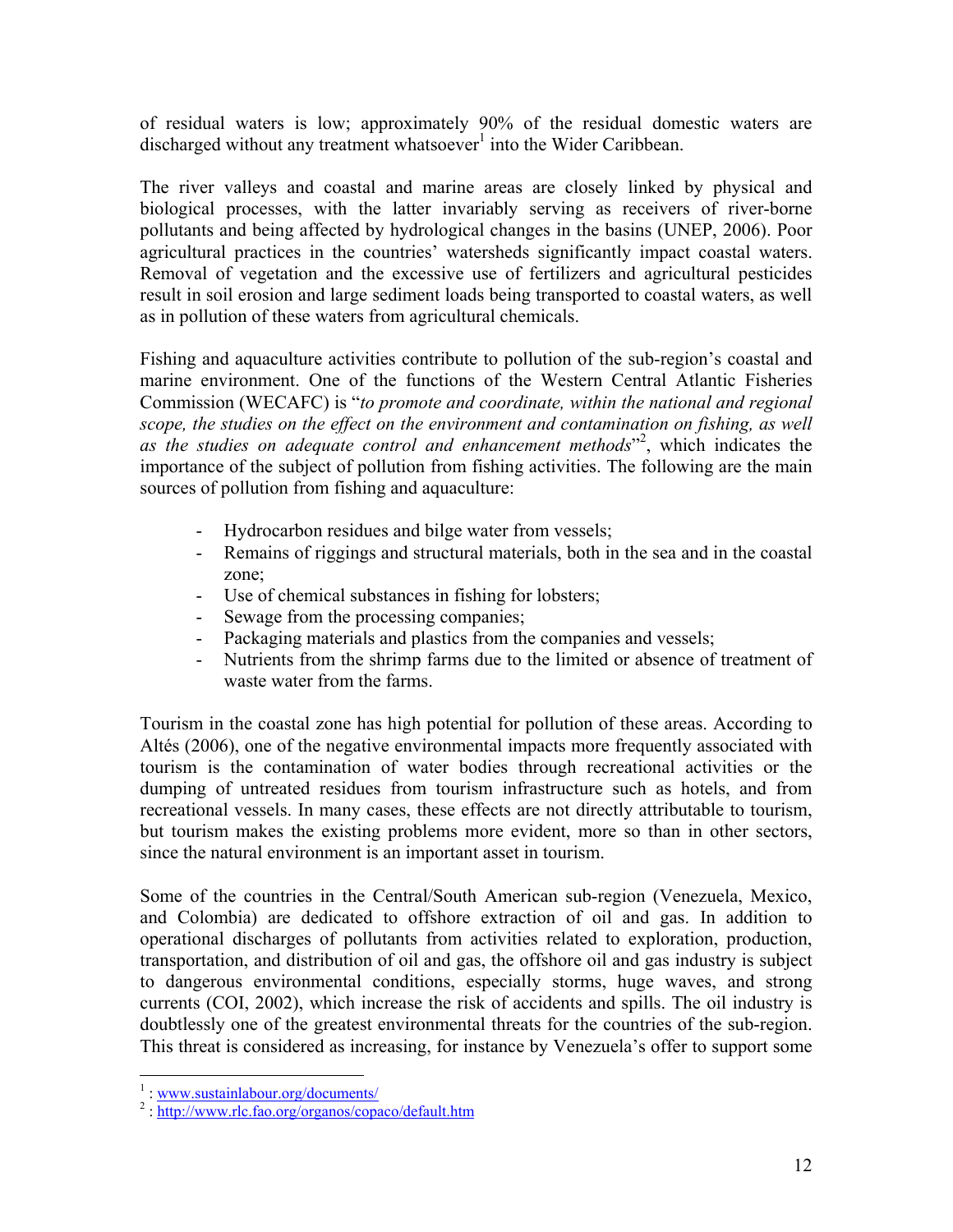of residual waters is low; approximately 90% of the residual domestic waters are discharged without any treatment whatsoever[1] into the Wider Caribbean.

The river valleys and coastal and marine areas are closely linked by physical and biological processes, with the latter invariably serving as receivers of river-borne pollutants and being affected by hydrological changes in the basins (UNEP, 2006). Poor agricultural practices in the countries' watersheds significantly impact coastal waters. Removal of vegetation and the excessive use of fertilizers and agricultural pesticides result in soil erosion and large sediment loads being transported to coastal waters, as well as in pollution of these waters from agricultural chemicals.

Fishing and aquaculture activities contribute to pollution of the sub-region's coastal and marine environment. One of the functions of the Western Central Atlantic Fisheries Commission (WECAFC) is "*to promote and coordinate, within the national and regional scope, the studies on the effect on the environment and contamination on fishing, as well as the studies on adequate control and enhancement methods*"[2], which indicates the importance of the subject of pollution from fishing activities. The following are the main sources of pollution from fishing and aquaculture:

- Hydrocarbon residues and bilge water from vessels;
- Remains of riggings and structural materials, both in the sea and in the coastal zone;
- Use of chemical substances in fishing for lobsters;
- Sewage from the processing companies;
- Packaging materials and plastics from the companies and vessels;
- Nutrients from the shrimp farms due to the limited or absence of treatment of waste water from the farms.

Tourism in the coastal zone has high potential for pollution of these areas. According to Altés (2006), one of the negative environmental impacts more frequently associated with tourism is the contamination of water bodies through recreational activities or the dumping of untreated residues from tourism infrastructure such as hotels, and from recreational vessels. In many cases, these effects are not directly attributable to tourism, but tourism makes the existing problems more evident, more so than in other sectors, since the natural environment is an important asset in tourism.

Some of the countries in the Central/South American sub-region (Venezuela, Mexico, and Colombia) are dedicated to offshore extraction of oil and gas. In addition to operational discharges of pollutants from activities related to exploration, production, transportation, and distribution of oil and gas, the offshore oil and gas industry is subject to dangerous environmental conditions, especially storms, huge waves, and strong currents (COI, 2002), which increase the risk of accidents and spills. The oil industry is doubtlessly one of the greatest environmental threats for the countries of the sub-region. This threat is considered as increasing, for instance by Venezuela's offer to support some

[1] : www.sustainlabour.org/documents/

[2] : http://www.rlc.fao.org/organos/copaco/default.htm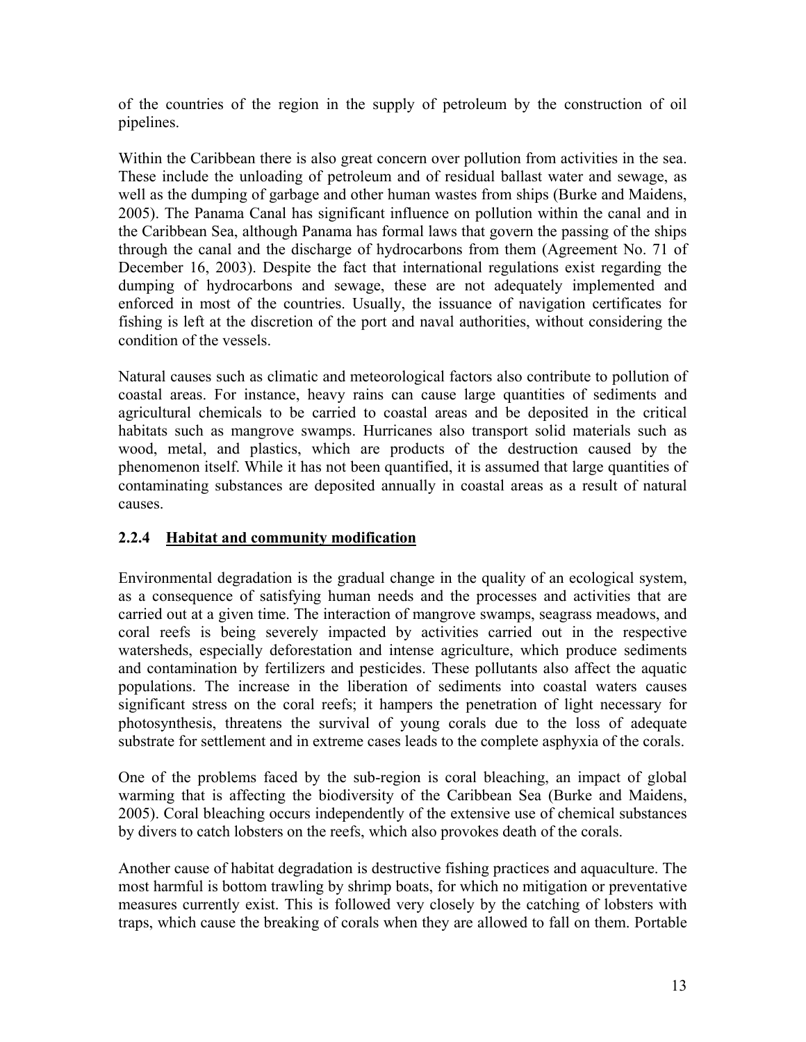of the countries of the region in the supply of petroleum by the construction of oil pipelines.

Within the Caribbean there is also great concern over pollution from activities in the sea. These include the unloading of petroleum and of residual ballast water and sewage, as well as the dumping of garbage and other human wastes from ships (Burke and Maidens, 2005). The Panama Canal has significant influence on pollution within the canal and in the Caribbean Sea, although Panama has formal laws that govern the passing of the ships through the canal and the discharge of hydrocarbons from them (Agreement No. 71 of December 16, 2003). Despite the fact that international regulations exist regarding the dumping of hydrocarbons and sewage, these are not adequately implemented and enforced in most of the countries. Usually, the issuance of navigation certificates for fishing is left at the discretion of the port and naval authorities, without considering the condition of the vessels.

Natural causes such as climatic and meteorological factors also contribute to pollution of coastal areas. For instance, heavy rains can cause large quantities of sediments and agricultural chemicals to be carried to coastal areas and be deposited in the critical habitats such as mangrove swamps. Hurricanes also transport solid materials such as wood, metal, and plastics, which are products of the destruction caused by the phenomenon itself. While it has not been quantified, it is assumed that large quantities of contaminating substances are deposited annually in coastal areas as a result of natural causes.

### 2.2.4 Habitat and community modification

Environmental degradation is the gradual change in the quality of an ecological system, as a consequence of satisfying human needs and the processes and activities that are carried out at a given time. The interaction of mangrove swamps, seagrass meadows, and coral reefs is being severely impacted by activities carried out in the respective watersheds, especially deforestation and intense agriculture, which produce sediments and contamination by fertilizers and pesticides. These pollutants also affect the aquatic populations. The increase in the liberation of sediments into coastal waters causes significant stress on the coral reefs; it hampers the penetration of light necessary for photosynthesis, threatens the survival of young corals due to the loss of adequate substrate for settlement and in extreme cases leads to the complete asphyxia of the corals.

One of the problems faced by the sub-region is coral bleaching, an impact of global warming that is affecting the biodiversity of the Caribbean Sea (Burke and Maidens, 2005). Coral bleaching occurs independently of the extensive use of chemical substances by divers to catch lobsters on the reefs, which also provokes death of the corals.

Another cause of habitat degradation is destructive fishing practices and aquaculture. The most harmful is bottom trawling by shrimp boats, for which no mitigation or preventative measures currently exist. This is followed very closely by the catching of lobsters with traps, which cause the breaking of corals when they are allowed to fall on them. Portable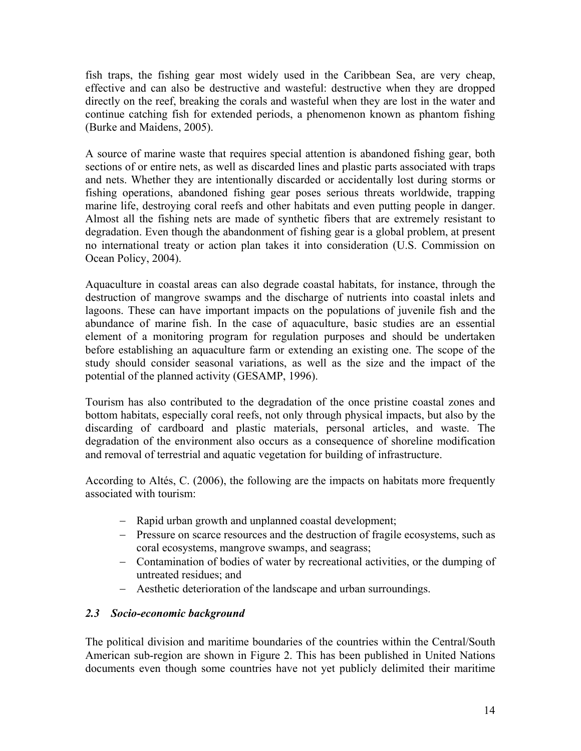fish traps, the fishing gear most widely used in the Caribbean Sea, are very cheap, effective and can also be destructive and wasteful: destructive when they are dropped directly on the reef, breaking the corals and wasteful when they are lost in the water and continue catching fish for extended periods, a phenomenon known as phantom fishing (Burke and Maidens, 2005).

A source of marine waste that requires special attention is abandoned fishing gear, both sections of or entire nets, as well as discarded lines and plastic parts associated with traps and nets. Whether they are intentionally discarded or accidentally lost during storms or fishing operations, abandoned fishing gear poses serious threats worldwide, trapping marine life, destroying coral reefs and other habitats and even putting people in danger. Almost all the fishing nets are made of synthetic fibers that are extremely resistant to degradation. Even though the abandonment of fishing gear is a global problem, at present no international treaty or action plan takes it into consideration (U.S. Commission on Ocean Policy, 2004).

Aquaculture in coastal areas can also degrade coastal habitats, for instance, through the destruction of mangrove swamps and the discharge of nutrients into coastal inlets and lagoons. These can have important impacts on the populations of juvenile fish and the abundance of marine fish. In the case of aquaculture, basic studies are an essential element of a monitoring program for regulation purposes and should be undertaken before establishing an aquaculture farm or extending an existing one. The scope of the study should consider seasonal variations, as well as the size and the impact of the potential of the planned activity (GESAMP, 1996).

Tourism has also contributed to the degradation of the once pristine coastal zones and bottom habitats, especially coral reefs, not only through physical impacts, but also by the discarding of cardboard and plastic materials, personal articles, and waste. The degradation of the environment also occurs as a consequence of shoreline modification and removal of terrestrial and aquatic vegetation for building of infrastructure.

According to Altés, C. (2006), the following are the impacts on habitats more frequently associated with tourism:

- Rapid urban growth and unplanned coastal development;
- Pressure on scarce resources and the destruction of fragile ecosystems, such as coral ecosystems, mangrove swamps, and seagrass;
- Contamination of bodies of water by recreational activities, or the dumping of untreated residues; and
- Aesthetic deterioration of the landscape and urban surroundings.

### *2.3 Socio-economic background*

The political division and maritime boundaries of the countries within the Central/South American sub-region are shown in Figure 2. This has been published in United Nations documents even though some countries have not yet publicly delimited their maritime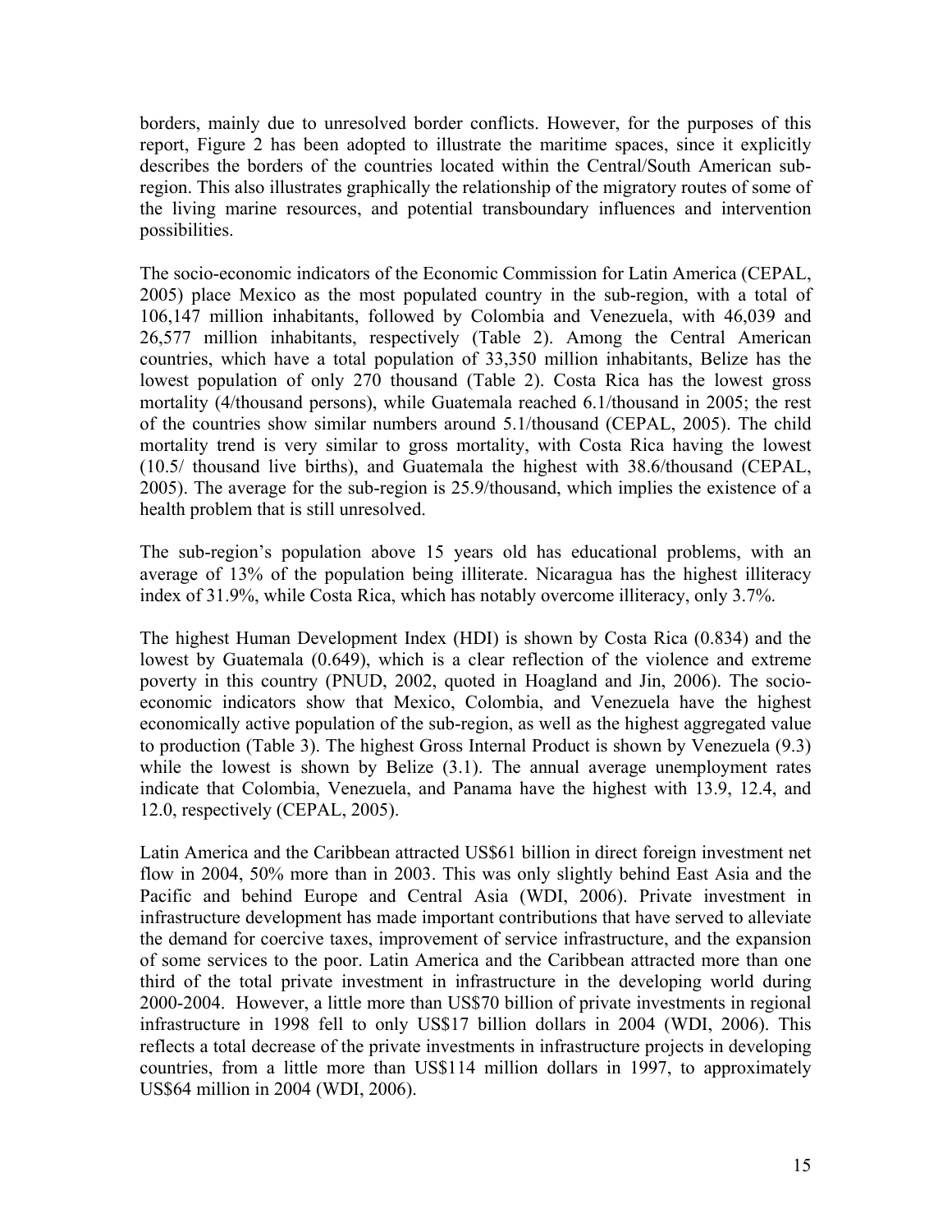borders, mainly due to unresolved border conflicts. However, for the purposes of this report, Figure 2 has been adopted to illustrate the maritime spaces, since it explicitly describes the borders of the countries located within the Central/South American sub-region. This also illustrates graphically the relationship of the migratory routes of some of the living marine resources, and potential transboundary influences and intervention possibilities.

The socio-economic indicators of the Economic Commission for Latin America (CEPAL, 2005) place Mexico as the most populated country in the sub-region, with a total of 106,147 million inhabitants, followed by Colombia and Venezuela, with 46,039 and 26,577 million inhabitants, respectively (Table 2). Among the Central American countries, which have a total population of 33,350 million inhabitants, Belize has the lowest population of only 270 thousand (Table 2). Costa Rica has the lowest gross mortality (4/thousand persons), while Guatemala reached 6.1/thousand in 2005; the rest of the countries show similar numbers around 5.1/thousand (CEPAL, 2005). The child mortality trend is very similar to gross mortality, with Costa Rica having the lowest (10.5/ thousand live births), and Guatemala the highest with 38.6/thousand (CEPAL, 2005). The average for the sub-region is 25.9/thousand, which implies the existence of a health problem that is still unresolved.

The sub-region's population above 15 years old has educational problems, with an average of 13% of the population being illiterate. Nicaragua has the highest illiteracy index of 31.9%, while Costa Rica, which has notably overcome illiteracy, only 3.7%.

The highest Human Development Index (HDI) is shown by Costa Rica (0.834) and the lowest by Guatemala (0.649), which is a clear reflection of the violence and extreme poverty in this country (PNUD, 2002, quoted in Hoagland and Jin, 2006). The socio-economic indicators show that Mexico, Colombia, and Venezuela have the highest economically active population of the sub-region, as well as the highest aggregated value to production (Table 3). The highest Gross Internal Product is shown by Venezuela (9.3) while the lowest is shown by Belize (3.1). The annual average unemployment rates indicate that Colombia, Venezuela, and Panama have the highest with 13.9, 12.4, and 12.0, respectively (CEPAL, 2005).

Latin America and the Caribbean attracted US$61 billion in direct foreign investment net flow in 2004, 50% more than in 2003. This was only slightly behind East Asia and the Pacific and behind Europe and Central Asia (WDI, 2006). Private investment in infrastructure development has made important contributions that have served to alleviate the demand for coercive taxes, improvement of service infrastructure, and the expansion of some services to the poor. Latin America and the Caribbean attracted more than one third of the total private investment in infrastructure in the developing world during 2000-2004. However, a little more than US$70 billion of private investments in regional infrastructure in 1998 fell to only US$17 billion dollars in 2004 (WDI, 2006). This reflects a total decrease of the private investments in infrastructure projects in developing countries, from a little more than US$114 million dollars in 1997, to approximately US$64 million in 2004 (WDI, 2006).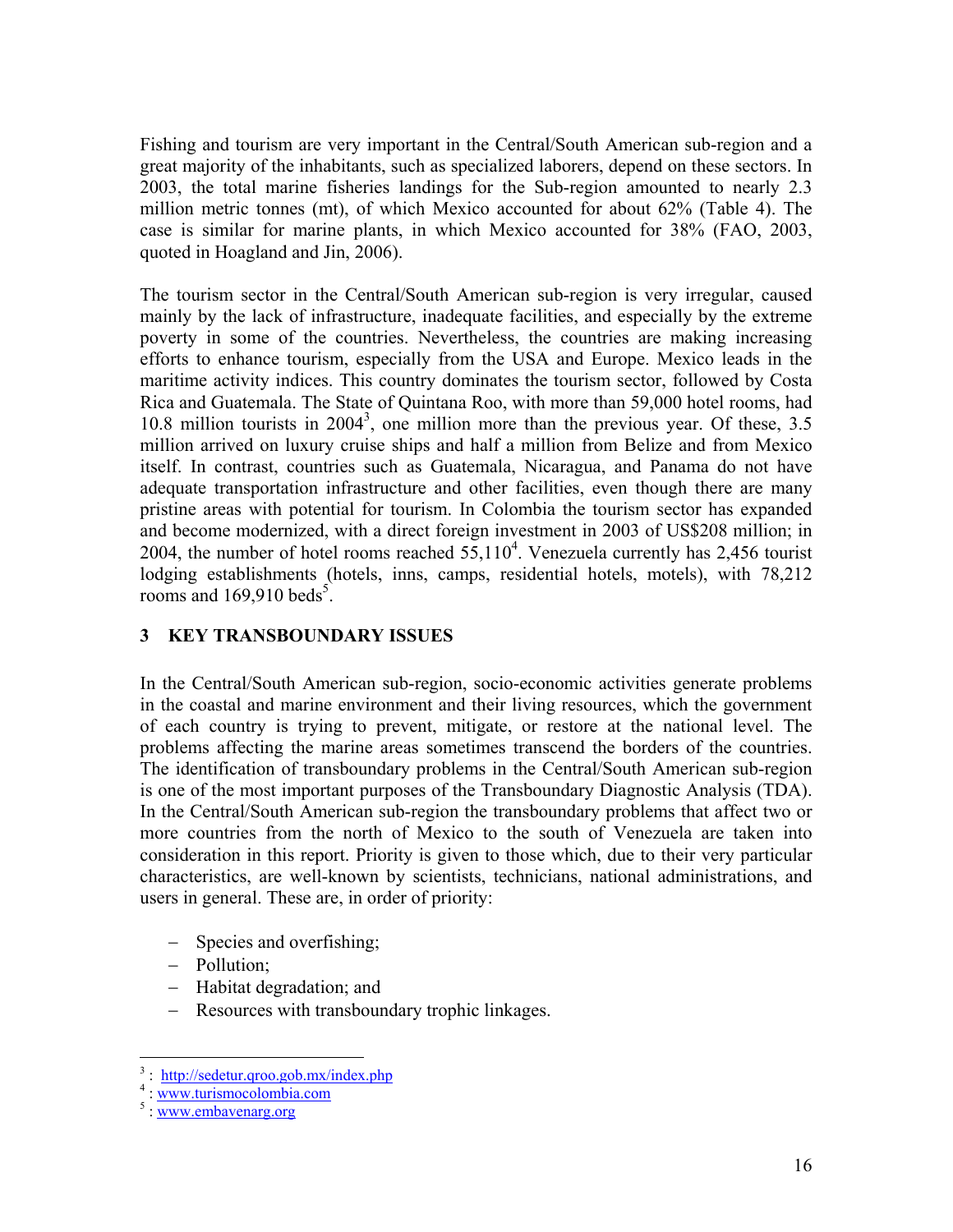Fishing and tourism are very important in the Central/South American sub-region and a great majority of the inhabitants, such as specialized laborers, depend on these sectors. In 2003, the total marine fisheries landings for the Sub-region amounted to nearly 2.3 million metric tonnes (mt), of which Mexico accounted for about 62% (Table 4). The case is similar for marine plants, in which Mexico accounted for 38% (FAO, 2003, quoted in Hoagland and Jin, 2006).

The tourism sector in the Central/South American sub-region is very irregular, caused mainly by the lack of infrastructure, inadequate facilities, and especially by the extreme poverty in some of the countries. Nevertheless, the countries are making increasing efforts to enhance tourism, especially from the USA and Europe. Mexico leads in the maritime activity indices. This country dominates the tourism sector, followed by Costa Rica and Guatemala. The State of Quintana Roo, with more than 59,000 hotel rooms, had 10.8 million tourists in 2004[3], one million more than the previous year. Of these, 3.5 million arrived on luxury cruise ships and half a million from Belize and from Mexico itself. In contrast, countries such as Guatemala, Nicaragua, and Panama do not have adequate transportation infrastructure and other facilities, even though there are many pristine areas with potential for tourism. In Colombia the tourism sector has expanded and become modernized, with a direct foreign investment in 2003 of US$208 million; in 2004, the number of hotel rooms reached 55,110[4]. Venezuela currently has 2,456 tourist lodging establishments (hotels, inns, camps, residential hotels, motels), with 78,212 rooms and 169,910 beds[5].

## 3 KEY TRANSBOUNDARY ISSUES

In the Central/South American sub-region, socio-economic activities generate problems in the coastal and marine environment and their living resources, which the government of each country is trying to prevent, mitigate, or restore at the national level. The problems affecting the marine areas sometimes transcend the borders of the countries. The identification of transboundary problems in the Central/South American sub-region is one of the most important purposes of the Transboundary Diagnostic Analysis (TDA). In the Central/South American sub-region the transboundary problems that affect two or more countries from the north of Mexico to the south of Venezuela are taken into consideration in this report. Priority is given to those which, due to their very particular characteristics, are well-known by scientists, technicians, national administrations, and users in general. These are, in order of priority:

- Species and overfishing;
- Pollution;
- Habitat degradation; and
- Resources with transboundary trophic linkages.

---

[3] : http://sedetur.qroo.gob.mx/index.php

[4] : www.turismocolombia.com

[5] : www.embavenarg.org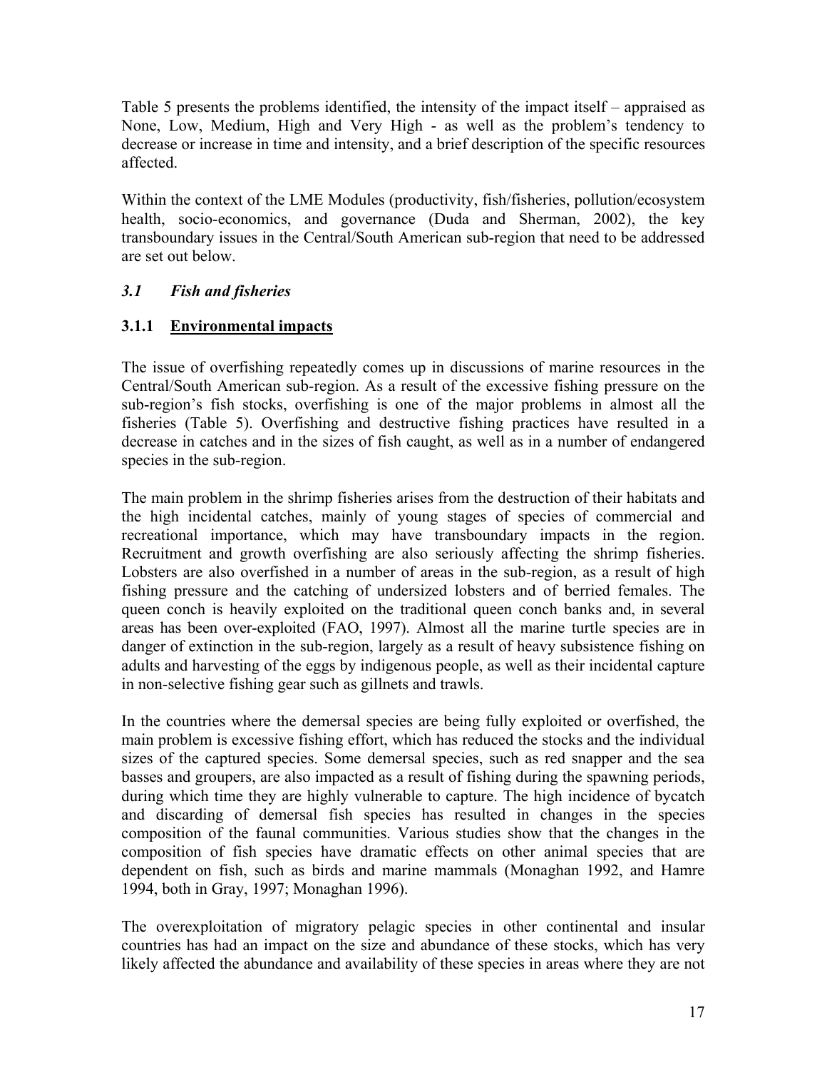Table 5 presents the problems identified, the intensity of the impact itself – appraised as None, Low, Medium, High and Very High - as well as the problem's tendency to decrease or increase in time and intensity, and a brief description of the specific resources affected.

Within the context of the LME Modules (productivity, fish/fisheries, pollution/ecosystem health, socio-economics, and governance (Duda and Sherman, 2002), the key transboundary issues in the Central/South American sub-region that need to be addressed are set out below.

## *3.1 Fish and fisheries*

### 3.1.1 <u>Environmental impacts</u>

The issue of overfishing repeatedly comes up in discussions of marine resources in the Central/South American sub-region. As a result of the excessive fishing pressure on the sub-region's fish stocks, overfishing is one of the major problems in almost all the fisheries (Table 5). Overfishing and destructive fishing practices have resulted in a decrease in catches and in the sizes of fish caught, as well as in a number of endangered species in the sub-region.

The main problem in the shrimp fisheries arises from the destruction of their habitats and the high incidental catches, mainly of young stages of species of commercial and recreational importance, which may have transboundary impacts in the region. Recruitment and growth overfishing are also seriously affecting the shrimp fisheries. Lobsters are also overfished in a number of areas in the sub-region, as a result of high fishing pressure and the catching of undersized lobsters and of berried females. The queen conch is heavily exploited on the traditional queen conch banks and, in several areas has been over-exploited (FAO, 1997). Almost all the marine turtle species are in danger of extinction in the sub-region, largely as a result of heavy subsistence fishing on adults and harvesting of the eggs by indigenous people, as well as their incidental capture in non-selective fishing gear such as gillnets and trawls.

In the countries where the demersal species are being fully exploited or overfished, the main problem is excessive fishing effort, which has reduced the stocks and the individual sizes of the captured species. Some demersal species, such as red snapper and the sea basses and groupers, are also impacted as a result of fishing during the spawning periods, during which time they are highly vulnerable to capture. The high incidence of bycatch and discarding of demersal fish species has resulted in changes in the species composition of the faunal communities. Various studies show that the changes in the composition of fish species have dramatic effects on other animal species that are dependent on fish, such as birds and marine mammals (Monaghan 1992, and Hamre 1994, both in Gray, 1997; Monaghan 1996).

The overexploitation of migratory pelagic species in other continental and insular countries has had an impact on the size and abundance of these stocks, which has very likely affected the abundance and availability of these species in areas where they are not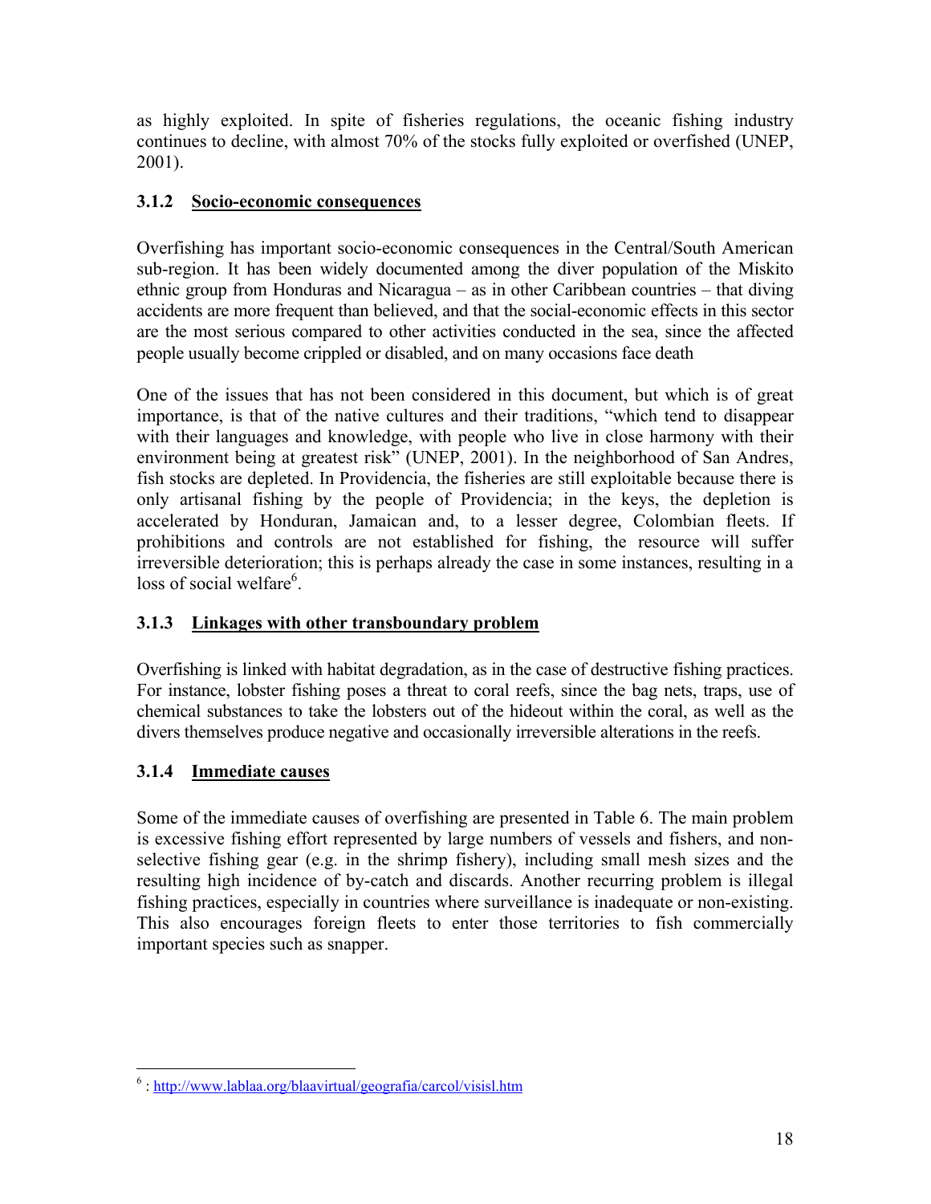as highly exploited. In spite of fisheries regulations, the oceanic fishing industry continues to decline, with almost 70% of the stocks fully exploited or overfished (UNEP, 2001).

### 3.1.2 Socio-economic consequences

Overfishing has important socio-economic consequences in the Central/South American sub-region. It has been widely documented among the diver population of the Miskito ethnic group from Honduras and Nicaragua – as in other Caribbean countries – that diving accidents are more frequent than believed, and that the social-economic effects in this sector are the most serious compared to other activities conducted in the sea, since the affected people usually become crippled or disabled, and on many occasions face death

One of the issues that has not been considered in this document, but which is of great importance, is that of the native cultures and their traditions, "which tend to disappear with their languages and knowledge, with people who live in close harmony with their environment being at greatest risk" (UNEP, 2001). In the neighborhood of San Andres, fish stocks are depleted. In Providencia, the fisheries are still exploitable because there is only artisanal fishing by the people of Providencia; in the keys, the depletion is accelerated by Honduran, Jamaican and, to a lesser degree, Colombian fleets. If prohibitions and controls are not established for fishing, the resource will suffer irreversible deterioration; this is perhaps already the case in some instances, resulting in a loss of social welfare[6].

### 3.1.3 Linkages with other transboundary problem

Overfishing is linked with habitat degradation, as in the case of destructive fishing practices. For instance, lobster fishing poses a threat to coral reefs, since the bag nets, traps, use of chemical substances to take the lobsters out of the hideout within the coral, as well as the divers themselves produce negative and occasionally irreversible alterations in the reefs.

### 3.1.4 Immediate causes

Some of the immediate causes of overfishing are presented in Table 6. The main problem is excessive fishing effort represented by large numbers of vessels and fishers, and non-selective fishing gear (e.g. in the shrimp fishery), including small mesh sizes and the resulting high incidence of by-catch and discards. Another recurring problem is illegal fishing practices, especially in countries where surveillance is inadequate or non-existing. This also encourages foreign fleets to enter those territories to fish commercially important species such as snapper.

---

[6] : http://www.lablaa.org/blaavirtual/geografia/carcol/visisl.htm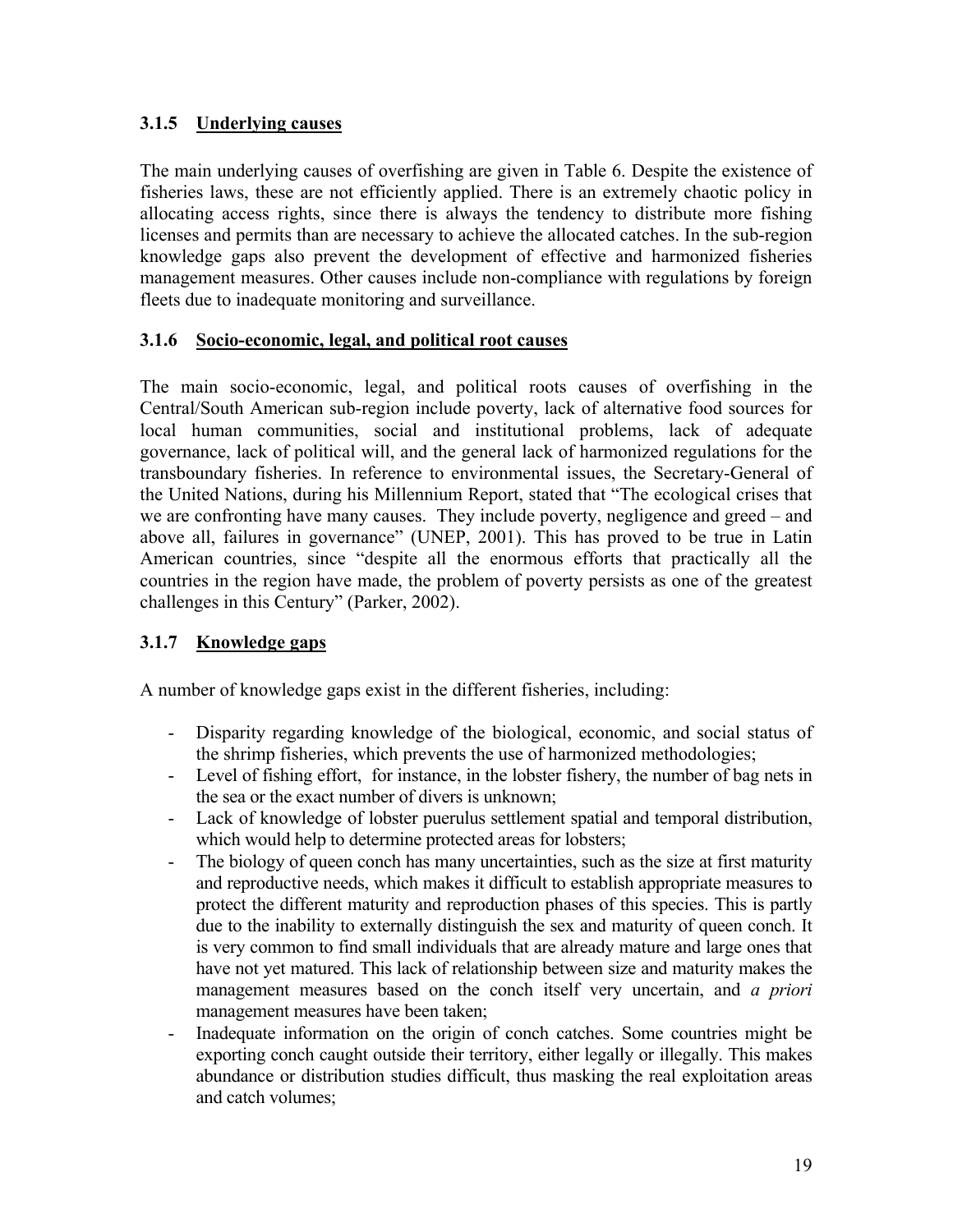### 3.1.5 Underlying causes

The main underlying causes of overfishing are given in Table 6. Despite the existence of fisheries laws, these are not efficiently applied. There is an extremely chaotic policy in allocating access rights, since there is always the tendency to distribute more fishing licenses and permits than are necessary to achieve the allocated catches. In the sub-region knowledge gaps also prevent the development of effective and harmonized fisheries management measures. Other causes include non-compliance with regulations by foreign fleets due to inadequate monitoring and surveillance.

### 3.1.6 Socio-economic, legal, and political root causes

The main socio-economic, legal, and political roots causes of overfishing in the Central/South American sub-region include poverty, lack of alternative food sources for local human communities, social and institutional problems, lack of adequate governance, lack of political will, and the general lack of harmonized regulations for the transboundary fisheries. In reference to environmental issues, the Secretary-General of the United Nations, during his Millennium Report, stated that "The ecological crises that we are confronting have many causes. They include poverty, negligence and greed – and above all, failures in governance" (UNEP, 2001). This has proved to be true in Latin American countries, since "despite all the enormous efforts that practically all the countries in the region have made, the problem of poverty persists as one of the greatest challenges in this Century" (Parker, 2002).

### 3.1.7 Knowledge gaps

A number of knowledge gaps exist in the different fisheries, including:

- Disparity regarding knowledge of the biological, economic, and social status of the shrimp fisheries, which prevents the use of harmonized methodologies;
- Level of fishing effort, for instance, in the lobster fishery, the number of bag nets in the sea or the exact number of divers is unknown;
- Lack of knowledge of lobster puerulus settlement spatial and temporal distribution, which would help to determine protected areas for lobsters;
- The biology of queen conch has many uncertainties, such as the size at first maturity and reproductive needs, which makes it difficult to establish appropriate measures to protect the different maturity and reproduction phases of this species. This is partly due to the inability to externally distinguish the sex and maturity of queen conch. It is very common to find small individuals that are already mature and large ones that have not yet matured. This lack of relationship between size and maturity makes the management measures based on the conch itself very uncertain, and *a priori* management measures have been taken;
- Inadequate information on the origin of conch catches. Some countries might be exporting conch caught outside their territory, either legally or illegally. This makes abundance or distribution studies difficult, thus masking the real exploitation areas and catch volumes;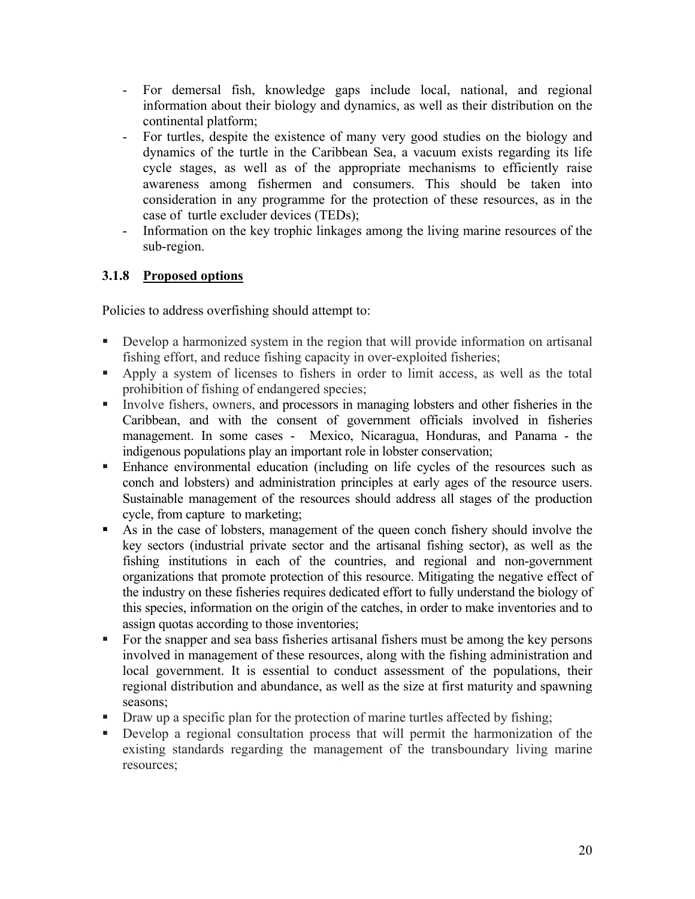- For demersal fish, knowledge gaps include local, national, and regional information about their biology and dynamics, as well as their distribution on the continental platform;
- For turtles, despite the existence of many very good studies on the biology and dynamics of the turtle in the Caribbean Sea, a vacuum exists regarding its life cycle stages, as well as of the appropriate mechanisms to efficiently raise awareness among fishermen and consumers. This should be taken into consideration in any programme for the protection of these resources, as in the case of turtle excluder devices (TEDs);
- Information on the key trophic linkages among the living marine resources of the sub-region.

### 3.1.8 Proposed options

Policies to address overfishing should attempt to:

- Develop a harmonized system in the region that will provide information on artisanal fishing effort, and reduce fishing capacity in over-exploited fisheries;
- Apply a system of licenses to fishers in order to limit access, as well as the total prohibition of fishing of endangered species;
- Involve fishers, owners, and processors in managing lobsters and other fisheries in the Caribbean, and with the consent of government officials involved in fisheries management. In some cases - Mexico, Nicaragua, Honduras, and Panama - the indigenous populations play an important role in lobster conservation;
- Enhance environmental education (including on life cycles of the resources such as conch and lobsters) and administration principles at early ages of the resource users. Sustainable management of the resources should address all stages of the production cycle, from capture to marketing;
- As in the case of lobsters, management of the queen conch fishery should involve the key sectors (industrial private sector and the artisanal fishing sector), as well as the fishing institutions in each of the countries, and regional and non-government organizations that promote protection of this resource. Mitigating the negative effect of the industry on these fisheries requires dedicated effort to fully understand the biology of this species, information on the origin of the catches, in order to make inventories and to assign quotas according to those inventories;
- For the snapper and sea bass fisheries artisanal fishers must be among the key persons involved in management of these resources, along with the fishing administration and local government. It is essential to conduct assessment of the populations, their regional distribution and abundance, as well as the size at first maturity and spawning seasons;
- Draw up a specific plan for the protection of marine turtles affected by fishing;
- Develop a regional consultation process that will permit the harmonization of the existing standards regarding the management of the transboundary living marine resources;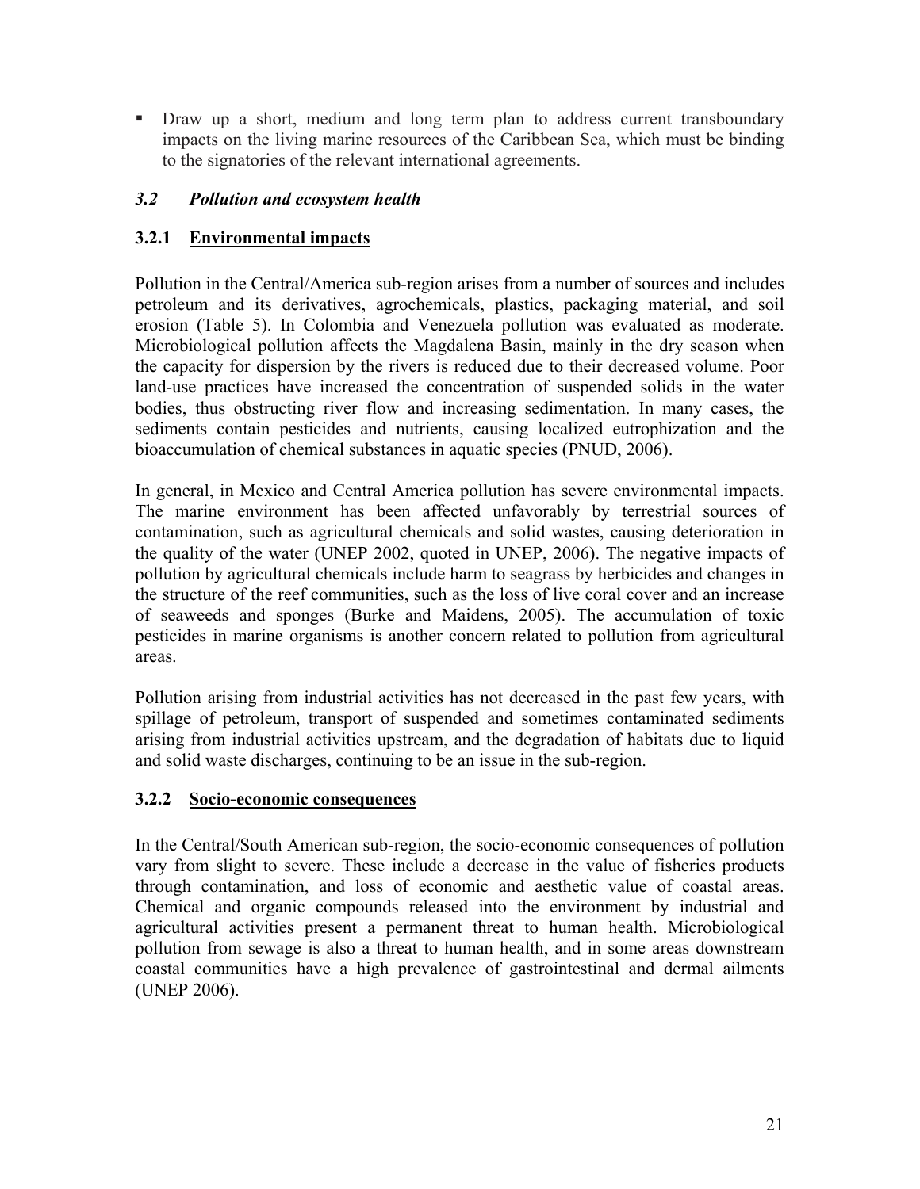- Draw up a short, medium and long term plan to address current transboundary impacts on the living marine resources of the Caribbean Sea, which must be binding to the signatories of the relevant international agreements.

## *3.2 Pollution and ecosystem health*

### 3.2.1 Environmental impacts

Pollution in the Central/America sub-region arises from a number of sources and includes petroleum and its derivatives, agrochemicals, plastics, packaging material, and soil erosion (Table 5). In Colombia and Venezuela pollution was evaluated as moderate. Microbiological pollution affects the Magdalena Basin, mainly in the dry season when the capacity for dispersion by the rivers is reduced due to their decreased volume. Poor land-use practices have increased the concentration of suspended solids in the water bodies, thus obstructing river flow and increasing sedimentation. In many cases, the sediments contain pesticides and nutrients, causing localized eutrophization and the bioaccumulation of chemical substances in aquatic species (PNUD, 2006).

In general, in Mexico and Central America pollution has severe environmental impacts. The marine environment has been affected unfavorably by terrestrial sources of contamination, such as agricultural chemicals and solid wastes, causing deterioration in the quality of the water (UNEP 2002, quoted in UNEP, 2006). The negative impacts of pollution by agricultural chemicals include harm to seagrass by herbicides and changes in the structure of the reef communities, such as the loss of live coral cover and an increase of seaweeds and sponges (Burke and Maidens, 2005). The accumulation of toxic pesticides in marine organisms is another concern related to pollution from agricultural areas.

Pollution arising from industrial activities has not decreased in the past few years, with spillage of petroleum, transport of suspended and sometimes contaminated sediments arising from industrial activities upstream, and the degradation of habitats due to liquid and solid waste discharges, continuing to be an issue in the sub-region.

### 3.2.2 Socio-economic consequences

In the Central/South American sub-region, the socio-economic consequences of pollution vary from slight to severe. These include a decrease in the value of fisheries products through contamination, and loss of economic and aesthetic value of coastal areas. Chemical and organic compounds released into the environment by industrial and agricultural activities present a permanent threat to human health. Microbiological pollution from sewage is also a threat to human health, and in some areas downstream coastal communities have a high prevalence of gastrointestinal and dermal ailments (UNEP 2006).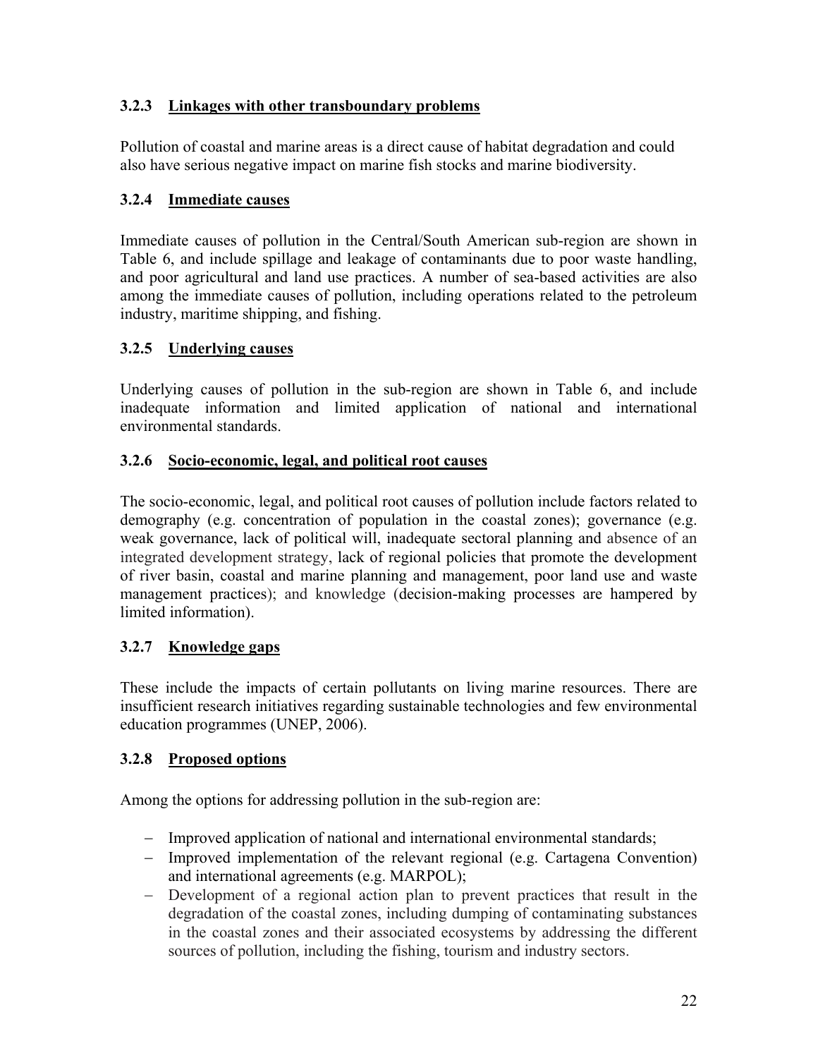### 3.2.3 Linkages with other transboundary problems

Pollution of coastal and marine areas is a direct cause of habitat degradation and could also have serious negative impact on marine fish stocks and marine biodiversity.

### 3.2.4 Immediate causes

Immediate causes of pollution in the Central/South American sub-region are shown in Table 6, and include spillage and leakage of contaminants due to poor waste handling, and poor agricultural and land use practices. A number of sea-based activities are also among the immediate causes of pollution, including operations related to the petroleum industry, maritime shipping, and fishing.

### 3.2.5 Underlying causes

Underlying causes of pollution in the sub-region are shown in Table 6, and include inadequate information and limited application of national and international environmental standards.

### 3.2.6 Socio-economic, legal, and political root causes

The socio-economic, legal, and political root causes of pollution include factors related to demography (e.g. concentration of population in the coastal zones); governance (e.g. weak governance, lack of political will, inadequate sectoral planning and absence of an integrated development strategy, lack of regional policies that promote the development of river basin, coastal and marine planning and management, poor land use and waste management practices); and knowledge (decision-making processes are hampered by limited information).

### 3.2.7 Knowledge gaps

These include the impacts of certain pollutants on living marine resources. There are insufficient research initiatives regarding sustainable technologies and few environmental education programmes (UNEP, 2006).

### 3.2.8 Proposed options

Among the options for addressing pollution in the sub-region are:

- Improved application of national and international environmental standards;
- Improved implementation of the relevant regional (e.g. Cartagena Convention) and international agreements (e.g. MARPOL);
- Development of a regional action plan to prevent practices that result in the degradation of the coastal zones, including dumping of contaminating substances in the coastal zones and their associated ecosystems by addressing the different sources of pollution, including the fishing, tourism and industry sectors.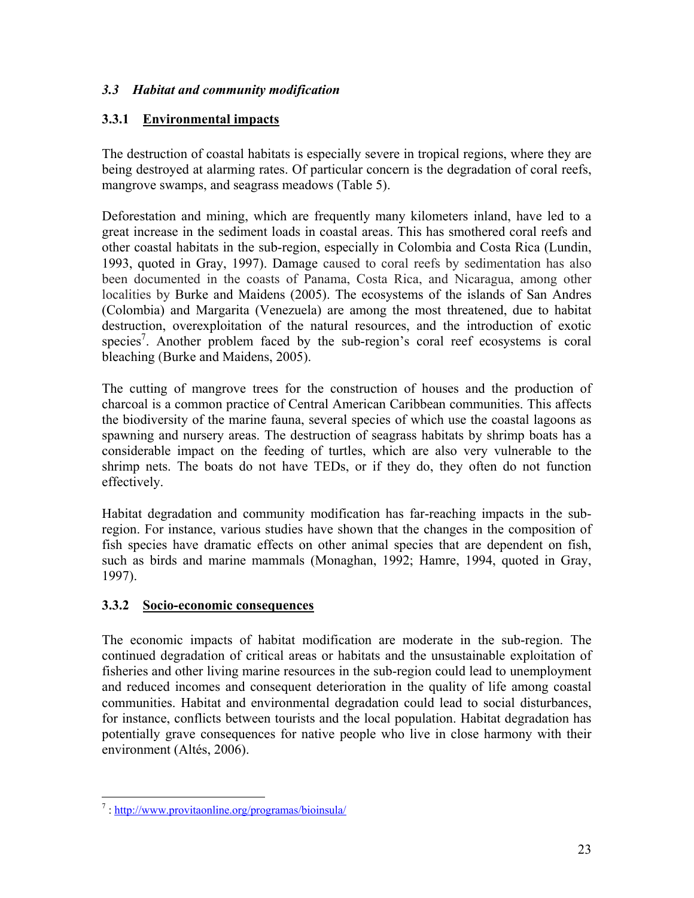### *3.3 Habitat and community modification*

#### 3.3.1 Environmental impacts

The destruction of coastal habitats is especially severe in tropical regions, where they are being destroyed at alarming rates. Of particular concern is the degradation of coral reefs, mangrove swamps, and seagrass meadows (Table 5).

Deforestation and mining, which are frequently many kilometers inland, have led to a great increase in the sediment loads in coastal areas. This has smothered coral reefs and other coastal habitats in the sub-region, especially in Colombia and Costa Rica (Lundin, 1993, quoted in Gray, 1997). Damage caused to coral reefs by sedimentation has also been documented in the coasts of Panama, Costa Rica, and Nicaragua, among other localities by Burke and Maidens (2005). The ecosystems of the islands of San Andres (Colombia) and Margarita (Venezuela) are among the most threatened, due to habitat destruction, overexploitation of the natural resources, and the introduction of exotic species[7]. Another problem faced by the sub-region's coral reef ecosystems is coral bleaching (Burke and Maidens, 2005).

The cutting of mangrove trees for the construction of houses and the production of charcoal is a common practice of Central American Caribbean communities. This affects the biodiversity of the marine fauna, several species of which use the coastal lagoons as spawning and nursery areas. The destruction of seagrass habitats by shrimp boats has a considerable impact on the feeding of turtles, which are also very vulnerable to the shrimp nets. The boats do not have TEDs, or if they do, they often do not function effectively.

Habitat degradation and community modification has far-reaching impacts in the sub-region. For instance, various studies have shown that the changes in the composition of fish species have dramatic effects on other animal species that are dependent on fish, such as birds and marine mammals (Monaghan, 1992; Hamre, 1994, quoted in Gray, 1997).

#### 3.3.2 Socio-economic consequences

The economic impacts of habitat modification are moderate in the sub-region. The continued degradation of critical areas or habitats and the unsustainable exploitation of fisheries and other living marine resources in the sub-region could lead to unemployment and reduced incomes and consequent deterioration in the quality of life among coastal communities. Habitat and environmental degradation could lead to social disturbances, for instance, conflicts between tourists and the local population. Habitat degradation has potentially grave consequences for native people who live in close harmony with their environment (Altés, 2006).

---

[7] : http://www.provitaonline.org/programas/bioinsula/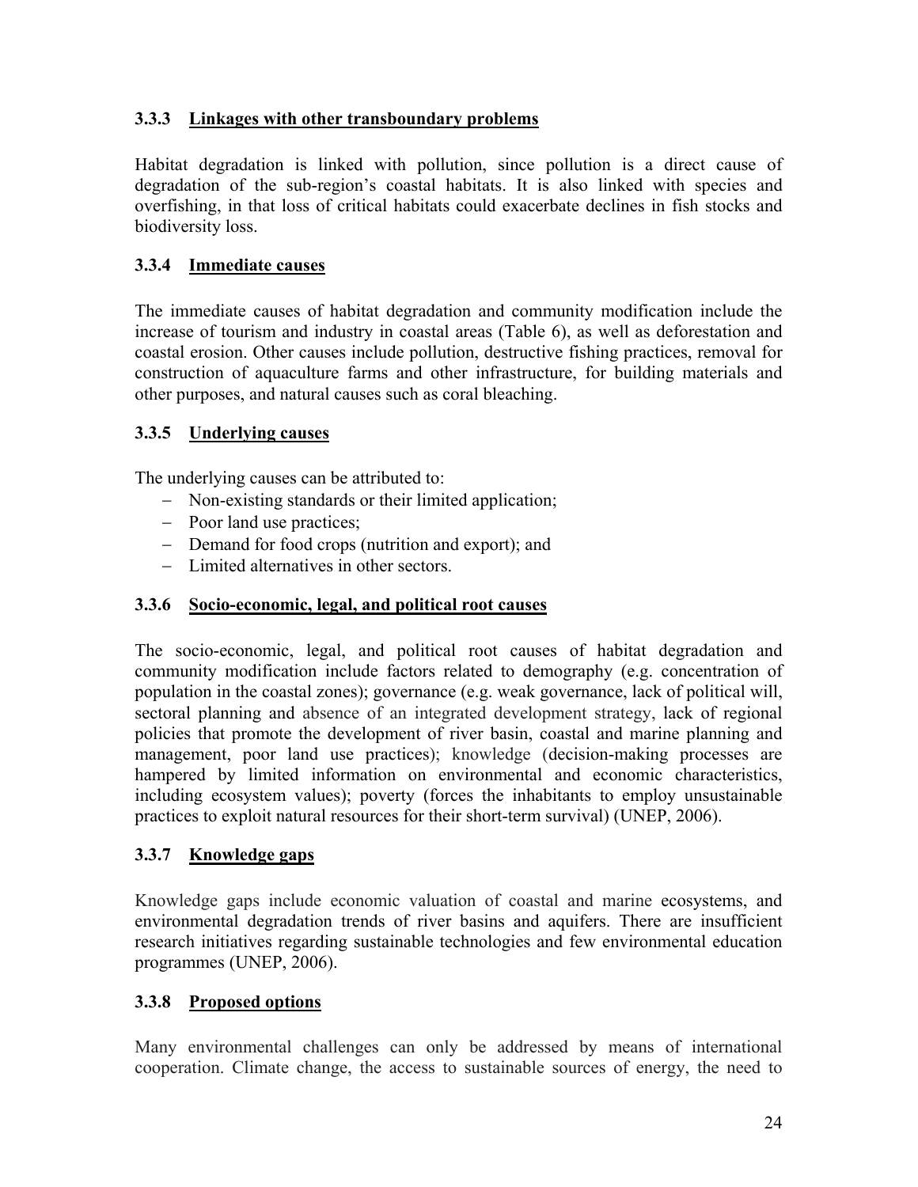### 3.3.3 Linkages with other transboundary problems

Habitat degradation is linked with pollution, since pollution is a direct cause of degradation of the sub-region's coastal habitats. It is also linked with species and overfishing, in that loss of critical habitats could exacerbate declines in fish stocks and biodiversity loss.

### 3.3.4 Immediate causes

The immediate causes of habitat degradation and community modification include the increase of tourism and industry in coastal areas (Table 6), as well as deforestation and coastal erosion. Other causes include pollution, destructive fishing practices, removal for construction of aquaculture farms and other infrastructure, for building materials and other purposes, and natural causes such as coral bleaching.

### 3.3.5 Underlying causes

The underlying causes can be attributed to:

- Non-existing standards or their limited application;
- Poor land use practices;
- Demand for food crops (nutrition and export); and
- Limited alternatives in other sectors.

### 3.3.6 Socio-economic, legal, and political root causes

The socio-economic, legal, and political root causes of habitat degradation and community modification include factors related to demography (e.g. concentration of population in the coastal zones); governance (e.g. weak governance, lack of political will, sectoral planning and absence of an integrated development strategy, lack of regional policies that promote the development of river basin, coastal and marine planning and management, poor land use practices); knowledge (decision-making processes are hampered by limited information on environmental and economic characteristics, including ecosystem values); poverty (forces the inhabitants to employ unsustainable practices to exploit natural resources for their short-term survival) (UNEP, 2006).

### 3.3.7 Knowledge gaps

Knowledge gaps include economic valuation of coastal and marine ecosystems, and environmental degradation trends of river basins and aquifers. There are insufficient research initiatives regarding sustainable technologies and few environmental education programmes (UNEP, 2006).

### 3.3.8 Proposed options

Many environmental challenges can only be addressed by means of international cooperation. Climate change, the access to sustainable sources of energy, the need to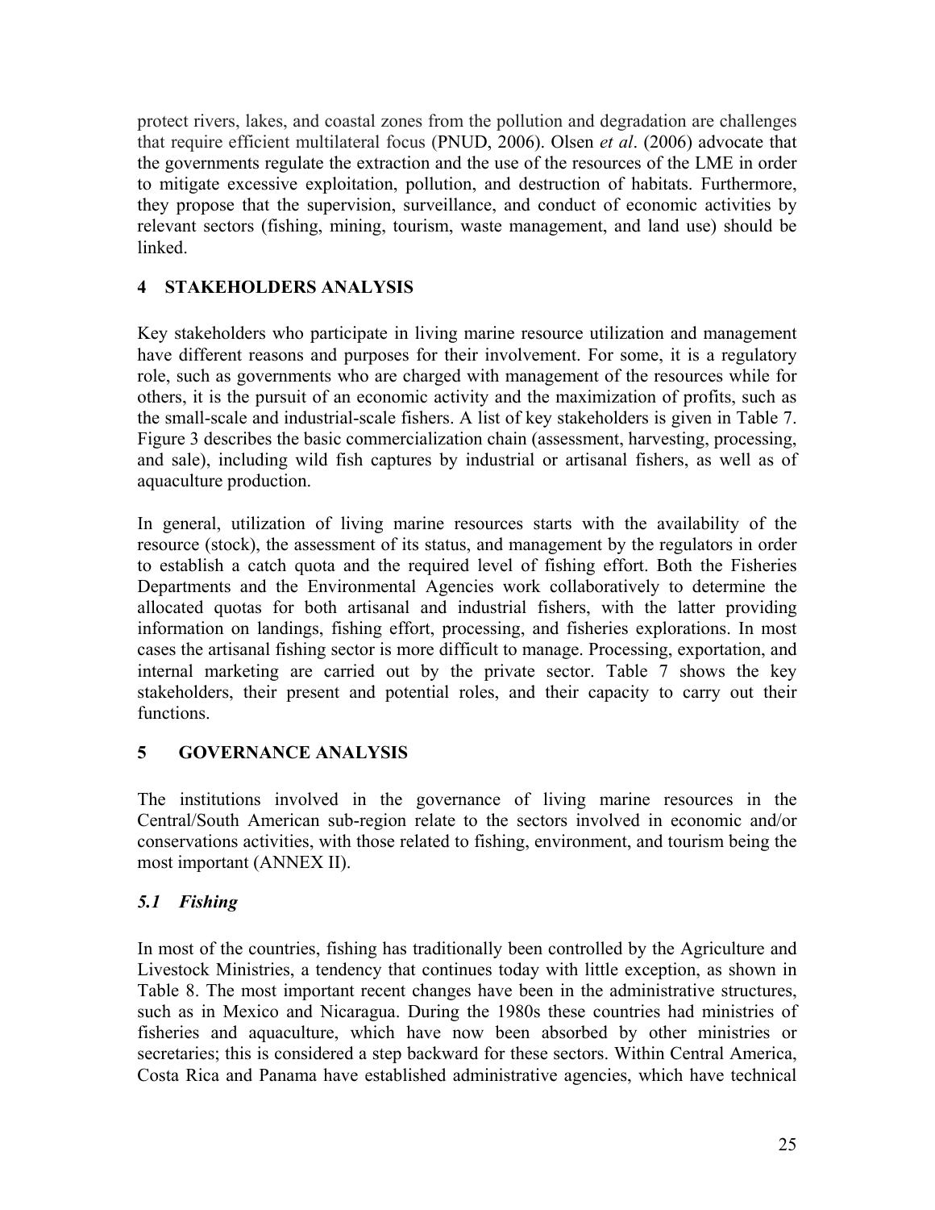protect rivers, lakes, and coastal zones from the pollution and degradation are challenges that require efficient multilateral focus (PNUD, 2006). Olsen *et al*. (2006) advocate that the governments regulate the extraction and the use of the resources of the LME in order to mitigate excessive exploitation, pollution, and destruction of habitats. Furthermore, they propose that the supervision, surveillance, and conduct of economic activities by relevant sectors (fishing, mining, tourism, waste management, and land use) should be linked.

## 4 STAKEHOLDERS ANALYSIS

Key stakeholders who participate in living marine resource utilization and management have different reasons and purposes for their involvement. For some, it is a regulatory role, such as governments who are charged with management of the resources while for others, it is the pursuit of an economic activity and the maximization of profits, such as the small-scale and industrial-scale fishers. A list of key stakeholders is given in Table 7. Figure 3 describes the basic commercialization chain (assessment, harvesting, processing, and sale), including wild fish captures by industrial or artisanal fishers, as well as of aquaculture production.

In general, utilization of living marine resources starts with the availability of the resource (stock), the assessment of its status, and management by the regulators in order to establish a catch quota and the required level of fishing effort. Both the Fisheries Departments and the Environmental Agencies work collaboratively to determine the allocated quotas for both artisanal and industrial fishers, with the latter providing information on landings, fishing effort, processing, and fisheries explorations. In most cases the artisanal fishing sector is more difficult to manage. Processing, exportation, and internal marketing are carried out by the private sector. Table 7 shows the key stakeholders, their present and potential roles, and their capacity to carry out their functions.

## 5 GOVERNANCE ANALYSIS

The institutions involved in the governance of living marine resources in the Central/South American sub-region relate to the sectors involved in economic and/or conservations activities, with those related to fishing, environment, and tourism being the most important (ANNEX II).

### *5.1 Fishing*

In most of the countries, fishing has traditionally been controlled by the Agriculture and Livestock Ministries, a tendency that continues today with little exception, as shown in Table 8. The most important recent changes have been in the administrative structures, such as in Mexico and Nicaragua. During the 1980s these countries had ministries of fisheries and aquaculture, which have now been absorbed by other ministries or secretaries; this is considered a step backward for these sectors. Within Central America, Costa Rica and Panama have established administrative agencies, which have technical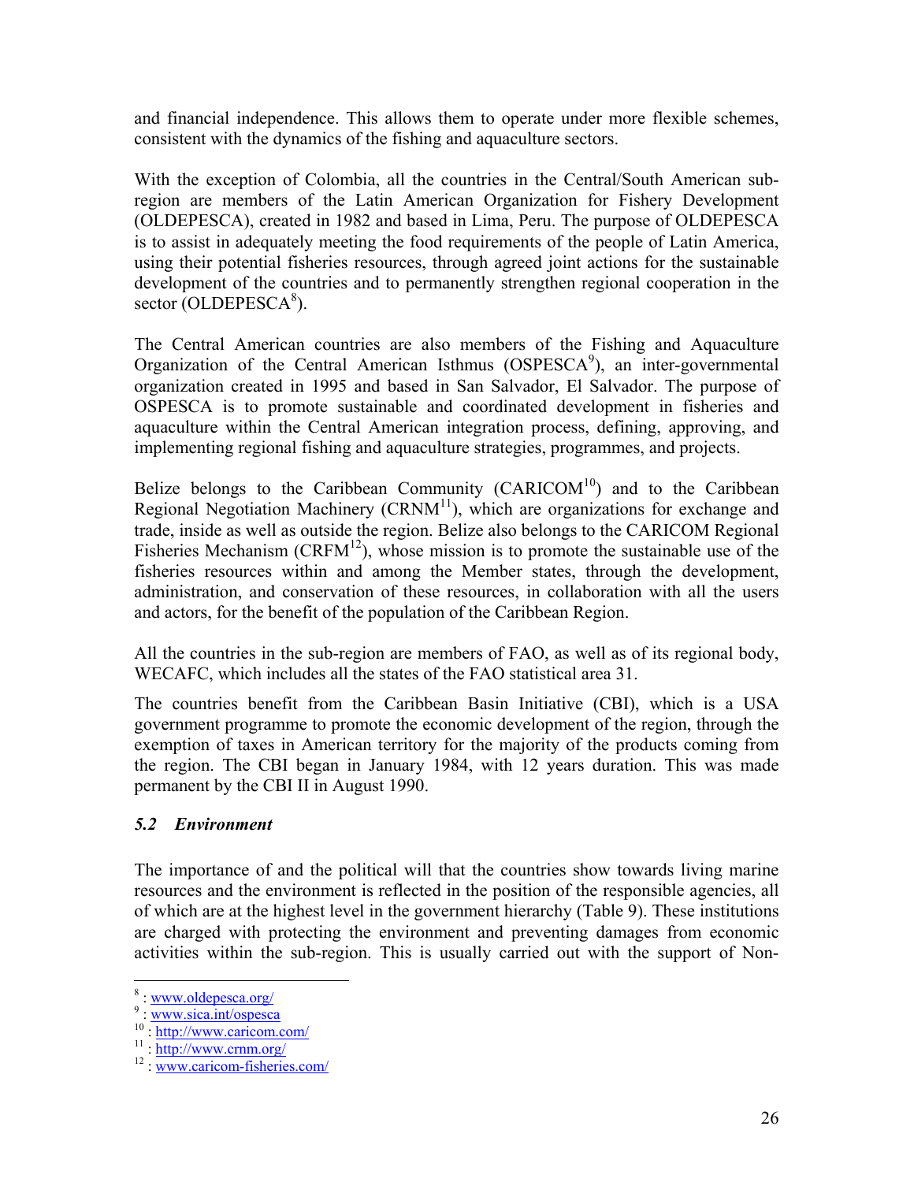and financial independence. This allows them to operate under more flexible schemes, consistent with the dynamics of the fishing and aquaculture sectors.

With the exception of Colombia, all the countries in the Central/South American sub-region are members of the Latin American Organization for Fishery Development (OLDEPESCA), created in 1982 and based in Lima, Peru. The purpose of OLDEPESCA is to assist in adequately meeting the food requirements of the people of Latin America, using their potential fisheries resources, through agreed joint actions for the sustainable development of the countries and to permanently strengthen regional cooperation in the sector (OLDEPESCA[8]).

The Central American countries are also members of the Fishing and Aquaculture Organization of the Central American Isthmus (OSPESCA[9]), an inter-governmental organization created in 1995 and based in San Salvador, El Salvador. The purpose of OSPESCA is to promote sustainable and coordinated development in fisheries and aquaculture within the Central American integration process, defining, approving, and implementing regional fishing and aquaculture strategies, programmes, and projects.

Belize belongs to the Caribbean Community (CARICOM[10]) and to the Caribbean Regional Negotiation Machinery (CRNM[11]), which are organizations for exchange and trade, inside as well as outside the region. Belize also belongs to the CARICOM Regional Fisheries Mechanism (CRFM[12]), whose mission is to promote the sustainable use of the fisheries resources within and among the Member states, through the development, administration, and conservation of these resources, in collaboration with all the users and actors, for the benefit of the population of the Caribbean Region.

All the countries in the sub-region are members of FAO, as well as of its regional body, WECAFC, which includes all the states of the FAO statistical area 31.

The countries benefit from the Caribbean Basin Initiative (CBI), which is a USA government programme to promote the economic development of the region, through the exemption of taxes in American territory for the majority of the products coming from the region. The CBI began in January 1984, with 12 years duration. This was made permanent by the CBI II in August 1990.

### *5.2 Environment*

The importance of and the political will that the countries show towards living marine resources and the environment is reflected in the position of the responsible agencies, all of which are at the highest level in the government hierarchy (Table 9). These institutions are charged with protecting the environment and preventing damages from economic activities within the sub-region. This is usually carried out with the support of Non-

[8] : www.oldepesca.org/
[9] : www.sica.int/ospesca
[10] : http://www.caricom.com/
[11] : http://www.crnm.org/
[12] : www.caricom-fisheries.com/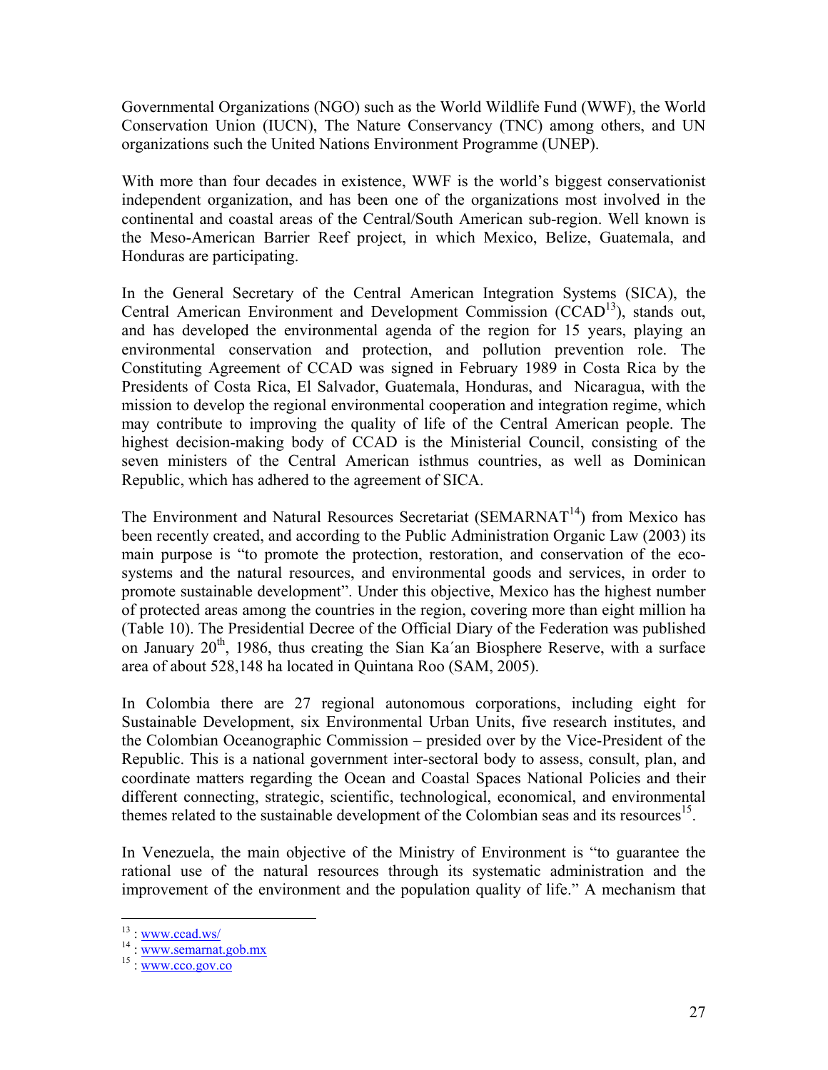Governmental Organizations (NGO) such as the World Wildlife Fund (WWF), the World Conservation Union (IUCN), The Nature Conservancy (TNC) among others, and UN organizations such the United Nations Environment Programme (UNEP).

With more than four decades in existence, WWF is the world's biggest conservationist independent organization, and has been one of the organizations most involved in the continental and coastal areas of the Central/South American sub-region. Well known is the Meso-American Barrier Reef project, in which Mexico, Belize, Guatemala, and Honduras are participating.

In the General Secretary of the Central American Integration Systems (SICA), the Central American Environment and Development Commission (CCAD[13]), stands out, and has developed the environmental agenda of the region for 15 years, playing an environmental conservation and protection, and pollution prevention role. The Constituting Agreement of CCAD was signed in February 1989 in Costa Rica by the Presidents of Costa Rica, El Salvador, Guatemala, Honduras, and Nicaragua, with the mission to develop the regional environmental cooperation and integration regime, which may contribute to improving the quality of life of the Central American people. The highest decision-making body of CCAD is the Ministerial Council, consisting of the seven ministers of the Central American isthmus countries, as well as Dominican Republic, which has adhered to the agreement of SICA.

The Environment and Natural Resources Secretariat (SEMARNAT[14]) from Mexico has been recently created, and according to the Public Administration Organic Law (2003) its main purpose is "to promote the protection, restoration, and conservation of the eco-systems and the natural resources, and environmental goods and services, in order to promote sustainable development". Under this objective, Mexico has the highest number of protected areas among the countries in the region, covering more than eight million ha (Table 10). The Presidential Decree of the Official Diary of the Federation was published on January 20th, 1986, thus creating the Sian Ka´an Biosphere Reserve, with a surface area of about 528,148 ha located in Quintana Roo (SAM, 2005).

In Colombia there are 27 regional autonomous corporations, including eight for Sustainable Development, six Environmental Urban Units, five research institutes, and the Colombian Oceanographic Commission – presided over by the Vice-President of the Republic. This is a national government inter-sectoral body to assess, consult, plan, and coordinate matters regarding the Ocean and Coastal Spaces National Policies and their different connecting, strategic, scientific, technological, economical, and environmental themes related to the sustainable development of the Colombian seas and its resources[15].

In Venezuela, the main objective of the Ministry of Environment is "to guarantee the rational use of the natural resources through its systematic administration and the improvement of the environment and the population quality of life." A mechanism that

---

[13] : www.ccad.ws/

[14] : www.semarnat.gob.mx

[15] : www.cco.gov.co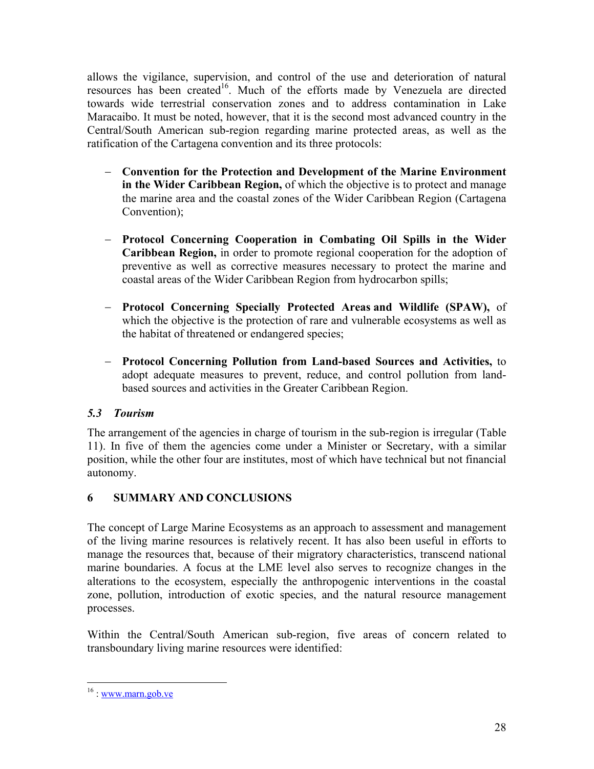allows the vigilance, supervision, and control of the use and deterioration of natural resources has been created[16]. Much of the efforts made by Venezuela are directed towards wide terrestrial conservation zones and to address contamination in Lake Maracaibo. It must be noted, however, that it is the second most advanced country in the Central/South American sub-region regarding marine protected areas, as well as the ratification of the Cartagena convention and its three protocols:

- **Convention for the Protection and Development of the Marine Environment in the Wider Caribbean Region,** of which the objective is to protect and manage the marine area and the coastal zones of the Wider Caribbean Region (Cartagena Convention);

- **Protocol Concerning Cooperation in Combating Oil Spills in the Wider Caribbean Region,** in order to promote regional cooperation for the adoption of preventive as well as corrective measures necessary to protect the marine and coastal areas of the Wider Caribbean Region from hydrocarbon spills;

- **Protocol Concerning Specially Protected Areas and Wildlife (SPAW),** of which the objective is the protection of rare and vulnerable ecosystems as well as the habitat of threatened or endangered species;

- **Protocol Concerning Pollution from Land-based Sources and Activities,** to adopt adequate measures to prevent, reduce, and control pollution from land-based sources and activities in the Greater Caribbean Region.

### *5.3 Tourism*

The arrangement of the agencies in charge of tourism in the sub-region is irregular (Table 11). In five of them the agencies come under a Minister or Secretary, with a similar position, while the other four are institutes, most of which have technical but not financial autonomy.

## 6 SUMMARY AND CONCLUSIONS

The concept of Large Marine Ecosystems as an approach to assessment and management of the living marine resources is relatively recent. It has also been useful in efforts to manage the resources that, because of their migratory characteristics, transcend national marine boundaries. A focus at the LME level also serves to recognize changes in the alterations to the ecosystem, especially the anthropogenic interventions in the coastal zone, pollution, introduction of exotic species, and the natural resource management processes.

Within the Central/South American sub-region, five areas of concern related to transboundary living marine resources were identified:

[16] : www.marn.gob.ve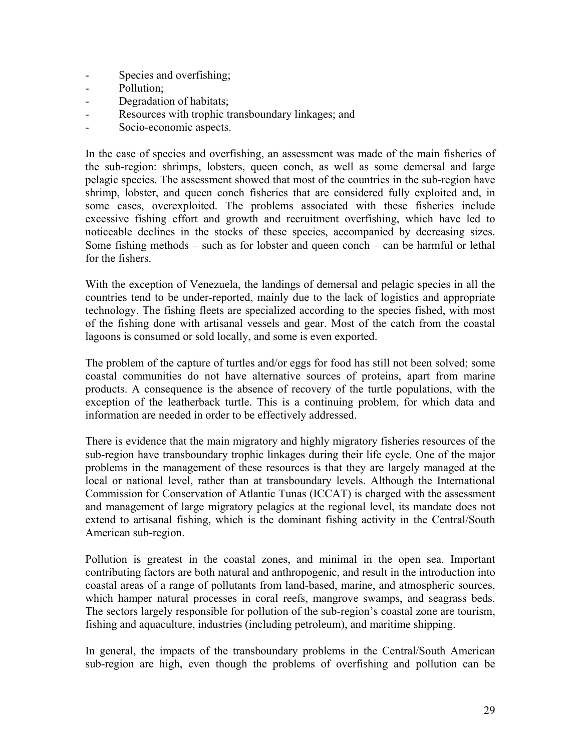- Species and overfishing;
- Pollution;
- Degradation of habitats;
- Resources with trophic transboundary linkages; and
- Socio-economic aspects.

In the case of species and overfishing, an assessment was made of the main fisheries of the sub-region: shrimps, lobsters, queen conch, as well as some demersal and large pelagic species. The assessment showed that most of the countries in the sub-region have shrimp, lobster, and queen conch fisheries that are considered fully exploited and, in some cases, overexploited. The problems associated with these fisheries include excessive fishing effort and growth and recruitment overfishing, which have led to noticeable declines in the stocks of these species, accompanied by decreasing sizes. Some fishing methods – such as for lobster and queen conch – can be harmful or lethal for the fishers.

With the exception of Venezuela, the landings of demersal and pelagic species in all the countries tend to be under-reported, mainly due to the lack of logistics and appropriate technology. The fishing fleets are specialized according to the species fished, with most of the fishing done with artisanal vessels and gear. Most of the catch from the coastal lagoons is consumed or sold locally, and some is even exported.

The problem of the capture of turtles and/or eggs for food has still not been solved; some coastal communities do not have alternative sources of proteins, apart from marine products. A consequence is the absence of recovery of the turtle populations, with the exception of the leatherback turtle. This is a continuing problem, for which data and information are needed in order to be effectively addressed.

There is evidence that the main migratory and highly migratory fisheries resources of the sub-region have transboundary trophic linkages during their life cycle. One of the major problems in the management of these resources is that they are largely managed at the local or national level, rather than at transboundary levels. Although the International Commission for Conservation of Atlantic Tunas (ICCAT) is charged with the assessment and management of large migratory pelagics at the regional level, its mandate does not extend to artisanal fishing, which is the dominant fishing activity in the Central/South American sub-region.

Pollution is greatest in the coastal zones, and minimal in the open sea. Important contributing factors are both natural and anthropogenic, and result in the introduction into coastal areas of a range of pollutants from land-based, marine, and atmospheric sources, which hamper natural processes in coral reefs, mangrove swamps, and seagrass beds. The sectors largely responsible for pollution of the sub-region's coastal zone are tourism, fishing and aquaculture, industries (including petroleum), and maritime shipping.

In general, the impacts of the transboundary problems in the Central/South American sub-region are high, even though the problems of overfishing and pollution can be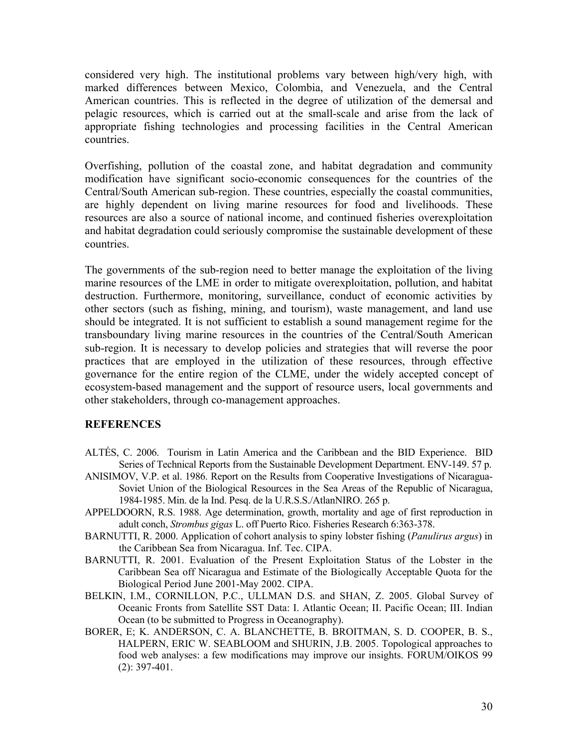considered very high. The institutional problems vary between high/very high, with marked differences between Mexico, Colombia, and Venezuela, and the Central American countries. This is reflected in the degree of utilization of the demersal and pelagic resources, which is carried out at the small-scale and arise from the lack of appropriate fishing technologies and processing facilities in the Central American countries.

Overfishing, pollution of the coastal zone, and habitat degradation and community modification have significant socio-economic consequences for the countries of the Central/South American sub-region. These countries, especially the coastal communities, are highly dependent on living marine resources for food and livelihoods. These resources are also a source of national income, and continued fisheries overexploitation and habitat degradation could seriously compromise the sustainable development of these countries.

The governments of the sub-region need to better manage the exploitation of the living marine resources of the LME in order to mitigate overexploitation, pollution, and habitat destruction. Furthermore, monitoring, surveillance, conduct of economic activities by other sectors (such as fishing, mining, and tourism), waste management, and land use should be integrated. It is not sufficient to establish a sound management regime for the transboundary living marine resources in the countries of the Central/South American sub-region. It is necessary to develop policies and strategies that will reverse the poor practices that are employed in the utilization of these resources, through effective governance for the entire region of the CLME, under the widely accepted concept of ecosystem-based management and the support of resource users, local governments and other stakeholders, through co-management approaches.

## REFERENCES

ALTÉS, C. 2006. Tourism in Latin America and the Caribbean and the BID Experience. BID Series of Technical Reports from the Sustainable Development Department. ENV-149. 57 p.

ANISIMOV, V.P. et al. 1986. Report on the Results from Cooperative Investigations of Nicaragua-Soviet Union of the Biological Resources in the Sea Areas of the Republic of Nicaragua, 1984-1985. Min. de la Ind. Pesq. de la U.R.S.S./AtlanNIRO. 265 p.

APPELDOORN, R.S. 1988. Age determination, growth, mortality and age of first reproduction in adult conch, *Strombus gigas* L. off Puerto Rico. Fisheries Research 6:363-378.

BARNUTTI, R. 2000. Application of cohort analysis to spiny lobster fishing (*Panulirus argus*) in the Caribbean Sea from Nicaragua. Inf. Tec. CIPA.

BARNUTTI, R. 2001. Evaluation of the Present Exploitation Status of the Lobster in the Caribbean Sea off Nicaragua and Estimate of the Biologically Acceptable Quota for the Biological Period June 2001-May 2002. CIPA.

BELKIN, I.M., CORNILLON, P.C., ULLMAN D.S. and SHAN, Z. 2005. Global Survey of Oceanic Fronts from Satellite SST Data: I. Atlantic Ocean; II. Pacific Ocean; III. Indian Ocean (to be submitted to Progress in Oceanography).

BORER, E; K. ANDERSON, C. A. BLANCHETTE, B. BROITMAN, S. D. COOPER, B. S., HALPERN, ERIC W. SEABLOOM and SHURIN, J.B. 2005. Topological approaches to food web analyses: a few modifications may improve our insights. FORUM/OIKOS 99 (2): 397-401.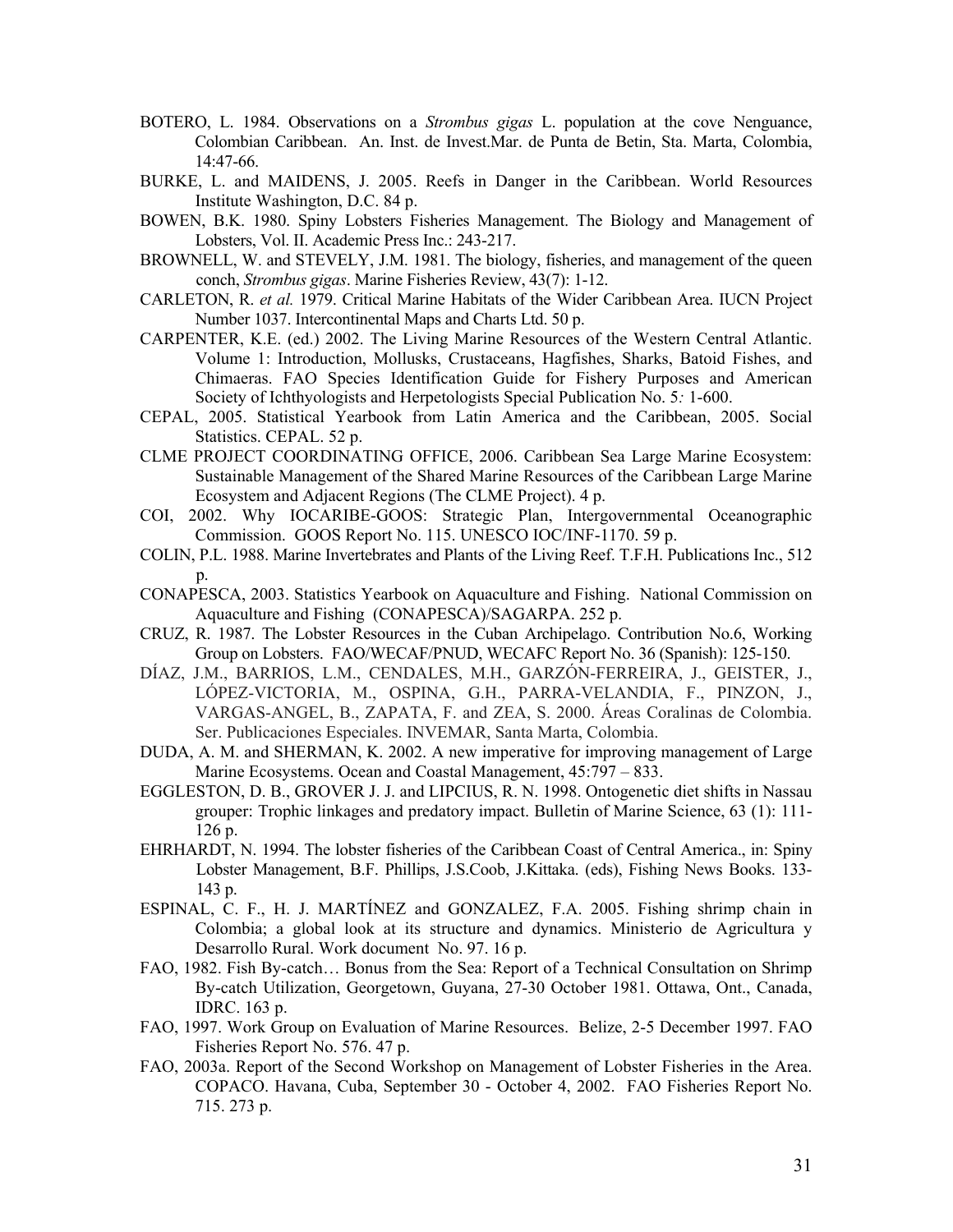BOTERO, L. 1984. Observations on a *Strombus gigas* L. population at the cove Nenguance, Colombian Caribbean. An. Inst. de Invest.Mar. de Punta de Betin, Sta. Marta, Colombia, 14:47-66.

BURKE, L. and MAIDENS, J. 2005. Reefs in Danger in the Caribbean. World Resources Institute Washington, D.C. 84 p.

BOWEN, B.K. 1980. Spiny Lobsters Fisheries Management. The Biology and Management of Lobsters, Vol. II. Academic Press Inc.: 243-217.

BROWNELL, W. and STEVELY, J.M. 1981. The biology, fisheries, and management of the queen conch, *Strombus gigas*. Marine Fisheries Review, 43(7): 1-12.

CARLETON, R. *et al.* 1979. Critical Marine Habitats of the Wider Caribbean Area. IUCN Project Number 1037. Intercontinental Maps and Charts Ltd. 50 p.

CARPENTER, K.E. (ed.) 2002. The Living Marine Resources of the Western Central Atlantic. Volume 1: Introduction, Mollusks, Crustaceans, Hagfishes, Sharks, Batoid Fishes, and Chimaeras. FAO Species Identification Guide for Fishery Purposes and American Society of Ichthyologists and Herpetologists Special Publication No. 5*:* 1-600.

CEPAL, 2005. Statistical Yearbook from Latin America and the Caribbean, 2005. Social Statistics. CEPAL. 52 p.

CLME PROJECT COORDINATING OFFICE, 2006. Caribbean Sea Large Marine Ecosystem: Sustainable Management of the Shared Marine Resources of the Caribbean Large Marine Ecosystem and Adjacent Regions (The CLME Project). 4 p.

COI, 2002. Why IOCARIBE-GOOS: Strategic Plan, Intergovernmental Oceanographic Commission. GOOS Report No. 115. UNESCO IOC/INF-1170. 59 p.

COLIN, P.L. 1988. Marine Invertebrates and Plants of the Living Reef. T.F.H. Publications Inc., 512 p.

CONAPESCA, 2003. Statistics Yearbook on Aquaculture and Fishing. National Commission on Aquaculture and Fishing (CONAPESCA)/SAGARPA. 252 p.

CRUZ, R. 1987. The Lobster Resources in the Cuban Archipelago. Contribution No.6, Working Group on Lobsters. FAO/WECAF/PNUD, WECAFC Report No. 36 (Spanish): 125-150.

DÍAZ, J.M., BARRIOS, L.M., CENDALES, M.H., GARZÓN-FERREIRA, J., GEISTER, J., LÓPEZ-VICTORIA, M., OSPINA, G.H., PARRA-VELANDIA, F., PINZON, J., VARGAS-ANGEL, B., ZAPATA, F. and ZEA, S. 2000. Áreas Coralinas de Colombia. Ser. Publicaciones Especiales. INVEMAR, Santa Marta, Colombia.

DUDA, A. M. and SHERMAN, K. 2002. A new imperative for improving management of Large Marine Ecosystems. Ocean and Coastal Management, 45:797 – 833.

EGGLESTON, D. B., GROVER J. J. and LIPCIUS, R. N. 1998. Ontogenetic diet shifts in Nassau grouper: Trophic linkages and predatory impact. Bulletin of Marine Science, 63 (1): 111-126 p.

EHRHARDT, N. 1994. The lobster fisheries of the Caribbean Coast of Central America., in: Spiny Lobster Management, B.F. Phillips, J.S.Coob, J.Kittaka. (eds), Fishing News Books. 133-143 p.

ESPINAL, C. F., H. J. MARTÍNEZ and GONZALEZ, F.A. 2005. Fishing shrimp chain in Colombia; a global look at its structure and dynamics. Ministerio de Agricultura y Desarrollo Rural. Work document No. 97. 16 p.

FAO, 1982. Fish By-catch… Bonus from the Sea: Report of a Technical Consultation on Shrimp By-catch Utilization, Georgetown, Guyana, 27-30 October 1981. Ottawa, Ont., Canada, IDRC. 163 p.

FAO, 1997. Work Group on Evaluation of Marine Resources. Belize, 2-5 December 1997. FAO Fisheries Report No. 576. 47 p.

FAO, 2003a. Report of the Second Workshop on Management of Lobster Fisheries in the Area. COPACO. Havana, Cuba, September 30 - October 4, 2002. FAO Fisheries Report No. 715. 273 p.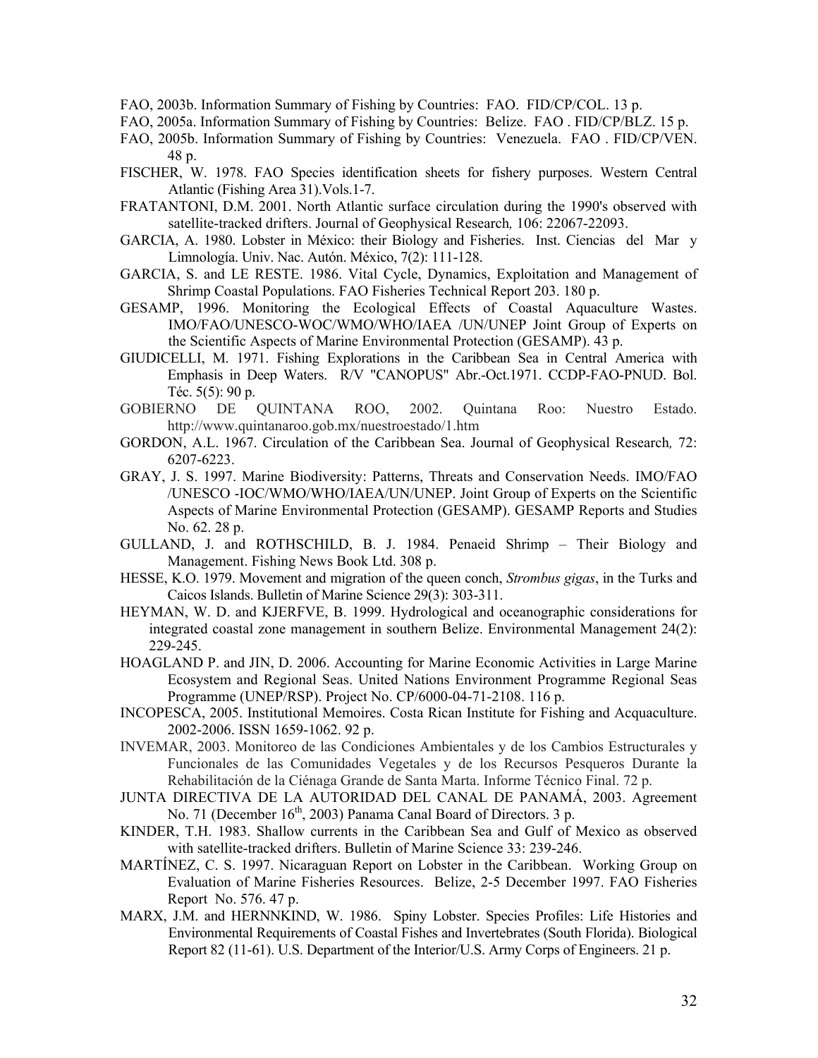FAO, 2003b. Information Summary of Fishing by Countries: FAO. FID/CP/COL. 13 p.

FAO, 2005a. Information Summary of Fishing by Countries: Belize. FAO . FID/CP/BLZ. 15 p.

FAO, 2005b. Information Summary of Fishing by Countries: Venezuela. FAO . FID/CP/VEN. 48 p.

FISCHER, W. 1978. FAO Species identification sheets for fishery purposes. Western Central Atlantic (Fishing Area 31).Vols.1-7.

FRATANTONI, D.M. 2001. North Atlantic surface circulation during the 1990's observed with satellite-tracked drifters. Journal of Geophysical Research*,* 106: 22067-22093.

GARCIA, A. 1980. Lobster in México: their Biology and Fisheries. Inst. Ciencias del Mar y Limnología. Univ. Nac. Autón. México, 7(2): 111-128.

GARCIA, S. and LE RESTE. 1986. Vital Cycle, Dynamics, Exploitation and Management of Shrimp Coastal Populations. FAO Fisheries Technical Report 203. 180 p.

GESAMP, 1996. Monitoring the Ecological Effects of Coastal Aquaculture Wastes. IMO/FAO/UNESCO-WOC/WMO/WHO/IAEA /UN/UNEP Joint Group of Experts on the Scientific Aspects of Marine Environmental Protection (GESAMP). 43 p.

GIUDICELLI, M. 1971. Fishing Explorations in the Caribbean Sea in Central America with Emphasis in Deep Waters. R/V "CANOPUS" Abr.-Oct.1971. CCDP-FAO-PNUD. Bol. Téc. 5(5): 90 p.

GOBIERNO DE QUINTANA ROO, 2002. Quintana Roo: Nuestro Estado. http://www.quintanaroo.gob.mx/nuestroestado/1.htm

GORDON, A.L. 1967. Circulation of the Caribbean Sea. Journal of Geophysical Research*,* 72: 6207-6223.

GRAY, J. S. 1997. Marine Biodiversity: Patterns, Threats and Conservation Needs. IMO/FAO /UNESCO -IOC/WMO/WHO/IAEA/UN/UNEP. Joint Group of Experts on the Scientific Aspects of Marine Environmental Protection (GESAMP). GESAMP Reports and Studies No. 62. 28 p.

GULLAND, J. and ROTHSCHILD, B. J. 1984. Penaeid Shrimp – Their Biology and Management. Fishing News Book Ltd. 308 p.

HESSE, K.O. 1979. Movement and migration of the queen conch, *Strombus gigas*, in the Turks and Caicos Islands. Bulletin of Marine Science 29(3): 303-311.

HEYMAN, W. D. and KJERFVE, B. 1999. Hydrological and oceanographic considerations for integrated coastal zone management in southern Belize. Environmental Management 24(2): 229-245.

HOAGLAND P. and JIN, D. 2006. Accounting for Marine Economic Activities in Large Marine Ecosystem and Regional Seas. United Nations Environment Programme Regional Seas Programme (UNEP/RSP). Project No. CP/6000-04-71-2108. 116 p.

INCOPESCA, 2005. Institutional Memoires. Costa Rican Institute for Fishing and Acquaculture. 2002-2006. ISSN 1659-1062. 92 p.

INVEMAR, 2003. Monitoreo de las Condiciones Ambientales y de los Cambios Estructurales y Funcionales de las Comunidades Vegetales y de los Recursos Pesqueros Durante la Rehabilitación de la Ciénaga Grande de Santa Marta. Informe Técnico Final. 72 p.

JUNTA DIRECTIVA DE LA AUTORIDAD DEL CANAL DE PANAMÁ, 2003. Agreement No. 71 (December 16th, 2003) Panama Canal Board of Directors. 3 p.

KINDER, T.H. 1983. Shallow currents in the Caribbean Sea and Gulf of Mexico as observed with satellite-tracked drifters. Bulletin of Marine Science 33: 239-246.

MARTÍNEZ, C. S. 1997. Nicaraguan Report on Lobster in the Caribbean. Working Group on Evaluation of Marine Fisheries Resources. Belize, 2-5 December 1997. FAO Fisheries Report No. 576. 47 p.

MARX, J.M. and HERNNKIND, W. 1986. Spiny Lobster. Species Profiles: Life Histories and Environmental Requirements of Coastal Fishes and Invertebrates (South Florida). Biological Report 82 (11-61). U.S. Department of the Interior/U.S. Army Corps of Engineers. 21 p.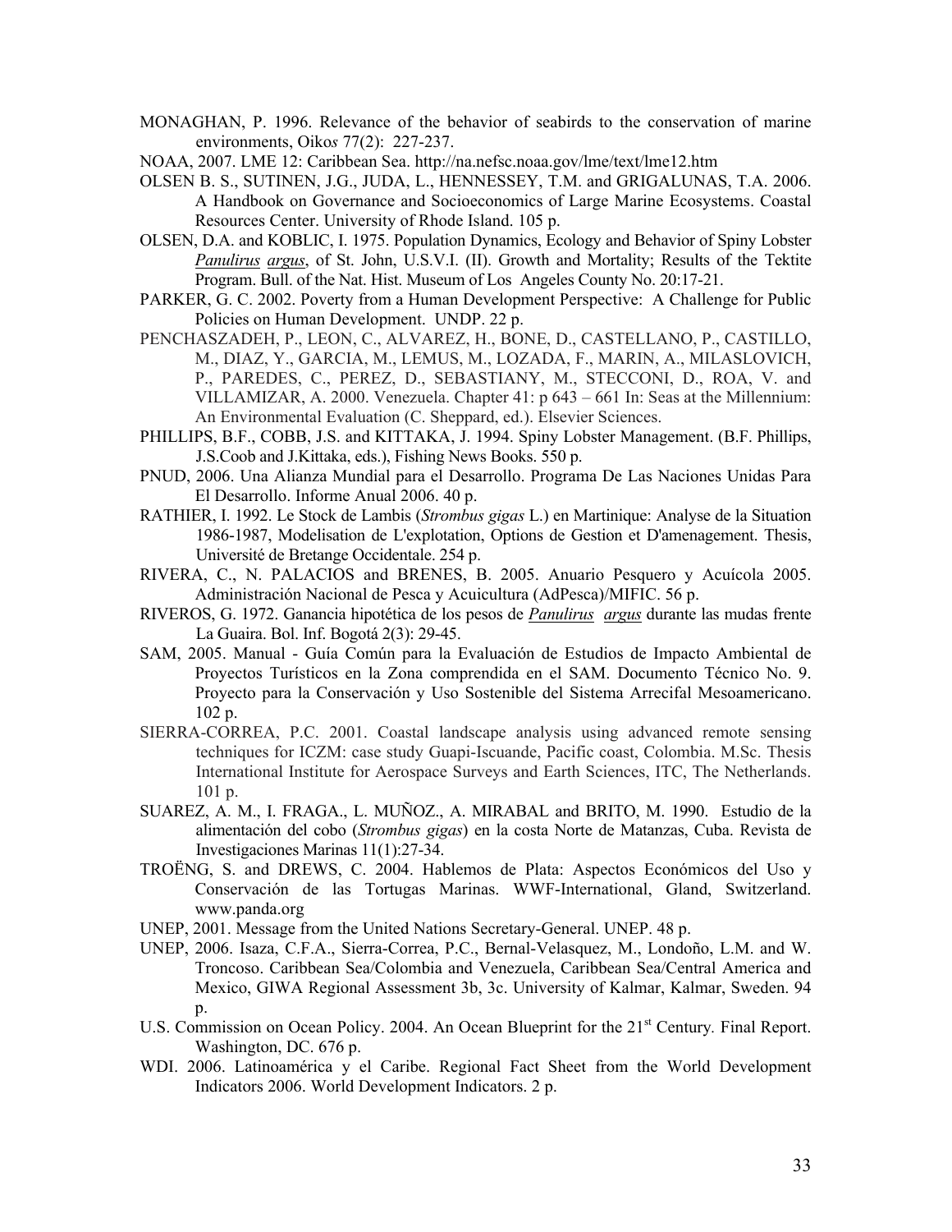MONAGHAN, P. 1996. Relevance of the behavior of seabirds to the conservation of marine environments, Oiko*s* 77(2): 227-237.

NOAA, 2007. LME 12: Caribbean Sea. http://na.nefsc.noaa.gov/lme/text/lme12.htm

OLSEN B. S., SUTINEN, J.G., JUDA, L., HENNESSEY, T.M. and GRIGALUNAS, T.A. 2006. A Handbook on Governance and Socioeconomics of Large Marine Ecosystems. Coastal Resources Center. University of Rhode Island. 105 p.

OLSEN, D.A. and KOBLIC, I. 1975. Population Dynamics, Ecology and Behavior of Spiny Lobster *Panulirus argus*, of St. John, U.S.V.I. (II). Growth and Mortality; Results of the Tektite Program. Bull. of the Nat. Hist. Museum of Los Angeles County No. 20:17-21.

PARKER, G. C. 2002. Poverty from a Human Development Perspective: A Challenge for Public Policies on Human Development. UNDP. 22 p.

PENCHASZADEH, P., LEON, C., ALVAREZ, H., BONE, D., CASTELLANO, P., CASTILLO, M., DIAZ, Y., GARCIA, M., LEMUS, M., LOZADA, F., MARIN, A., MILASLOVICH, P., PAREDES, C., PEREZ, D., SEBASTIANY, M., STECCONI, D., ROA, V. and VILLAMIZAR, A. 2000. Venezuela. Chapter 41: p 643 – 661 In: Seas at the Millennium: An Environmental Evaluation (C. Sheppard, ed.). Elsevier Sciences.

PHILLIPS, B.F., COBB, J.S. and KITTAKA, J. 1994. Spiny Lobster Management. (B.F. Phillips, J.S.Coob and J.Kittaka, eds.), Fishing News Books. 550 p.

PNUD, 2006. Una Alianza Mundial para el Desarrollo. Programa De Las Naciones Unidas Para El Desarrollo. Informe Anual 2006. 40 p.

RATHIER, I. 1992. Le Stock de Lambis (*Strombus gigas* L.) en Martinique: Analyse de la Situation 1986-1987, Modelisation de L'explotation, Options de Gestion et D'amenagement. Thesis, Université de Bretange Occidentale. 254 p.

RIVERA, C., N. PALACIOS and BRENES, B. 2005. Anuario Pesquero y Acuícola 2005. Administración Nacional de Pesca y Acuicultura (AdPesca)/MIFIC. 56 p.

RIVEROS, G. 1972. Ganancia hipotética de los pesos de *Panulirus argus* durante las mudas frente La Guaira. Bol. Inf. Bogotá 2(3): 29-45.

SAM, 2005. Manual - Guía Común para la Evaluación de Estudios de Impacto Ambiental de Proyectos Turísticos en la Zona comprendida en el SAM. Documento Técnico No. 9. Proyecto para la Conservación y Uso Sostenible del Sistema Arrecifal Mesoamericano. 102 p.

SIERRA-CORREA, P.C. 2001. Coastal landscape analysis using advanced remote sensing techniques for ICZM: case study Guapi-Iscuande, Pacific coast, Colombia. M.Sc. Thesis International Institute for Aerospace Surveys and Earth Sciences, ITC, The Netherlands. 101 p.

SUAREZ, A. M., I. FRAGA., L. MUÑOZ., A. MIRABAL and BRITO, M. 1990. Estudio de la alimentación del cobo (*Strombus gigas*) en la costa Norte de Matanzas, Cuba. Revista de Investigaciones Marinas 11(1):27-34.

TROËNG, S. and DREWS, C. 2004. Hablemos de Plata: Aspectos Económicos del Uso y Conservación de las Tortugas Marinas. WWF-International, Gland, Switzerland. www.panda.org

UNEP, 2001. Message from the United Nations Secretary-General. UNEP. 48 p.

UNEP, 2006. Isaza, C.F.A., Sierra-Correa, P.C., Bernal-Velasquez, M., Londoño, L.M. and W. Troncoso. Caribbean Sea/Colombia and Venezuela, Caribbean Sea/Central America and Mexico, GIWA Regional Assessment 3b, 3c. University of Kalmar, Kalmar, Sweden. 94 p.

U.S. Commission on Ocean Policy. 2004. An Ocean Blueprint for the 21st Century*.* Final Report. Washington, DC. 676 p.

WDI. 2006. Latinoamérica y el Caribe. Regional Fact Sheet from the World Development Indicators 2006. World Development Indicators. 2 p.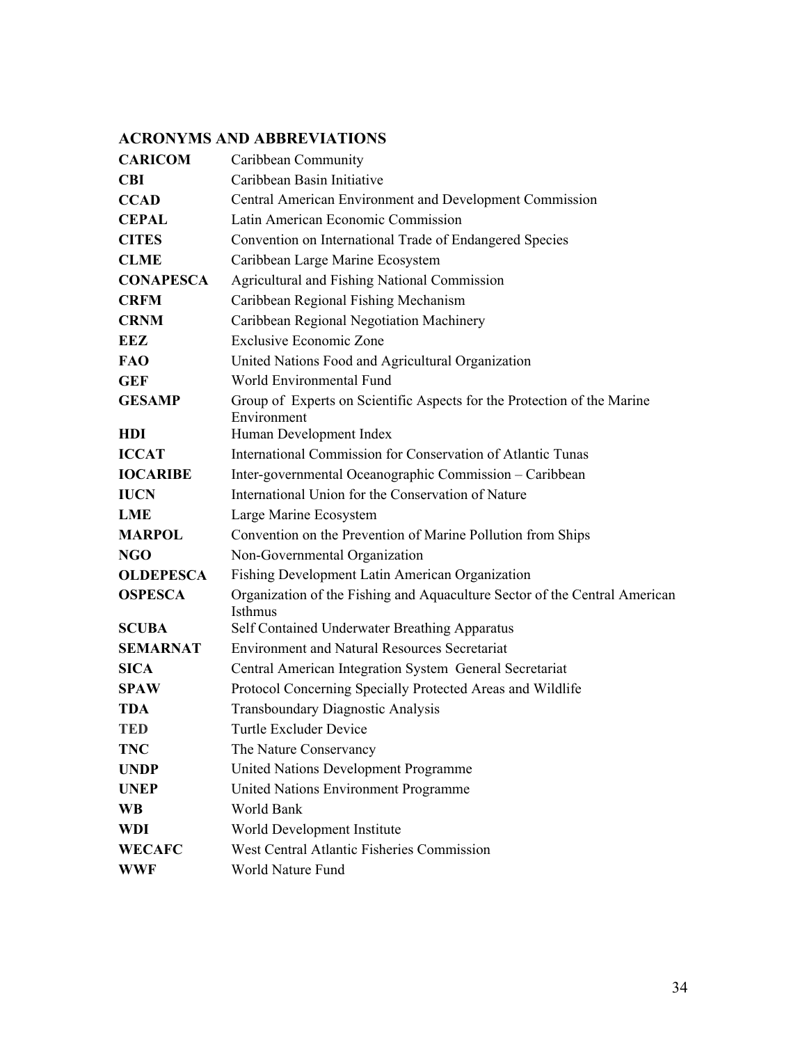## ACRONYMS AND ABBREVIATIONS

| | |
|---|---|
| **CARICOM** | Caribbean Community |
| **CBI** | Caribbean Basin Initiative |
| **CCAD** | Central American Environment and Development Commission |
| **CEPAL** | Latin American Economic Commission |
| **CITES** | Convention on International Trade of Endangered Species |
| **CLME** | Caribbean Large Marine Ecosystem |
| **CONAPESCA** | Agricultural and Fishing National Commission |
| **CRFM** | Caribbean Regional Fishing Mechanism |
| **CRNM** | Caribbean Regional Negotiation Machinery |
| **EEZ** | Exclusive Economic Zone |
| **FAO** | United Nations Food and Agricultural Organization |
| **GEF** | World Environmental Fund |
| **GESAMP** | Group of Experts on Scientific Aspects for the Protection of the Marine Environment |
| **HDI** | Human Development Index |
| **ICCAT** | International Commission for Conservation of Atlantic Tunas |
| **IOCARIBE** | Inter-governmental Oceanographic Commission – Caribbean |
| **IUCN** | International Union for the Conservation of Nature |
| **LME** | Large Marine Ecosystem |
| **MARPOL** | Convention on the Prevention of Marine Pollution from Ships |
| **NGO** | Non-Governmental Organization |
| **OLDEPESCA** | Fishing Development Latin American Organization |
| **OSPESCA** | Organization of the Fishing and Aquaculture Sector of the Central American Isthmus |
| **SCUBA** | Self Contained Underwater Breathing Apparatus |
| **SEMARNAT** | Environment and Natural Resources Secretariat |
| **SICA** | Central American Integration System General Secretariat |
| **SPAW** | Protocol Concerning Specially Protected Areas and Wildlife |
| **TDA** | Transboundary Diagnostic Analysis |
| **TED** | Turtle Excluder Device |
| **TNC** | The Nature Conservancy |
| **UNDP** | United Nations Development Programme |
| **UNEP** | United Nations Environment Programme |
| **WB** | World Bank |
| **WDI** | World Development Institute |
| **WECAFC** | West Central Atlantic Fisheries Commission |
| **WWF** | World Nature Fund |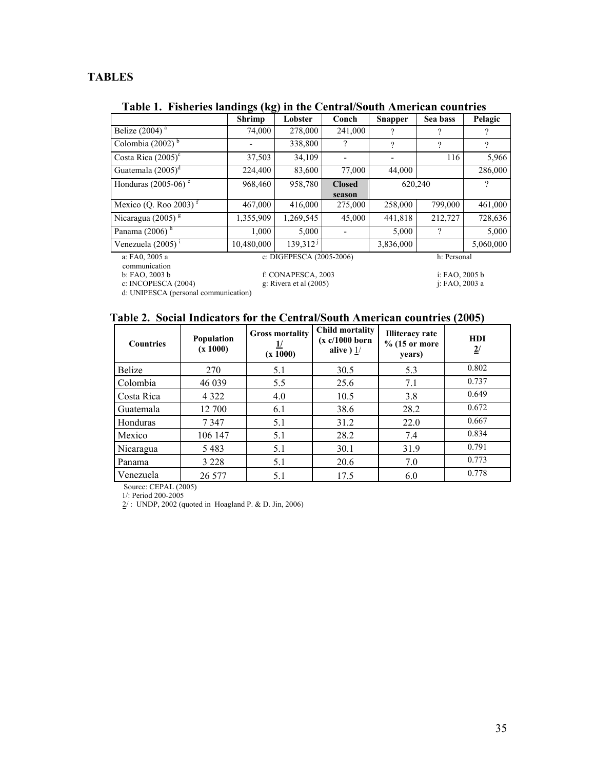## TABLES

**Table 1. Fisheries landings (kg) in the Central/South American countries**

| | Shrimp | Lobster | Conch | Snapper | Sea bass | Pelagic |
|---|---|---|---|---|---|---|
| Belize (2004) [a] | 74,000 | 278,000 | 241,000 | ? | ? | ? |
| Colombia (2002) [b] | - | 338,800 | ? | ? | ? | ? |
| Costa Rica (2005)[c] | 37,503 | 34,109 | - | - | 116 | 5,966 |
| Guatemala (2005)[d] | 224,400 | 83,600 | 77,000 | 44,000 | | 286,000 |
| Honduras (2005-06) [e] | 968,460 | 958,780 | **Closed season** | 620,240 | | ? |
| Mexico (Q. Roo 2003) [f] | 467,000 | 416,000 | 275,000 | 258,000 | 799,000 | 461,000 |
| Nicaragua (2005) [g] | 1,355,909 | 1,269,545 | 45,000 | 441,818 | 212,727 | 728,636 |
| Panama (2006) [h] | 1,000 | 5,000 | - | 5,000 | ? | 5,000 |
| Venezuela (2005) [i] | 10,480,000 | 139,312 [j] | | 3,836,000 | | 5,060,000 |

a: FA0, 2005 a
b: FAO, 2003 b
c: INCOPESCA (2004)
d: UNIPESCA (personal communication)
e: DIGEPESCA (2005-2006)
f: CONAPESCA, 2003
g: Rivera et al (2005)
h: Personal communication
i: FAO, 2005 b
j: FAO, 2003 a

**Table 2. Social Indicators for the Central/South American countries (2005)**

| Countries | Population (x 1000) | Gross mortality 1/ (x 1000) | Child mortality (x c/1000 born alive ) 1/ | Illiteracy rate % (15 or more years) | HDI 2/ |
|---|---|---|---|---|---|
| Belize | 270 | 5.1 | 30.5 | 5.3 | 0.802 |
| Colombia | 46 039 | 5.5 | 25.6 | 7.1 | 0.737 |
| Costa Rica | 4 322 | 4.0 | 10.5 | 3.8 | 0.649 |
| Guatemala | 12 700 | 6.1 | 38.6 | 28.2 | 0.672 |
| Honduras | 7 347 | 5.1 | 31.2 | 22.0 | 0.667 |
| Mexico | 106 147 | 5.1 | 28.2 | 7.4 | 0.834 |
| Nicaragua | 5 483 | 5.1 | 30.1 | 31.9 | 0.791 |
| Panama | 3 228 | 5.1 | 20.6 | 7.0 | 0.773 |
| Venezuela | 26 577 | 5.1 | 17.5 | 6.0 | 0.778 |

Source: CEPAL (2005)
1/: Period 200-2005
2/ : UNDP, 2002 (quoted in Hoagland P. & D. Jin, 2006)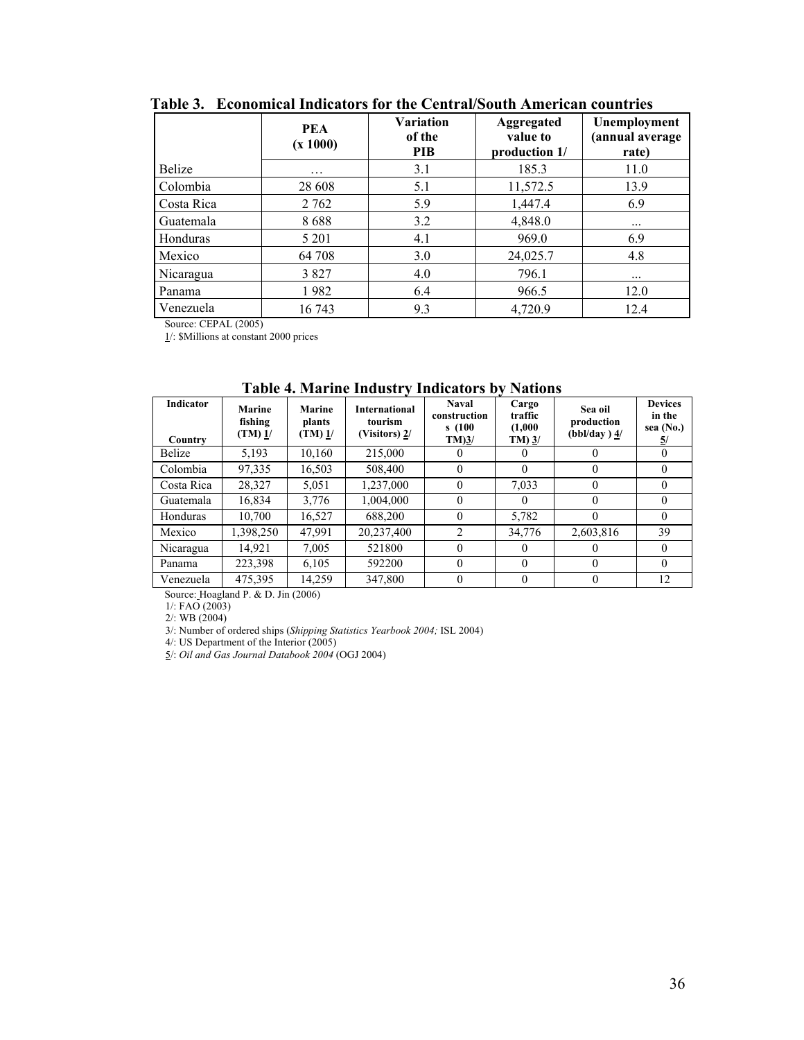**Table 3. Economical Indicators for the Central/South American countries**

| | PEA (x 1000) | Variation of the PIB | Aggregated value to production 1/ | Unemployment (annual average rate) |
|---|---|---|---|---|
| Belize | … | 3.1 | 185.3 | 11.0 |
| Colombia | 28 608 | 5.1 | 11,572.5 | 13.9 |
| Costa Rica | 2 762 | 5.9 | 1,447.4 | 6.9 |
| Guatemala | 8 688 | 3.2 | 4,848.0 | ... |
| Honduras | 5 201 | 4.1 | 969.0 | 6.9 |
| Mexico | 64 708 | 3.0 | 24,025.7 | 4.8 |
| Nicaragua | 3 827 | 4.0 | 796.1 | ... |
| Panama | 1 982 | 6.4 | 966.5 | 12.0 |
| Venezuela | 16 743 | 9.3 | 4,720.9 | 12.4 |

Source: CEPAL (2005)

1/: $Millions at constant 2000 prices

**Table 4. Marine Industry Indicators by Nations**

| Indicator / Country | Marine fishing (TM) 1/ | Marine plants (TM) 1/ | International tourism (Visitors) 2/ | Naval constructions (100 TM)3/ | Cargo traffic (1,000 TM) 3/ | Sea oil production (bbl/day) 4/ | Devices in the sea (No.) 5/ |
|---|---|---|---|---|---|---|---|
| Belize | 5,193 | 10,160 | 215,000 | 0 | 0 | 0 | 0 |
| Colombia | 97,335 | 16,503 | 508,400 | 0 | 0 | 0 | 0 |
| Costa Rica | 28,327 | 5,051 | 1,237,000 | 0 | 7,033 | 0 | 0 |
| Guatemala | 16,834 | 3,776 | 1,004,000 | 0 | 0 | 0 | 0 |
| Honduras | 10,700 | 16,527 | 688,200 | 0 | 5,782 | 0 | 0 |
| Mexico | 1,398,250 | 47,991 | 20,237,400 | 2 | 34,776 | 2,603,816 | 39 |
| Nicaragua | 14,921 | 7,005 | 521800 | 0 | 0 | 0 | 0 |
| Panama | 223,398 | 6,105 | 592200 | 0 | 0 | 0 | 0 |
| Venezuela | 475,395 | 14,259 | 347,800 | 0 | 0 | 0 | 12 |

Source: Hoagland P. & D. Jin (2006)

1/: FAO (2003)

2/: WB (2004)

3/: Number of ordered ships (*Shipping Statistics Yearbook 2004;* ISL 2004)

4/: US Department of the Interior (2005)

5/: *Oil and Gas Journal Databook 2004* (OGJ 2004)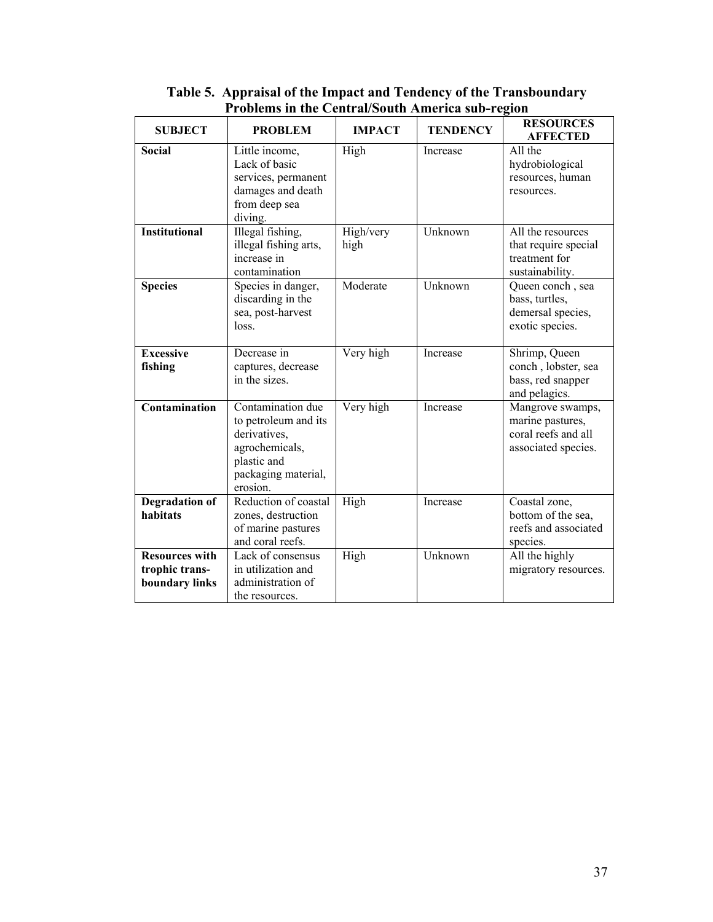**Table 5. Appraisal of the Impact and Tendency of the Transboundary Problems in the Central/South America sub-region**

| SUBJECT | PROBLEM | IMPACT | TENDENCY | RESOURCES AFFECTED |
|---|---|---|---|---|
| **Social** | Little income, Lack of basic services, permanent damages and death from deep sea diving. | High | Increase | All the hydrobiological resources, human resources. |
| **Institutional** | Illegal fishing, illegal fishing arts, increase in contamination | High/very high | Unknown | All the resources that require special treatment for sustainability. |
| **Species** | Species in danger, discarding in the sea, post-harvest loss. | Moderate | Unknown | Queen conch , sea bass, turtles, demersal species, exotic species. |
| **Excessive fishing** | Decrease in captures, decrease in the sizes. | Very high | Increase | Shrimp, Queen conch , lobster, sea bass, red snapper and pelagics. |
| **Contamination** | Contamination due to petroleum and its derivatives, agrochemicals, plastic and packaging material, erosion. | Very high | Increase | Mangrove swamps, marine pastures, coral reefs and all associated species. |
| **Degradation of habitats** | Reduction of coastal zones, destruction of marine pastures and coral reefs. | High | Increase | Coastal zone, bottom of the sea, reefs and associated species. |
| **Resources with trophic trans-boundary links** | Lack of consensus in utilization and administration of the resources. | High | Unknown | All the highly migratory resources. |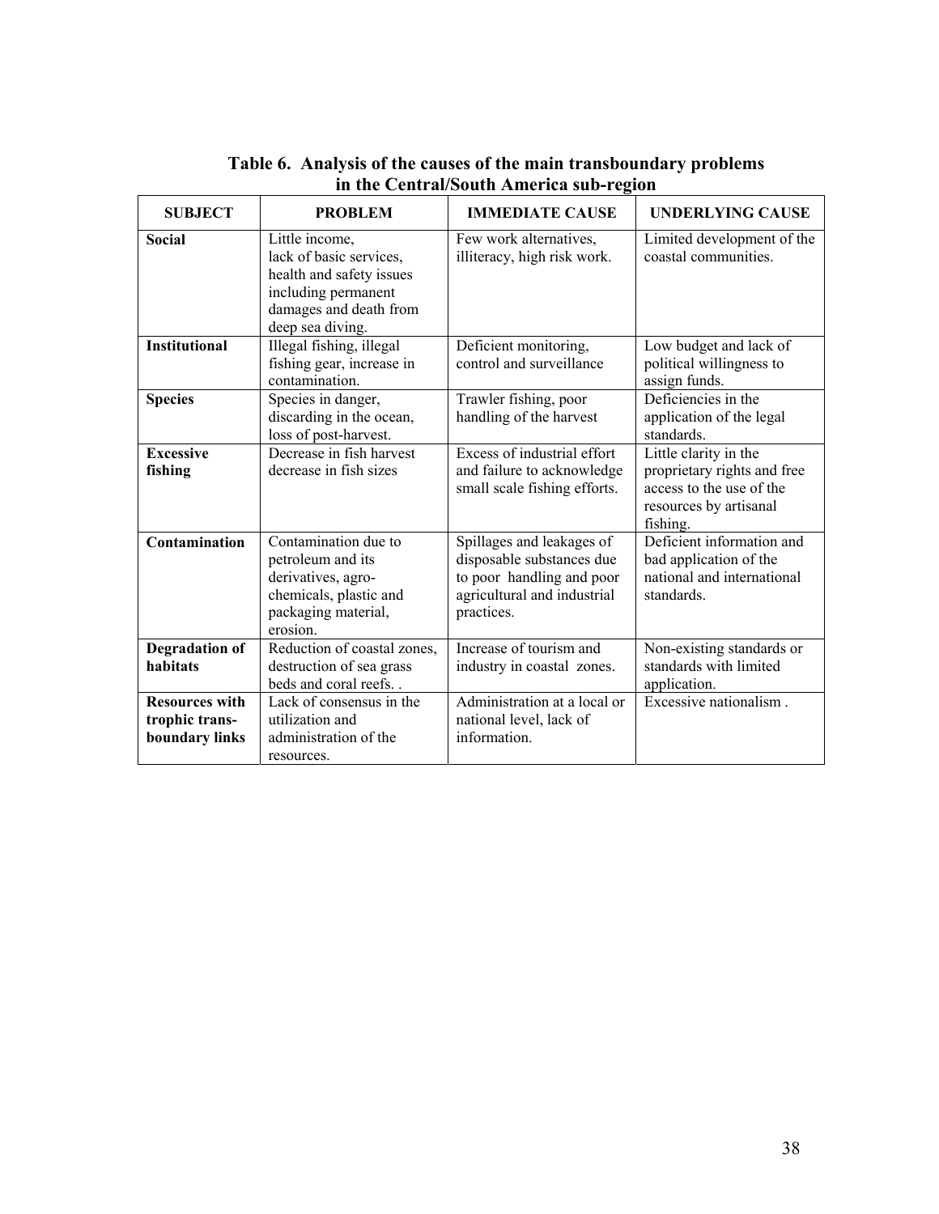**Table 6. Analysis of the causes of the main transboundary problems in the Central/South America sub-region**

| SUBJECT | PROBLEM | IMMEDIATE CAUSE | UNDERLYING CAUSE |
|---|---|---|---|
| **Social** | Little income, lack of basic services, health and safety issues including permanent damages and death from deep sea diving. | Few work alternatives, illiteracy, high risk work. | Limited development of the coastal communities. |
| **Institutional** | Illegal fishing, illegal fishing gear, increase in contamination. | Deficient monitoring, control and surveillance | Low budget and lack of political willingness to assign funds. |
| **Species** | Species in danger, discarding in the ocean, loss of post-harvest. | Trawler fishing, poor handling of the harvest | Deficiencies in the application of the legal standards. |
| **Excessive fishing** | Decrease in fish harvest decrease in fish sizes | Excess of industrial effort and failure to acknowledge small scale fishing efforts. | Little clarity in the proprietary rights and free access to the use of the resources by artisanal fishing. |
| **Contamination** | Contamination due to petroleum and its derivatives, agro-chemicals, plastic and packaging material, erosion. | Spillages and leakages of disposable substances due to poor handling and poor agricultural and industrial practices. | Deficient information and bad application of the national and international standards. |
| **Degradation of habitats** | Reduction of coastal zones, destruction of sea grass beds and coral reefs. . | Increase of tourism and industry in coastal zones. | Non-existing standards or standards with limited application. |
| **Resources with trophic trans-boundary links** | Lack of consensus in the utilization and administration of the resources. | Administration at a local or national level, lack of information. | Excessive nationalism . |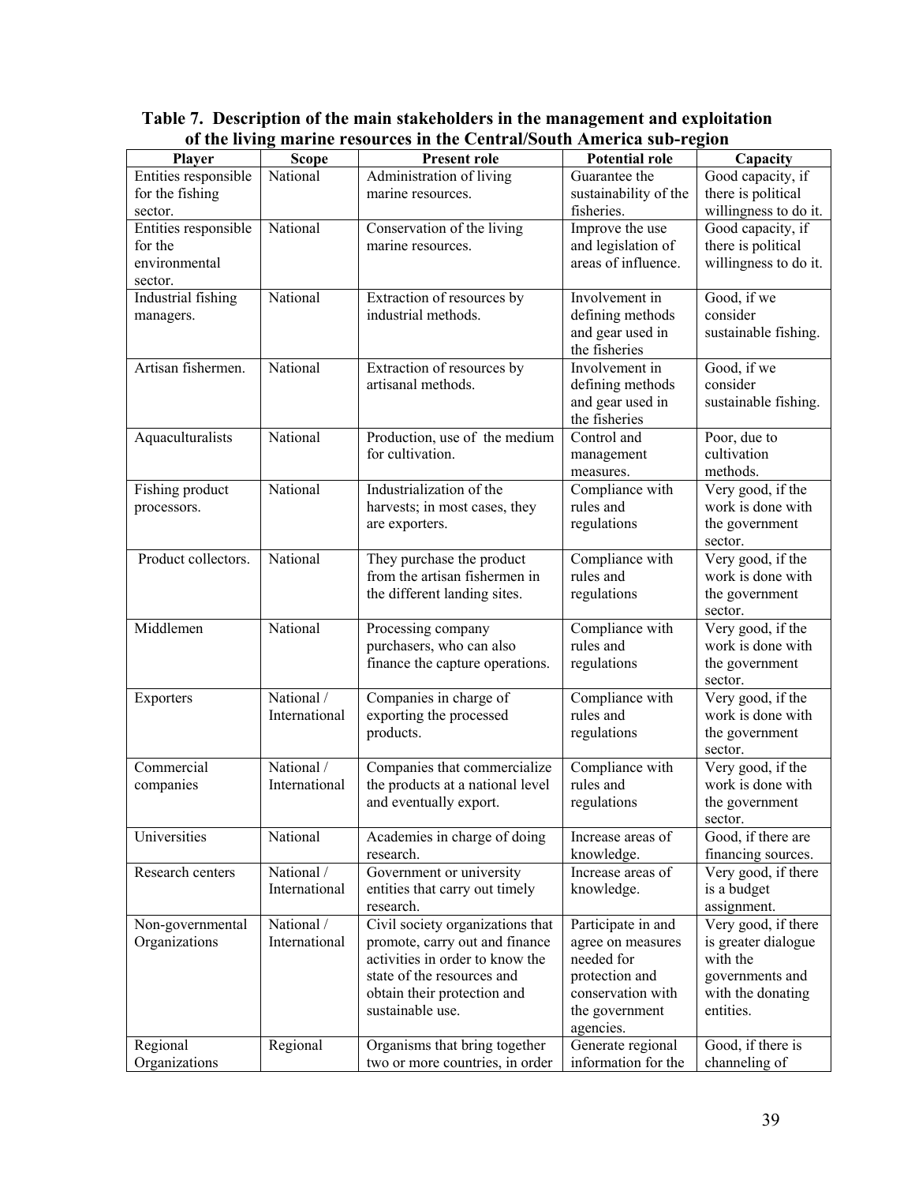**Table 7. Description of the main stakeholders in the management and exploitation of the living marine resources in the Central/South America sub-region**

| Player | Scope | Present role | Potential role | Capacity |
|---|---|---|---|---|
| Entities responsible for the fishing sector. | National | Administration of living marine resources. | Guarantee the sustainability of the fisheries. | Good capacity, if there is political willingness to do it. |
| Entities responsible for the environmental sector. | National | Conservation of the living marine resources. | Improve the use and legislation of areas of influence. | Good capacity, if there is political willingness to do it. |
| Industrial fishing managers. | National | Extraction of resources by industrial methods. | Involvement in defining methods and gear used in the fisheries | Good, if we consider sustainable fishing. |
| Artisan fishermen. | National | Extraction of resources by artisanal methods. | Involvement in defining methods and gear used in the fisheries | Good, if we consider sustainable fishing. |
| Aquaculturalists | National | Production, use of the medium for cultivation. | Control and management measures. | Poor, due to cultivation methods. |
| Fishing product processors. | National | Industrialization of the harvests; in most cases, they are exporters. | Compliance with rules and regulations | Very good, if the work is done with the government sector. |
| Product collectors. | National | They purchase the product from the artisan fishermen in the different landing sites. | Compliance with rules and regulations | Very good, if the work is done with the government sector. |
| Middlemen | National | Processing company purchasers, who can also finance the capture operations. | Compliance with rules and regulations | Very good, if the work is done with the government sector. |
| Exporters | National / International | Companies in charge of exporting the processed products. | Compliance with rules and regulations | Very good, if the work is done with the government sector. |
| Commercial companies | National / International | Companies that commercialize the products at a national level and eventually export. | Compliance with rules and regulations | Very good, if the work is done with the government sector. |
| Universities | National | Academies in charge of doing research. | Increase areas of knowledge. | Good, if there are financing sources. |
| Research centers | National / International | Government or university entities that carry out timely research. | Increase areas of knowledge. | Very good, if there is a budget assignment. |
| Non-governmental Organizations | National / International | Civil society organizations that promote, carry out and finance activities in order to know the state of the resources and obtain their protection and sustainable use. | Participate in and agree on measures needed for protection and conservation with the government agencies. | Very good, if there is greater dialogue with the governments and with the donating entities. |
| Regional Organizations | Regional | Organisms that bring together two or more countries, in order | Generate regional information for the | Good, if there is channeling of |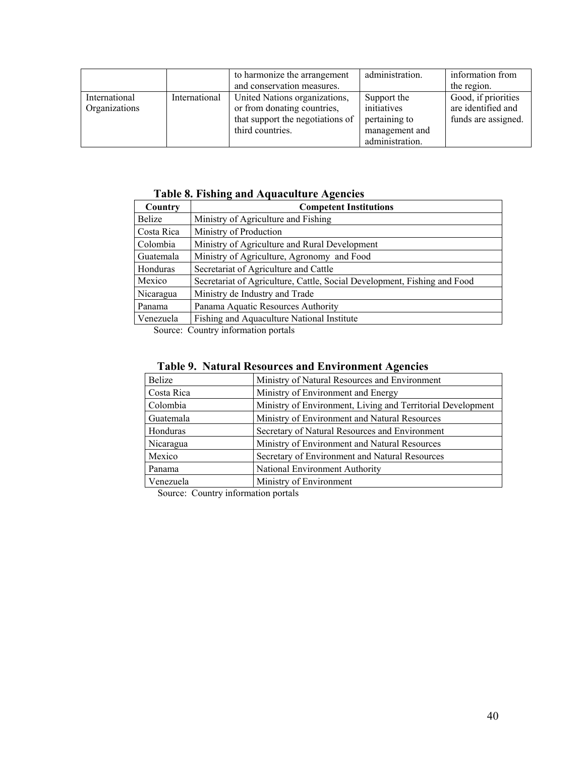| | | to harmonize the arrangement and conservation measures. | administration. | information from the region. |
|---|---|---|---|---|
| International Organizations | International | United Nations organizations, or from donating countries, that support the negotiations of third countries. | Support the initiatives pertaining to management and administration. | Good, if priorities are identified and funds are assigned. |

**Table 8. Fishing and Aquaculture Agencies**

| Country | Competent Institutions |
|---|---|
| Belize | Ministry of Agriculture and Fishing |
| Costa Rica | Ministry of Production |
| Colombia | Ministry of Agriculture and Rural Development |
| Guatemala | Ministry of Agriculture, Agronomy and Food |
| Honduras | Secretariat of Agriculture and Cattle |
| Mexico | Secretariat of Agriculture, Cattle, Social Development, Fishing and Food |
| Nicaragua | Ministry de Industry and Trade |
| Panama | Panama Aquatic Resources Authority |
| Venezuela | Fishing and Aquaculture National Institute |

Source: Country information portals

**Table 9. Natural Resources and Environment Agencies**

| | |
|---|---|
| Belize | Ministry of Natural Resources and Environment |
| Costa Rica | Ministry of Environment and Energy |
| Colombia | Ministry of Environment, Living and Territorial Development |
| Guatemala | Ministry of Environment and Natural Resources |
| Honduras | Secretary of Natural Resources and Environment |
| Nicaragua | Ministry of Environment and Natural Resources |
| Mexico | Secretary of Environment and Natural Resources |
| Panama | National Environment Authority |
| Venezuela | Ministry of Environment |

Source: Country information portals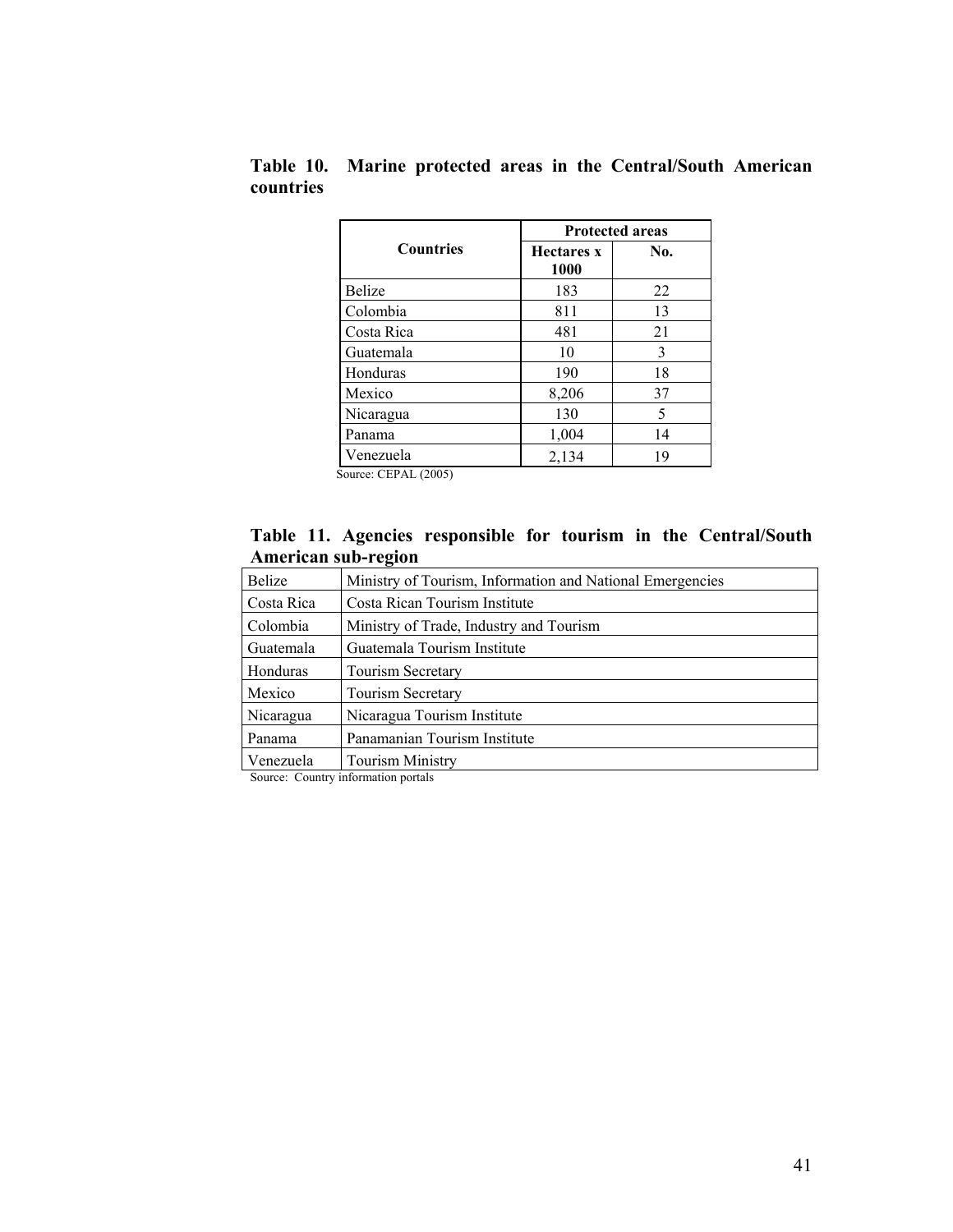**Table 10. Marine protected areas in the Central/South American countries**

| Countries | Protected areas | |
|---|---|---|
| | Hectares x 1000 | No. |
| Belize | 183 | 22 |
| Colombia | 811 | 13 |
| Costa Rica | 481 | 21 |
| Guatemala | 10 | 3 |
| Honduras | 190 | 18 |
| Mexico | 8,206 | 37 |
| Nicaragua | 130 | 5 |
| Panama | 1,004 | 14 |
| Venezuela | 2,134 | 19 |

Source: CEPAL (2005)

**Table 11. Agencies responsible for tourism in the Central/South American sub-region**

| | |
|---|---|
| Belize | Ministry of Tourism, Information and National Emergencies |
| Costa Rica | Costa Rican Tourism Institute |
| Colombia | Ministry of Trade, Industry and Tourism |
| Guatemala | Guatemala Tourism Institute |
| Honduras | Tourism Secretary |
| Mexico | Tourism Secretary |
| Nicaragua | Nicaragua Tourism Institute |
| Panama | Panamanian Tourism Institute |
| Venezuela | Tourism Ministry |

Source: Country information portals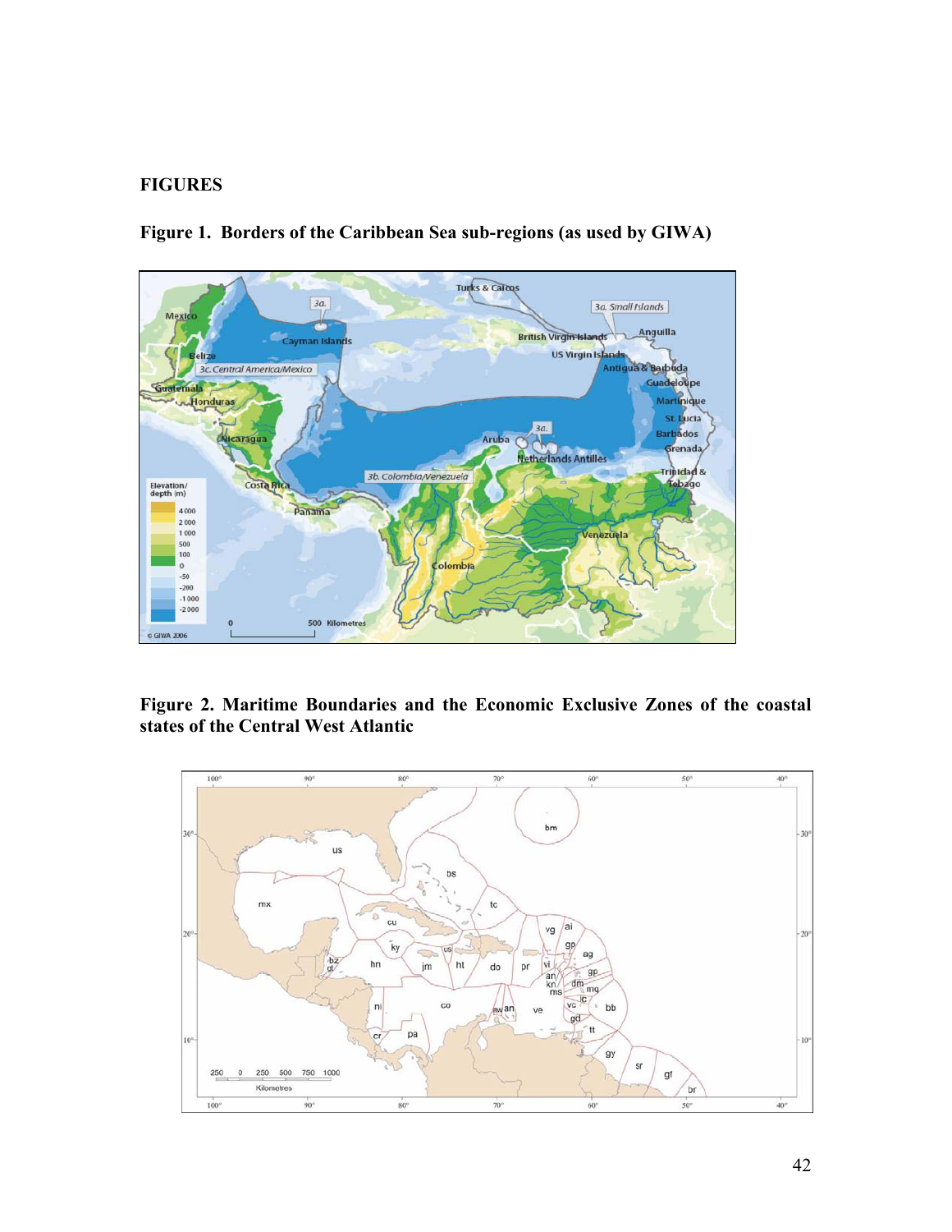# FIGURES

**Figure 1. Borders of the Caribbean Sea sub-regions (as used by GIWA)**

**Figure 2. Maritime Boundaries and the Economic Exclusive Zones of the coastal states of the Central West Atlantic**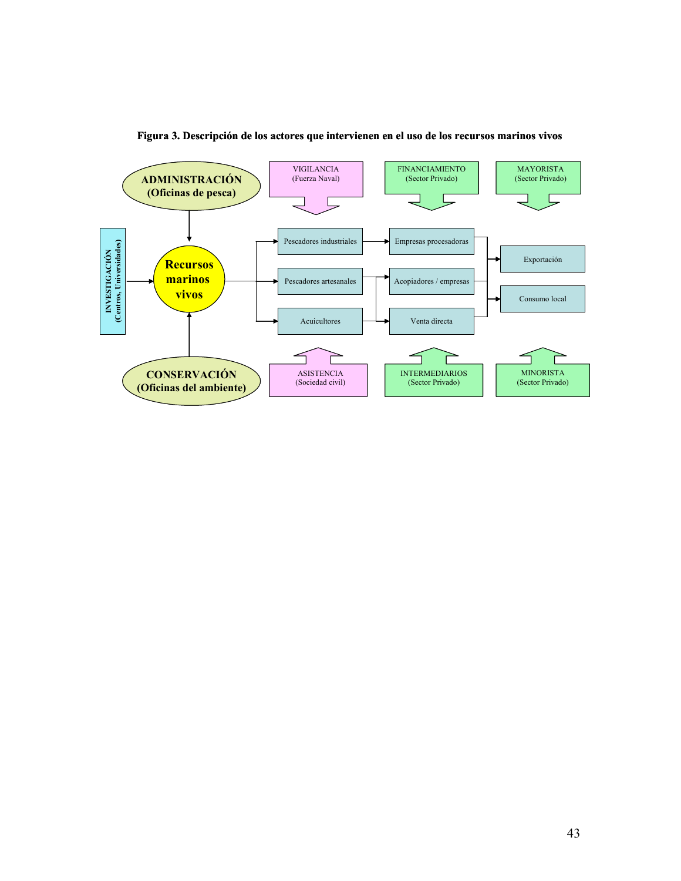**Figura 3. Descripción de los actores que intervienen en el uso de los recursos marinos vivos**

ADMINISTRACIÓN (Oficinas de pesca)

VIGILANCIA (Fuerza Naval)

FINANCIAMIENTO (Sector Privado)

MAYORISTA (Sector Privado)

INVESTIGACIÓN (Centros, Universidades)

Recursos marinos vivos

Pescadores industriales

Pescadores artesanales

Acuicultores

Empresas procesadoras

Acopiadores / empresas

Venta directa

Exportación

Consumo local

CONSERVACIÓN (Oficinas del ambiente)

ASISTENCIA (Sociedad civil)

INTERMEDIARIOS (Sector Privado)

MINORISTA (Sector Privado)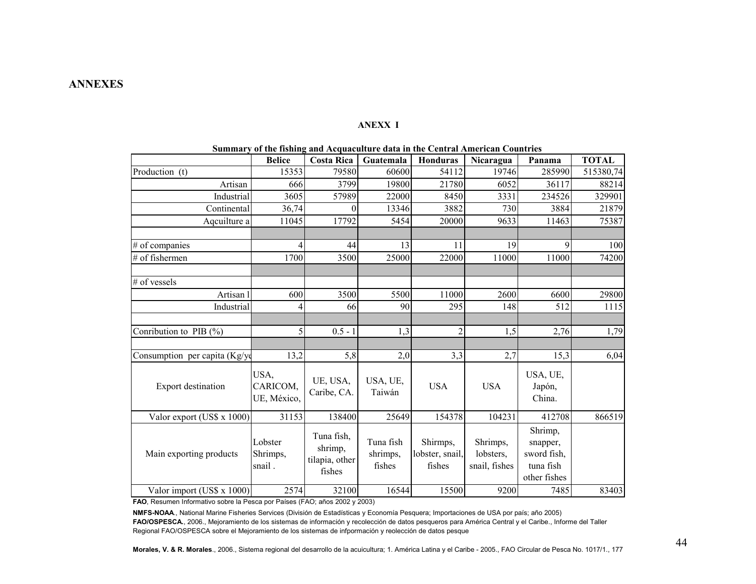# ANNEXES

**ANEXX I**

**Summary of the fishing and Acquaculture data in the Central American Countries**

| | Belice | Costa Rica | Guatemala | Honduras | Nicaragua | Panama | TOTAL |
|---|---|---|---|---|---|---|---|
| Production (t) | 15353 | 79580 | 60600 | 54112 | 19746 | 285990 | 515380,74 |
| Artisan | 666 | 3799 | 19800 | 21780 | 6052 | 36117 | 88214 |
| Industrial | 3605 | 57989 | 22000 | 8450 | 3331 | 234526 | 329901 |
| Continental | 36,74 | 0 | 13346 | 3882 | 730 | 3884 | 21879 |
| Aqcuilture a | 11045 | 17792 | 5454 | 20000 | 9633 | 11463 | 75387 |
| | | | | | | | |
| # of companies | 4 | 44 | 13 | 11 | 19 | 9 | 100 |
| # of fishermen | 1700 | 3500 | 25000 | 22000 | 11000 | 11000 | 74200 |
| | | | | | | | |
| # of vessels | | | | | | | |
| Artisan l | 600 | 3500 | 5500 | 11000 | 2600 | 6600 | 29800 |
| Industrial | 4 | 66 | 90 | 295 | 148 | 512 | 1115 |
| | | | | | | | |
| Conribution to PIB (%) | 5 | 0.5 - 1 | 1,3 | 2 | 1,5 | 2,76 | 1,79 |
| | | | | | | | |
| Consumption per capita (Kg/ye | 13,2 | 5,8 | 2,0 | 3,3 | 2,7 | 15,3 | 6,04 |
| Export destination | USA, CARICOM, UE, México, | UE, USA, Caribe, CA. | USA, UE, Taiwán | USA | USA | USA, UE, Japón, China. | |
| Valor export (US$ x 1000) | 31153 | 138400 | 25649 | 154378 | 104231 | 412708 | 866519 |
| Main exporting products | Lobster Shrimps, snail . | Tuna fish, shrimp, tilapia, other fishes | Tuna fish shrimps, fishes | Shirmps, lobster, snail, fishes | Shrimps, lobsters, snail, fishes | Shrimp, snapper, sword fish, tuna fish other fishes | |
| Valor import (US$ x 1000) | 2574 | 32100 | 16544 | 15500 | 9200 | 7485 | 83403 |

**FAO**, Resumen Informativo sobre la Pesca por Países (FAO; años 2002 y 2003)

**NMFS-NOAA**., National Marine Fisheries Services (División de Estadísticas y Economía Pesquera; Importaciones de USA por país; año 2005)

**FAO/OSPESCA**., 2006., Mejoramiento de los sistemas de información y recolección de datos pesqueros para América Central y el Caribe., Informe del Taller Regional FAO/OSPESCA sobre el Mejoramiento de los sistemas de infpormación y reolección de datos pesque

**Morales, V. & R. Morales**., 2006., Sistema regional del desarrollo de la acuicultura; 1. América Latina y el Caribe - 2005., FAO Circular de Pesca No. 1017/1., 177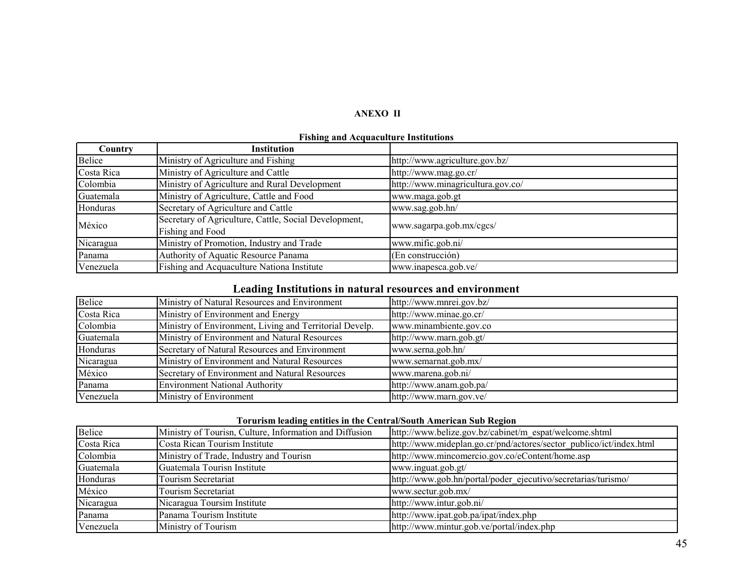**ANEXO II**

**Fishing and Acquaculture Institutions**

| Country | Institution | |
|---|---|---|
| Belice | Ministry of Agriculture and Fishing | http://www.agriculture.gov.bz/ |
| Costa Rica | Ministry of Agriculture and Cattle | http://www.mag.go.cr/ |
| Colombia | Ministry of Agriculture and Rural Development | http://www.minagricultura.gov.co/ |
| Guatemala | Ministry of Agriculture, Cattle and Food | www.maga.gob.gt |
| Honduras | Secretary of Agriculture and Cattle | www.sag.gob.hn/ |
| México | Secretary of Agriculture, Cattle, Social Development, Fishing and Food | www.sagarpa.gob.mx/cgcs/ |
| Nicaragua | Ministry of Promotion, Industry and Trade | www.mific.gob.ni/ |
| Panama | Authority of Aquatic Resource Panama | (En construcción) |
| Venezuela | Fishing and Acquaculture Nationa Institute | www.inapesca.gob.ve/ |

## Leading Institutions in natural resources and environment

| | | |
|---|---|---|
| Belice | Ministry of Natural Resources and Environment | http://www.mnrei.gov.bz/ |
| Costa Rica | Ministry of Environment and Energy | http://www.minae.go.cr/ |
| Colombia | Ministry of Environment, Living and Territorial Develp. | www.minambiente.gov.co |
| Guatemala | Ministry of Environment and Natural Resources | http://www.marn.gob.gt/ |
| Honduras | Secretary of Natural Resources and Environment | www.serna.gob.hn/ |
| Nicaragua | Ministry of Environment and Natural Resources | www.semarnat.gob.mx/ |
| México | Secretary of Environment and Natural Resources | www.marena.gob.ni/ |
| Panama | Environment National Authority | http://www.anam.gob.pa/ |
| Venezuela | Ministry of Environment | http://www.marn.gov.ve/ |

**Torurism leading entities in the Central/South American Sub Region**

| | | |
|---|---|---|
| Belice | Ministry of Tourisn, Culture, Information and Diffusion | http://www.belize.gov.bz/cabinet/m_espat/welcome.shtml |
| Costa Rica | Costa Rican Tourism Institute | http://www.mideplan.go.cr/pnd/actores/sector_publico/ict/index.html |
| Colombia | Ministry of Trade, Industry and Tourisn | http://www.mincomercio.gov.co/eContent/home.asp |
| Guatemala | Guatemala Tourisn Institute | www.inguat.gob.gt/ |
| Honduras | Tourism Secretariat | http://www.gob.hn/portal/poder_ejecutivo/secretarias/turismo/ |
| México | Tourism Secretariat | www.sectur.gob.mx/ |
| Nicaragua | Nicaragua Toursim Institute | http://www.intur.gob.ni/ |
| Panama | Panama Tourism Institute | http://www.ipat.gob.pa/ipat/index.php |
| Venezuela | Ministry of Tourism | http://www.mintur.gob.ve/portal/index.php |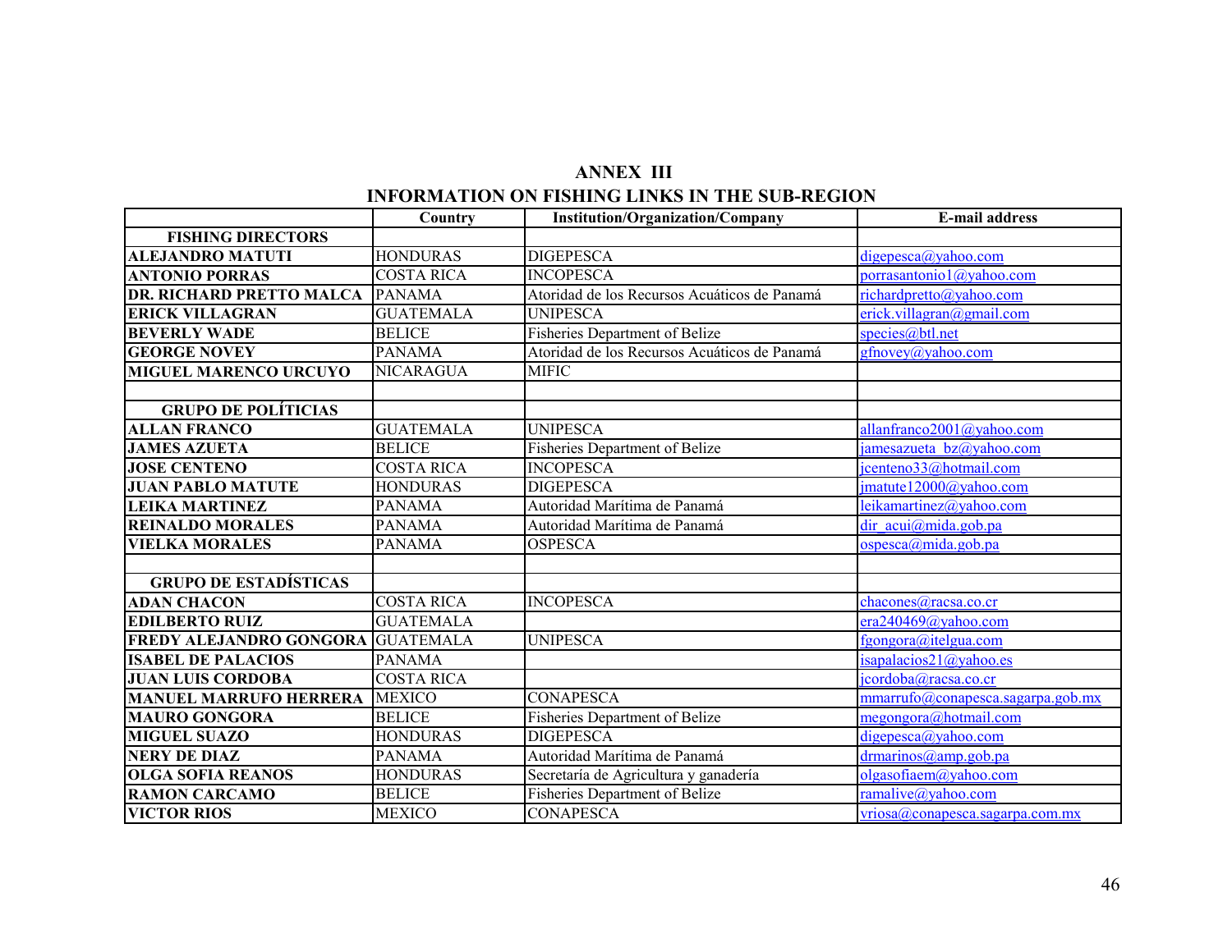# ANNEX III

## INFORMATION ON FISHING LINKS IN THE SUB-REGION

| | Country | Institution/Organization/Company | E-mail address |
|---|---|---|---|
| **FISHING DIRECTORS** | | | |
| **ALEJANDRO MATUTI** | HONDURAS | DIGEPESCA | digepesca@yahoo.com |
| **ANTONIO PORRAS** | COSTA RICA | INCOPESCA | porrasantonio1@yahoo.com |
| **DR. RICHARD PRETTO MALCA** | PANAMA | Atoridad de los Recursos Acuáticos de Panamá | richardpretto@yahoo.com |
| **ERICK VILLAGRAN** | GUATEMALA | UNIPESCA | erick.villagran@gmail.com |
| **BEVERLY WADE** | BELICE | Fisheries Department of Belize | species@btl.net |
| **GEORGE NOVEY** | PANAMA | Atoridad de los Recursos Acuáticos de Panamá | gfnovey@yahoo.com |
| **MIGUEL MARENCO URCUYO** | NICARAGUA | MIFIC | |
| | | | |
| **GRUPO DE POLÍTICIAS** | | | |
| **ALLAN FRANCO** | GUATEMALA | UNIPESCA | allanfranco2001@yahoo.com |
| **JAMES AZUETA** | BELICE | Fisheries Department of Belize | jamesazueta_bz@yahoo.com |
| **JOSE CENTENO** | COSTA RICA | INCOPESCA | jcenteno33@hotmail.com |
| **JUAN PABLO MATUTE** | HONDURAS | DIGEPESCA | jmatute12000@yahoo.com |
| **LEIKA MARTINEZ** | PANAMA | Autoridad Marítima de Panamá | leikamartinez@yahoo.com |
| **REINALDO MORALES** | PANAMA | Autoridad Marítima de Panamá | dir_acui@mida.gob.pa |
| **VIELKA MORALES** | PANAMA | OSPESCA | ospesca@mida.gob.pa |
| | | | |
| **GRUPO DE ESTADÍSTICAS** | | | |
| **ADAN CHACON** | COSTA RICA | INCOPESCA | chacones@racsa.co.cr |
| **EDILBERTO RUIZ** | GUATEMALA | | era240469@yahoo.com |
| **FREDY ALEJANDRO GONGORA** | GUATEMALA | UNIPESCA | fgongora@itelgua.com |
| **ISABEL DE PALACIOS** | PANAMA | | isapalacios21@yahoo.es |
| **JUAN LUIS CORDOBA** | COSTA RICA | | jcordoba@racsa.co.cr |
| **MANUEL MARRUFO HERRERA** | MEXICO | CONAPESCA | mmarrufo@conapesca.sagarpa.gob.mx |
| **MAURO GONGORA** | BELICE | Fisheries Department of Belize | megongora@hotmail.com |
| **MIGUEL SUAZO** | HONDURAS | DIGEPESCA | digepesca@yahoo.com |
| **NERY DE DIAZ** | PANAMA | Autoridad Marítima de Panamá | drmarinos@amp.gob.pa |
| **OLGA SOFIA REANOS** | HONDURAS | Secretaría de Agricultura y ganadería | olgasofiaem@yahoo.com |
| **RAMON CARCAMO** | BELICE | Fisheries Department of Belize | ramalive@yahoo.com |
| **VICTOR RIOS** | MEXICO | CONAPESCA | vriosa@conapesca.sagarpa.com.mx |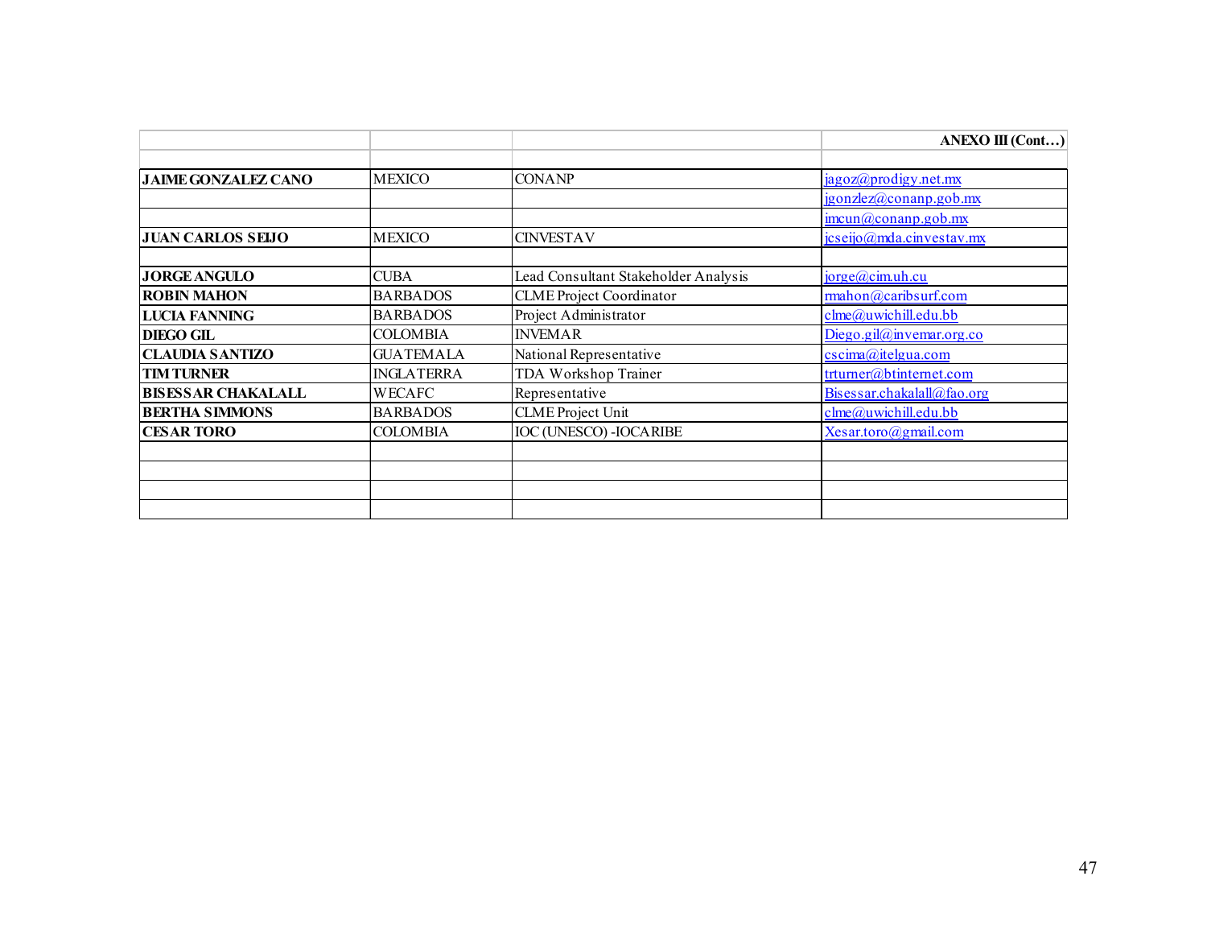| | | | ANEXO III (Cont…) |
|---|---|---|---|
| | | | |
| **JAIME GONZALEZ CANO** | MEXICO | CONANP | jagoz@prodigy.net.mx |
| | | | jgonzlez@conanp.gob.mx |
| | | | imcun@conanp.gob.mx |
| **JUAN CARLOS SEIJO** | MEXICO | CINVESTAV | jcseijo@mda.cinvestav.mx |
| | | | |
| **JORGE ANGULO** | CUBA | Lead Consultant Stakeholder Analysis | jorge@cim.uh.cu |
| **ROBIN MAHON** | BARBADOS | CLME Project Coordinator | rmahon@caribsurf.com |
| **LUCIA FANNING** | BARBADOS | Project Administrator | clme@uwichill.edu.bb |
| **DIEGO GIL** | COLOMBIA | INVEMAR | Diego.gil@invemar.org.co |
| **CLAUDIA SANTIZO** | GUATEMALA | National Representative | cscima@itelgua.com |
| **TIM TURNER** | INGLATERRA | TDA Workshop Trainer | trturner@btinternet.com |
| **BISESSAR CHAKALALL** | WECAFC | Representative | Bisessar.chakalall@fao.org |
| **BERTHA SIMMONS** | BARBADOS | CLME Project Unit | clme@uwichill.edu.bb |
| **CESAR TORO** | COLOMBIA | IOC (UNESCO) -IOCARIBE | Xesar.toro@gmail.com |
| | | | |
| | | | |
| | | | |
| | | | |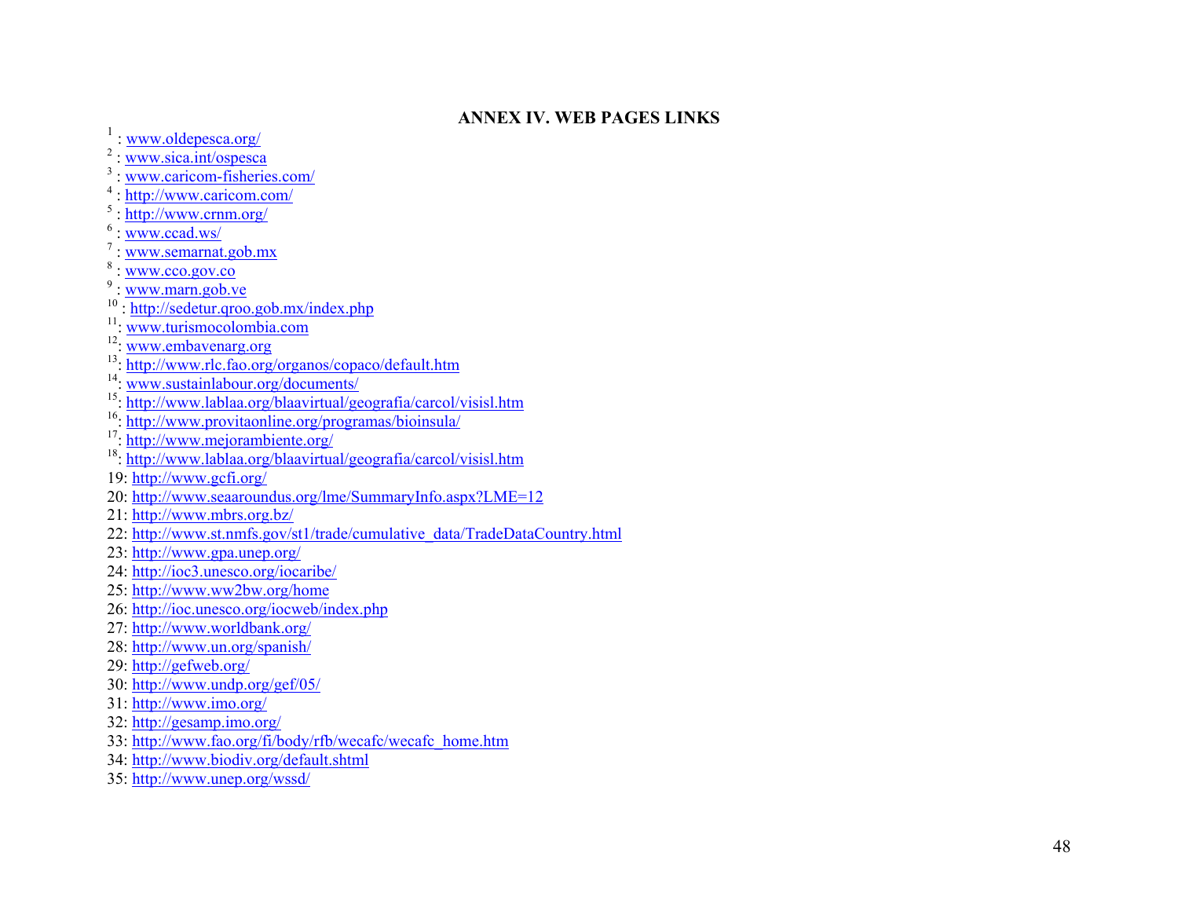## ANNEX IV. WEB PAGES LINKS

[1] : www.oldepesca.org/
[2] : www.sica.int/ospesca
[3] : www.caricom-fisheries.com/
[4] : http://www.caricom.com/
[5] : http://www.crnm.org/
[6] : www.ccad.ws/
[7] : www.semarnat.gob.mx
[8] : www.cco.gov.co
[9] : www.marn.gob.ve
[10] : http://sedetur.qroo.gob.mx/index.php
[11]: www.turismocolombia.com
[12]: www.embavenarg.org
[13]: http://www.rlc.fao.org/organos/copaco/default.htm
[14]: www.sustainlabour.org/documents/
[15]: http://www.lablaa.org/blaavirtual/geografia/carcol/visisl.htm
[16]: http://www.provitaonline.org/programas/bioinsula/
[17]: http://www.mejorambiente.org/
[18]: http://www.lablaa.org/blaavirtual/geografia/carcol/visisl.htm
19: http://www.gcfi.org/
20: http://www.seaaroundus.org/lme/SummaryInfo.aspx?LME=12
21: http://www.mbrs.org.bz/
22: http://www.st.nmfs.gov/st1/trade/cumulative_data/TradeDataCountry.html
23: http://www.gpa.unep.org/
24: http://ioc3.unesco.org/iocaribe/
25: http://www.ww2bw.org/home
26: http://ioc.unesco.org/iocweb/index.php
27: http://www.worldbank.org/
28: http://www.un.org/spanish/
29: http://gefweb.org/
30: http://www.undp.org/gef/05/
31: http://www.imo.org/
32: http://gesamp.imo.org/
33: http://www.fao.org/fi/body/rfb/wecafc/wecafc_home.htm
34: http://www.biodiv.org/default.shtml
35: http://www.unep.org/wssd/